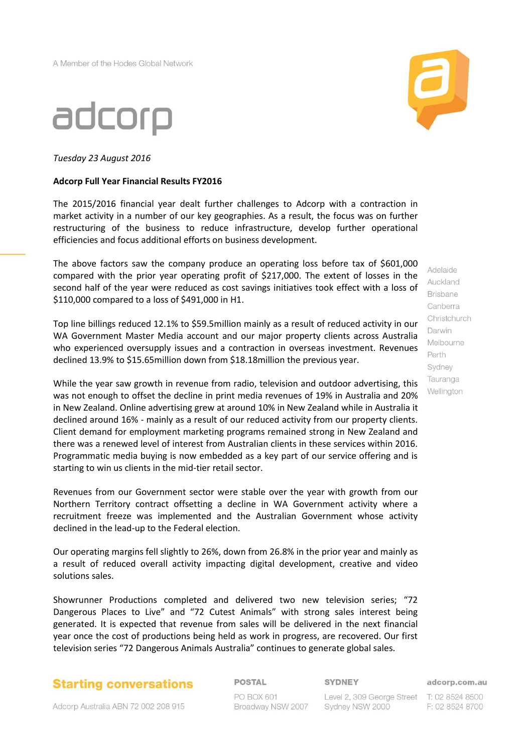A Member of the Hodes Global Network

adcorp

*Tuesday 23 August 2016*

**Adcorp Full Year Financial Results FY2016**

The 2015/2016 financial year dealt further challenges to Adcorp with a contraction in market activity in a number of our key geographies. As a result, the focus was on further restructuring of the business to reduce infrastructure, develop further operational efficiencies and focus additional efforts on business development.

The above factors saw the company produce an operating loss before tax of $601,000 compared with the prior year operating profit of $217,000. The extent of losses in the second half of the year were reduced as cost savings initiatives took effect with a loss of $110,000 compared to a loss of $491,000 in H1.

Top line billings reduced 12.1% to $59.5million mainly as a result of reduced activity in our WA Government Master Media account and our major property clients across Australia who experienced oversupply issues and a contraction in overseas investment. Revenues declined 13.9% to $15.65million down from $18.18million the previous year.

While the year saw growth in revenue from radio, television and outdoor advertising, this was not enough to offset the decline in print media revenues of 19% in Australia and 20% in New Zealand. Online advertising grew at around 10% in New Zealand while in Australia it declined around 16% - mainly as a result of our reduced activity from our property clients. Client demand for employment marketing programs remained strong in New Zealand and there was a renewed level of interest from Australian clients in these services within 2016. Programmatic media buying is now embedded as a key part of our service offering and is starting to win us clients in the mid-tier retail sector.

Revenues from our Government sector were stable over the year with growth from our Northern Territory contract offsetting a decline in WA Government activity where a recruitment freeze was implemented and the Australian Government whose activity declined in the lead-up to the Federal election.

Our operating margins fell slightly to 26%, down from 26.8% in the prior year and mainly as a result of reduced overall activity impacting digital development, creative and video solutions sales.

Showrunner Productions completed and delivered two new television series; "72 Dangerous Places to Live" and "72 Cutest Animals" with strong sales interest being generated. It is expected that revenue from sales will be delivered in the next financial year once the cost of productions being held as work in progress, are recovered. Our first television series "72 Dangerous Animals Australia" continues to generate global sales.

Adelaide
Auckland
Brisbane
Canberra
Christchurch
Darwin
Melbourne
Perth
Sydney
Tauranga
Wellington

**Starting conversations**

Adcorp Australia ABN 72 002 208 915

**POSTAL**
PO BOX 601
Broadway NSW 2007

**SYDNEY**
Level 2, 309 George Street
Sydney NSW 2000

**adcorp.com.au**
T: 02 8524 8500
F: 02 8524 8700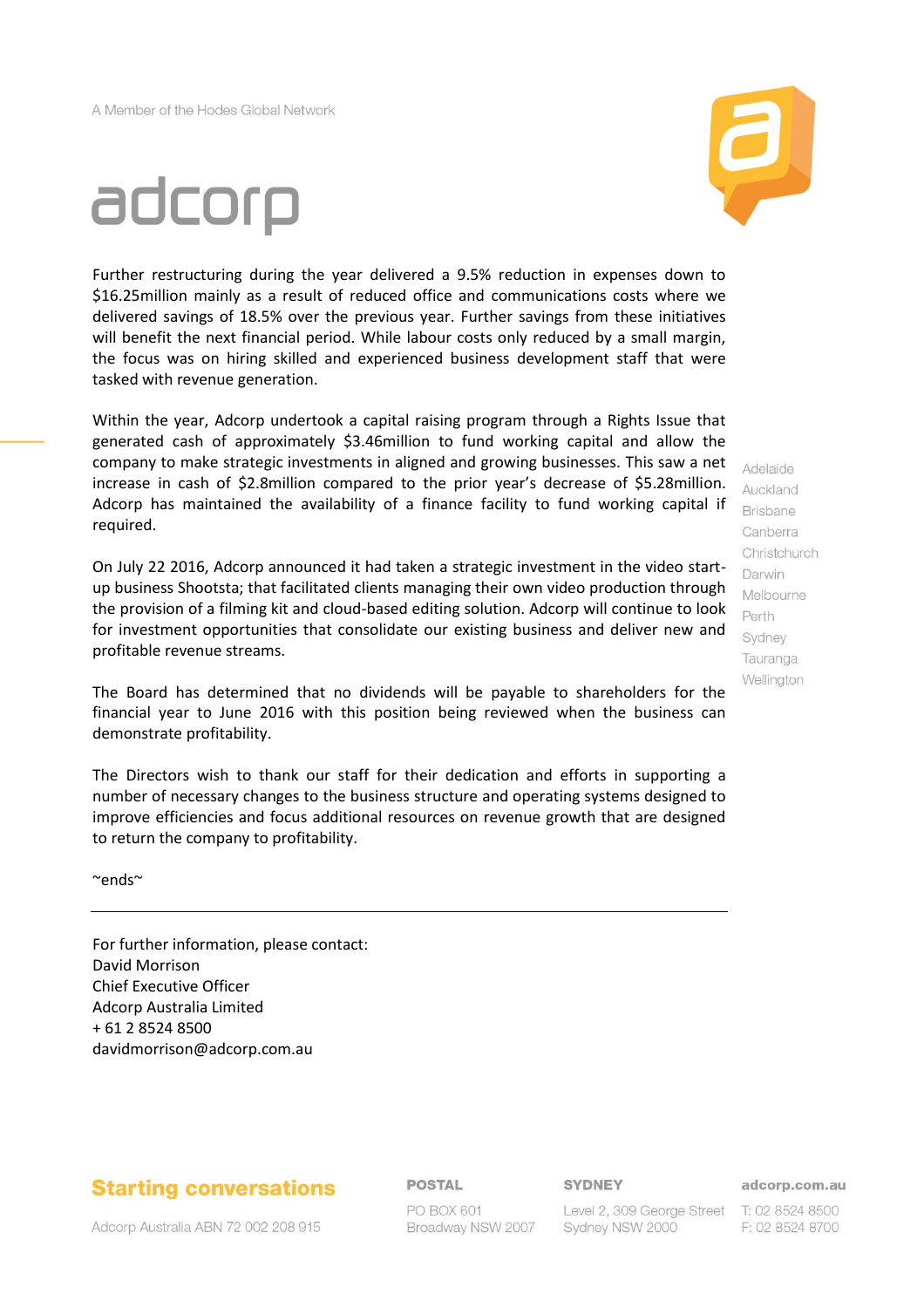Further restructuring during the year delivered a 9.5% reduction in expenses down to $16.25million mainly as a result of reduced office and communications costs where we delivered savings of 18.5% over the previous year. Further savings from these initiatives will benefit the next financial period. While labour costs only reduced by a small margin, the focus was on hiring skilled and experienced business development staff that were tasked with revenue generation.

Within the year, Adcorp undertook a capital raising program through a Rights Issue that generated cash of approximately $3.46million to fund working capital and allow the company to make strategic investments in aligned and growing businesses. This saw a net increase in cash of $2.8million compared to the prior year's decrease of $5.28million. Adcorp has maintained the availability of a finance facility to fund working capital if required.

On July 22 2016, Adcorp announced it had taken a strategic investment in the video start-up business Shootsta; that facilitated clients managing their own video production through the provision of a filming kit and cloud-based editing solution. Adcorp will continue to look for investment opportunities that consolidate our existing business and deliver new and profitable revenue streams.

The Board has determined that no dividends will be payable to shareholders for the financial year to June 2016 with this position being reviewed when the business can demonstrate profitability.

The Directors wish to thank our staff for their dedication and efforts in supporting a number of necessary changes to the business structure and operating systems designed to improve efficiencies and focus additional resources on revenue growth that are designed to return the company to profitability.

~ends~

---

For further information, please contact:
David Morrison
Chief Executive Officer
Adcorp Australia Limited
+ 61 2 8524 8500
davidmorrison@adcorp.com.au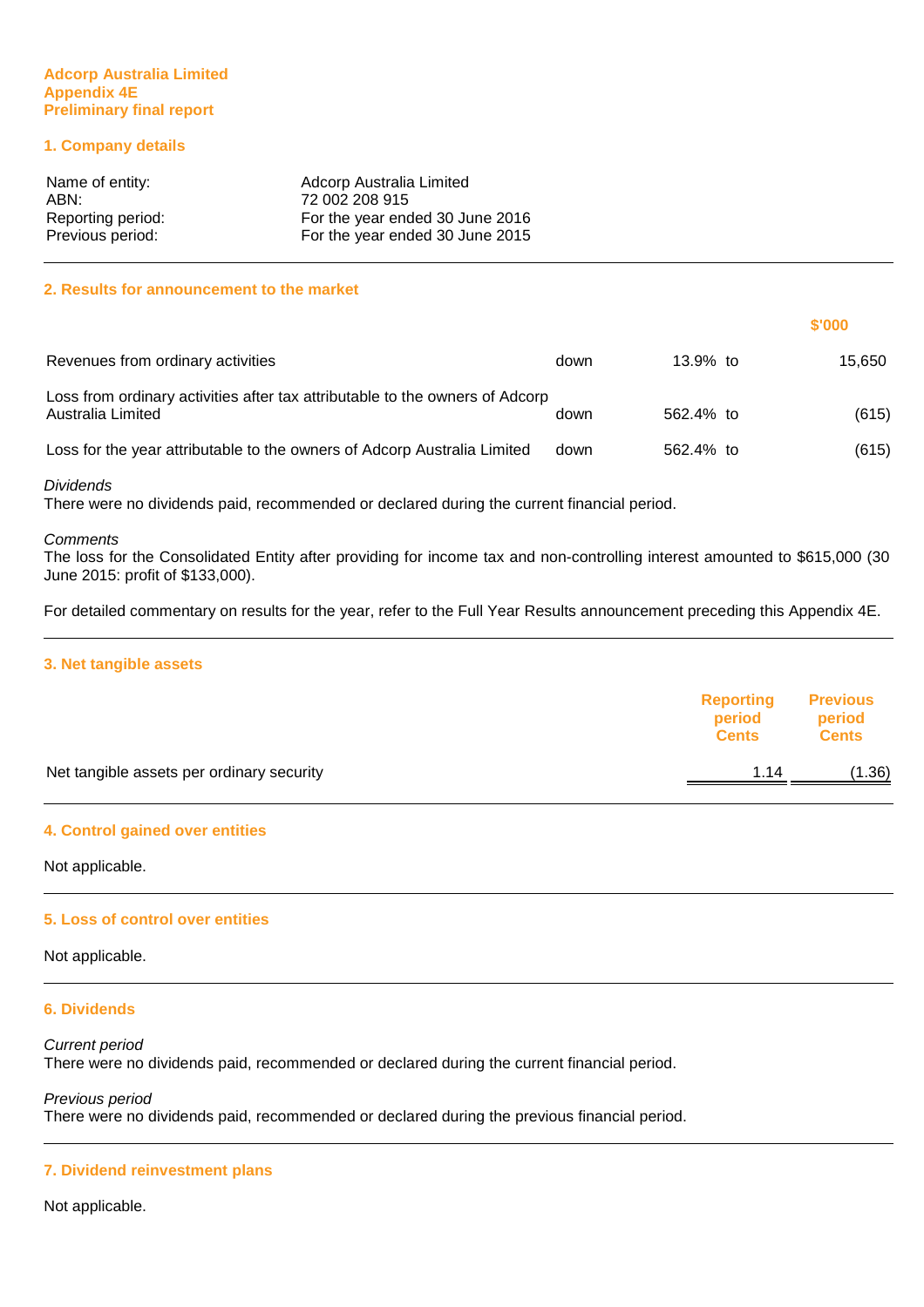**Adcorp Australia Limited**
**Appendix 4E**
**Preliminary final report**

## 1. Company details

| | |
|---|---|
| Name of entity: | Adcorp Australia Limited |
| ABN: | 72 002 208 915 |
| Reporting period: | For the year ended 30 June 2016 |
| Previous period: | For the year ended 30 June 2015 |

## 2. Results for announcement to the market

| | | | | $'000 |
|---|---|---|---|---|
| Revenues from ordinary activities | down | 13.9% | to | 15,650 |
| Loss from ordinary activities after tax attributable to the owners of Adcorp Australia Limited | down | 562.4% | to | (615) |
| Loss for the year attributable to the owners of Adcorp Australia Limited | down | 562.4% | to | (615) |

*Dividends*
There were no dividends paid, recommended or declared during the current financial period.

*Comments*
The loss for the Consolidated Entity after providing for income tax and non-controlling interest amounted to $615,000 (30 June 2015: profit of $133,000).

For detailed commentary on results for the year, refer to the Full Year Results announcement preceding this Appendix 4E.

## 3. Net tangible assets

| | Reporting period Cents | Previous period Cents |
|---|---|---|
| Net tangible assets per ordinary security | 1.14 | (1.36) |

## 4. Control gained over entities

Not applicable.

## 5. Loss of control over entities

Not applicable.

## 6. Dividends

*Current period*
There were no dividends paid, recommended or declared during the current financial period.

*Previous period*
There were no dividends paid, recommended or declared during the previous financial period.

## 7. Dividend reinvestment plans

Not applicable.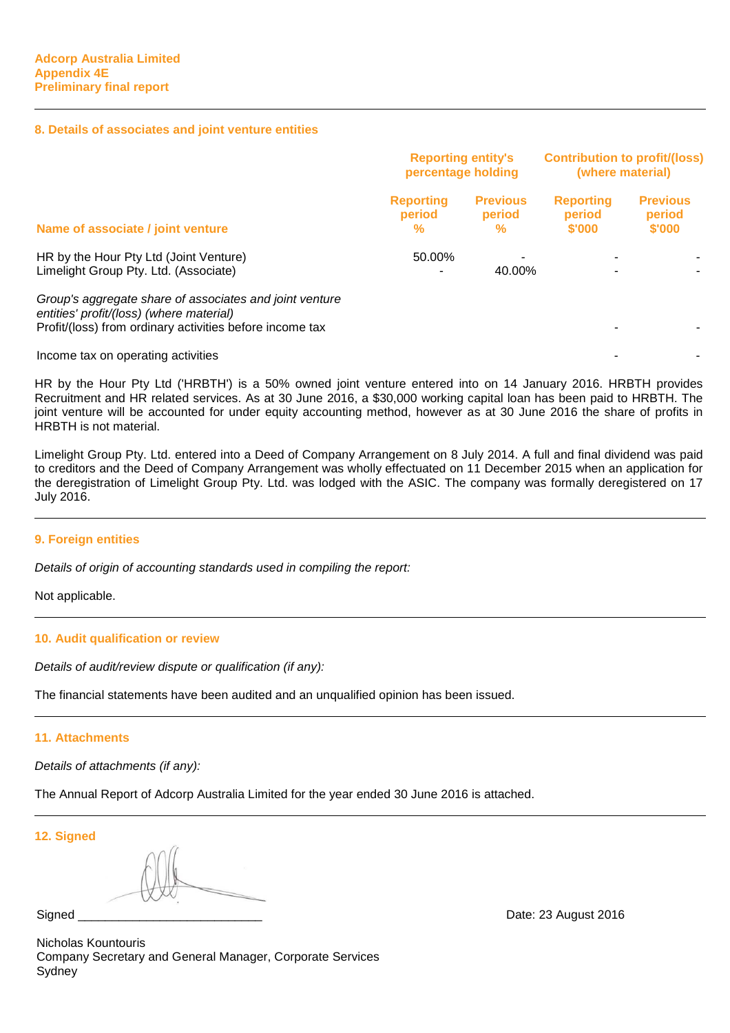Adcorp Australia Limited
Appendix 4E
Preliminary final report

## 8. Details of associates and joint venture entities

| | Reporting entity's percentage holding | | Contribution to profit/(loss) (where material) | |
|---|---|---|---|---|
| **Name of associate / joint venture** | **Reporting period %** | **Previous period %** | **Reporting period $'000** | **Previous period $'000** |
| HR by the Hour Pty Ltd (Joint Venture) | 50.00% | - | - | - |
| Limelight Group Pty. Ltd. (Associate) | - | 40.00% | - | - |
| *Group's aggregate share of associates and joint venture entities' profit/(loss) (where material)* | | | | |
| Profit/(loss) from ordinary activities before income tax | | | - | - |
| Income tax on operating activities | | | - | - |

HR by the Hour Pty Ltd ('HRBTH') is a 50% owned joint venture entered into on 14 January 2016. HRBTH provides Recruitment and HR related services. As at 30 June 2016, a $30,000 working capital loan has been paid to HRBTH. The joint venture will be accounted for under equity accounting method, however as at 30 June 2016 the share of profits in HRBTH is not material.

Limelight Group Pty. Ltd. entered into a Deed of Company Arrangement on 8 July 2014. A full and final dividend was paid to creditors and the Deed of Company Arrangement was wholly effectuated on 11 December 2015 when an application for the deregistration of Limelight Group Pty. Ltd. was lodged with the ASIC. The company was formally deregistered on 17 July 2016.

## 9. Foreign entities

*Details of origin of accounting standards used in compiling the report:*

Not applicable.

## 10. Audit qualification or review

*Details of audit/review dispute or qualification (if any):*

The financial statements have been audited and an unqualified opinion has been issued.

## 11. Attachments

*Details of attachments (if any):*

The Annual Report of Adcorp Australia Limited for the year ended 30 June 2016 is attached.

## 12. Signed

Signed ___________________________ Date: 23 August 2016

Nicholas Kountouris
Company Secretary and General Manager, Corporate Services
Sydney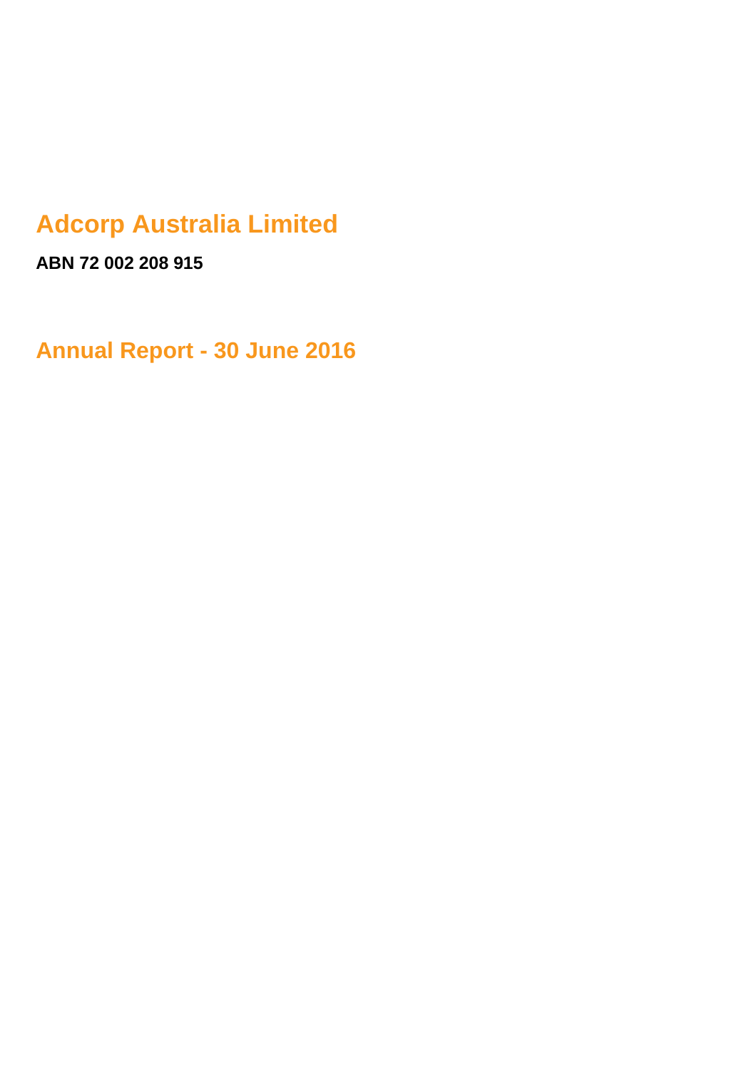# Adcorp Australia Limited

**ABN 72 002 208 915**

## Annual Report - 30 June 2016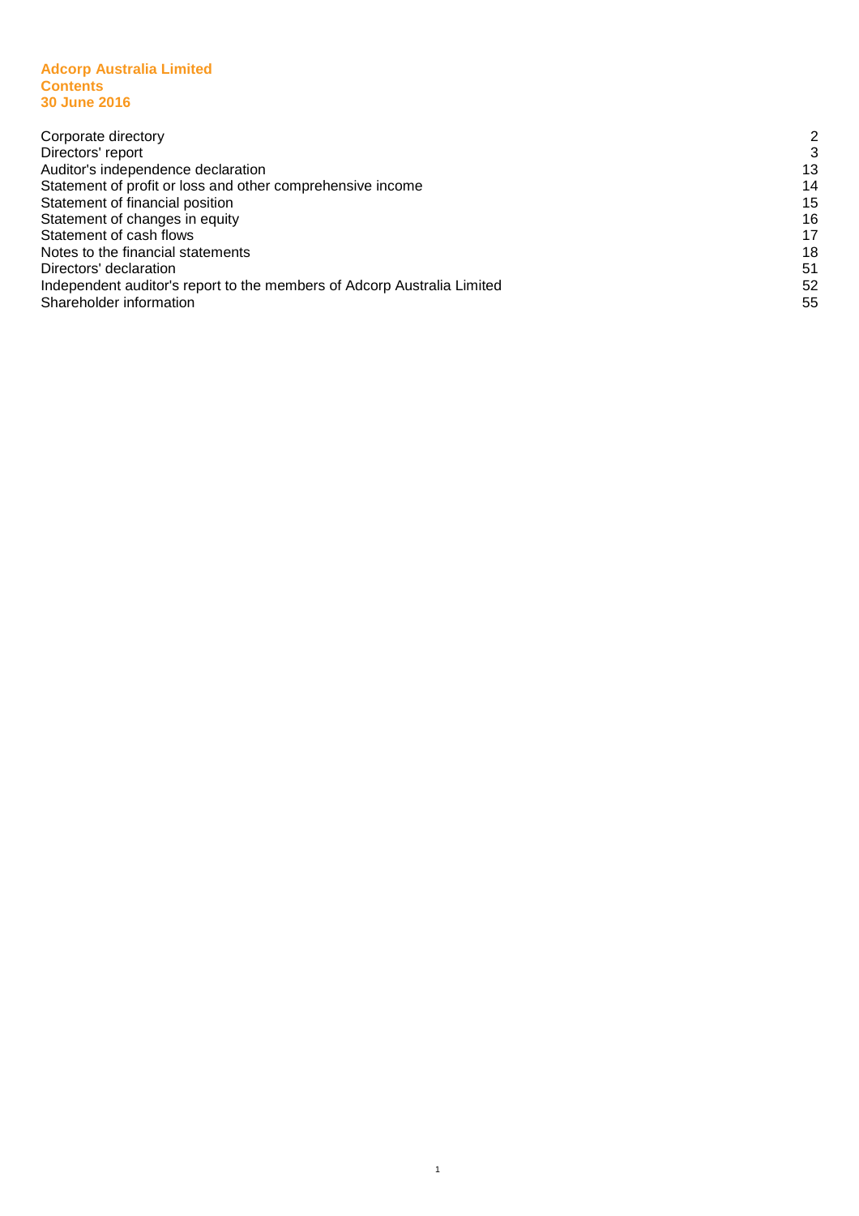**Adcorp Australia Limited**
**Contents**
**30 June 2016**

| | |
|---|---|
| Corporate directory | 2 |
| Directors' report | 3 |
| Auditor's independence declaration | 13 |
| Statement of profit or loss and other comprehensive income | 14 |
| Statement of financial position | 15 |
| Statement of changes in equity | 16 |
| Statement of cash flows | 17 |
| Notes to the financial statements | 18 |
| Directors' declaration | 51 |
| Independent auditor's report to the members of Adcorp Australia Limited | 52 |
| Shareholder information | 55 |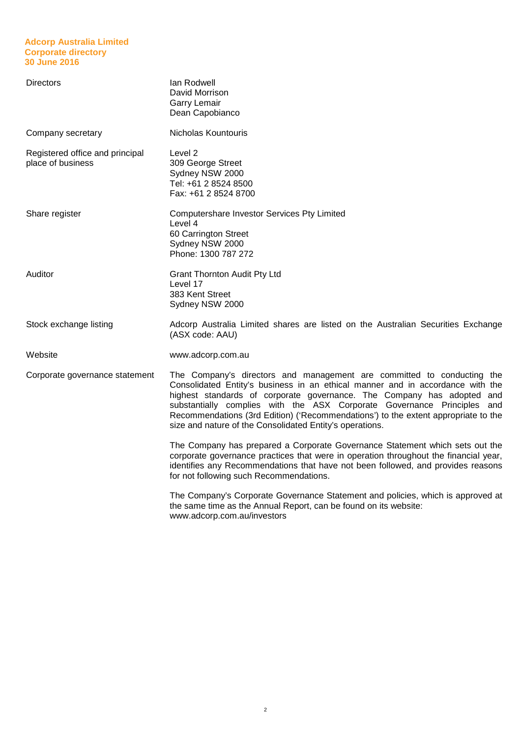# Adcorp Australia Limited
## Corporate directory
## 30 June 2016

| | |
|---|---|
| Directors | Ian Rodwell<br>David Morrison<br>Garry Lemair<br>Dean Capobianco |
| Company secretary | Nicholas Kountouris |
| Registered office and principal place of business | Level 2<br>309 George Street<br>Sydney NSW 2000<br>Tel: +61 2 8524 8500<br>Fax: +61 2 8524 8700 |
| Share register | Computershare Investor Services Pty Limited<br>Level 4<br>60 Carrington Street<br>Sydney NSW 2000<br>Phone: 1300 787 272 |
| Auditor | Grant Thornton Audit Pty Ltd<br>Level 17<br>383 Kent Street<br>Sydney NSW 2000 |
| Stock exchange listing | Adcorp Australia Limited shares are listed on the Australian Securities Exchange (ASX code: AAU) |
| Website | www.adcorp.com.au |
| Corporate governance statement | The Company's directors and management are committed to conducting the Consolidated Entity's business in an ethical manner and in accordance with the highest standards of corporate governance. The Company has adopted and substantially complies with the ASX Corporate Governance Principles and Recommendations (3rd Edition) ('Recommendations') to the extent appropriate to the size and nature of the Consolidated Entity's operations.<br><br>The Company has prepared a Corporate Governance Statement which sets out the corporate governance practices that were in operation throughout the financial year, identifies any Recommendations that have not been followed, and provides reasons for not following such Recommendations.<br><br>The Company's Corporate Governance Statement and policies, which is approved at the same time as the Annual Report, can be found on its website: www.adcorp.com.au/investors |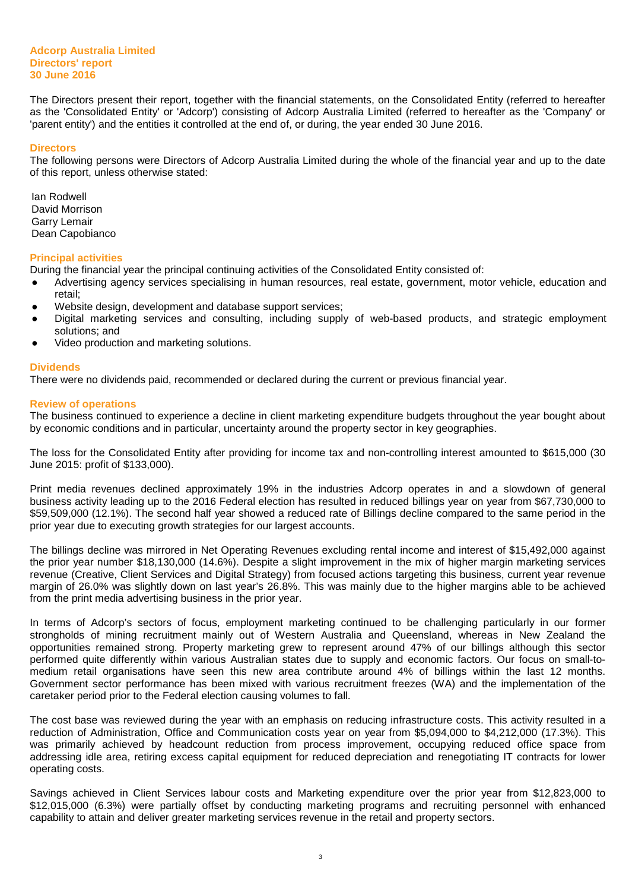**Adcorp Australia Limited**
**Directors' report**
**30 June 2016**

The Directors present their report, together with the financial statements, on the Consolidated Entity (referred to hereafter as the 'Consolidated Entity' or 'Adcorp') consisting of Adcorp Australia Limited (referred to hereafter as the 'Company' or 'parent entity') and the entities it controlled at the end of, or during, the year ended 30 June 2016.

## Directors

The following persons were Directors of Adcorp Australia Limited during the whole of the financial year and up to the date of this report, unless otherwise stated:

Ian Rodwell
David Morrison
Garry Lemair
Dean Capobianco

## Principal activities

During the financial year the principal continuing activities of the Consolidated Entity consisted of:

- Advertising agency services specialising in human resources, real estate, government, motor vehicle, education and retail;
- Website design, development and database support services;
- Digital marketing services and consulting, including supply of web-based products, and strategic employment solutions; and
- Video production and marketing solutions.

## Dividends

There were no dividends paid, recommended or declared during the current or previous financial year.

## Review of operations

The business continued to experience a decline in client marketing expenditure budgets throughout the year bought about by economic conditions and in particular, uncertainty around the property sector in key geographies.

The loss for the Consolidated Entity after providing for income tax and non-controlling interest amounted to $615,000 (30 June 2015: profit of $133,000).

Print media revenues declined approximately 19% in the industries Adcorp operates in and a slowdown of general business activity leading up to the 2016 Federal election has resulted in reduced billings year on year from $67,730,000 to $59,509,000 (12.1%). The second half year showed a reduced rate of Billings decline compared to the same period in the prior year due to executing growth strategies for our largest accounts.

The billings decline was mirrored in Net Operating Revenues excluding rental income and interest of $15,492,000 against the prior year number $18,130,000 (14.6%). Despite a slight improvement in the mix of higher margin marketing services revenue (Creative, Client Services and Digital Strategy) from focused actions targeting this business, current year revenue margin of 26.0% was slightly down on last year's 26.8%. This was mainly due to the higher margins able to be achieved from the print media advertising business in the prior year.

In terms of Adcorp's sectors of focus, employment marketing continued to be challenging particularly in our former strongholds of mining recruitment mainly out of Western Australia and Queensland, whereas in New Zealand the opportunities remained strong. Property marketing grew to represent around 47% of our billings although this sector performed quite differently within various Australian states due to supply and economic factors. Our focus on small-to-medium retail organisations have seen this new area contribute around 4% of billings within the last 12 months. Government sector performance has been mixed with various recruitment freezes (WA) and the implementation of the caretaker period prior to the Federal election causing volumes to fall.

The cost base was reviewed during the year with an emphasis on reducing infrastructure costs. This activity resulted in a reduction of Administration, Office and Communication costs year on year from $5,094,000 to $4,212,000 (17.3%). This was primarily achieved by headcount reduction from process improvement, occupying reduced office space from addressing idle area, retiring excess capital equipment for reduced depreciation and renegotiating IT contracts for lower operating costs.

Savings achieved in Client Services labour costs and Marketing expenditure over the prior year from $12,823,000 to $12,015,000 (6.3%) were partially offset by conducting marketing programs and recruiting personnel with enhanced capability to attain and deliver greater marketing services revenue in the retail and property sectors.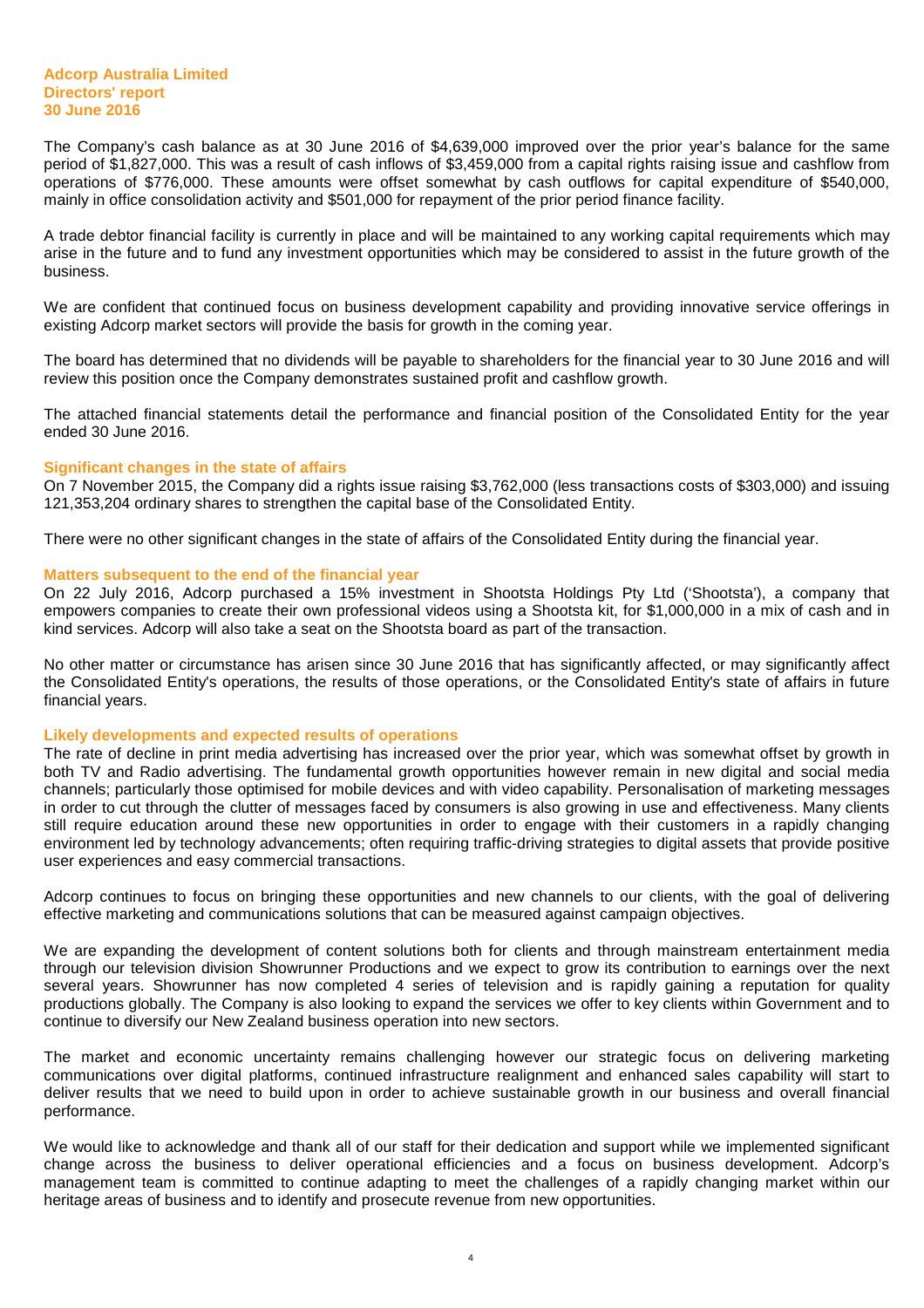The Company's cash balance as at 30 June 2016 of $4,639,000 improved over the prior year's balance for the same period of $1,827,000. This was a result of cash inflows of $3,459,000 from a capital rights raising issue and cashflow from operations of $776,000. These amounts were offset somewhat by cash outflows for capital expenditure of $540,000, mainly in office consolidation activity and $501,000 for repayment of the prior period finance facility.

A trade debtor financial facility is currently in place and will be maintained to any working capital requirements which may arise in the future and to fund any investment opportunities which may be considered to assist in the future growth of the business.

We are confident that continued focus on business development capability and providing innovative service offerings in existing Adcorp market sectors will provide the basis for growth in the coming year.

The board has determined that no dividends will be payable to shareholders for the financial year to 30 June 2016 and will review this position once the Company demonstrates sustained profit and cashflow growth.

The attached financial statements detail the performance and financial position of the Consolidated Entity for the year ended 30 June 2016.

### Significant changes in the state of affairs

On 7 November 2015, the Company did a rights issue raising $3,762,000 (less transactions costs of $303,000) and issuing 121,353,204 ordinary shares to strengthen the capital base of the Consolidated Entity.

There were no other significant changes in the state of affairs of the Consolidated Entity during the financial year.

### Matters subsequent to the end of the financial year

On 22 July 2016, Adcorp purchased a 15% investment in Shootsta Holdings Pty Ltd ('Shootsta'), a company that empowers companies to create their own professional videos using a Shootsta kit, for $1,000,000 in a mix of cash and in kind services. Adcorp will also take a seat on the Shootsta board as part of the transaction.

No other matter or circumstance has arisen since 30 June 2016 that has significantly affected, or may significantly affect the Consolidated Entity's operations, the results of those operations, or the Consolidated Entity's state of affairs in future financial years.

### Likely developments and expected results of operations

The rate of decline in print media advertising has increased over the prior year, which was somewhat offset by growth in both TV and Radio advertising. The fundamental growth opportunities however remain in new digital and social media channels; particularly those optimised for mobile devices and with video capability. Personalisation of marketing messages in order to cut through the clutter of messages faced by consumers is also growing in use and effectiveness. Many clients still require education around these new opportunities in order to engage with their customers in a rapidly changing environment led by technology advancements; often requiring traffic-driving strategies to digital assets that provide positive user experiences and easy commercial transactions.

Adcorp continues to focus on bringing these opportunities and new channels to our clients, with the goal of delivering effective marketing and communications solutions that can be measured against campaign objectives.

We are expanding the development of content solutions both for clients and through mainstream entertainment media through our television division Showrunner Productions and we expect to grow its contribution to earnings over the next several years. Showrunner has now completed 4 series of television and is rapidly gaining a reputation for quality productions globally. The Company is also looking to expand the services we offer to key clients within Government and to continue to diversify our New Zealand business operation into new sectors.

The market and economic uncertainty remains challenging however our strategic focus on delivering marketing communications over digital platforms, continued infrastructure realignment and enhanced sales capability will start to deliver results that we need to build upon in order to achieve sustainable growth in our business and overall financial performance.

We would like to acknowledge and thank all of our staff for their dedication and support while we implemented significant change across the business to deliver operational efficiencies and a focus on business development. Adcorp's management team is committed to continue adapting to meet the challenges of a rapidly changing market within our heritage areas of business and to identify and prosecute revenue from new opportunities.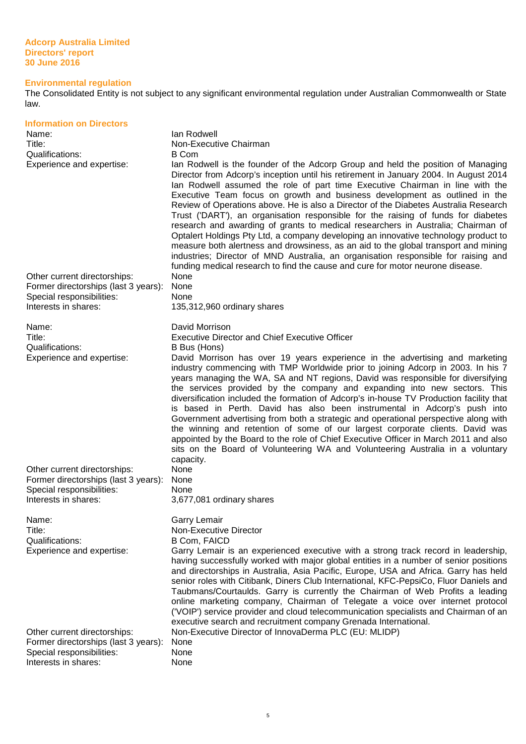## Environmental regulation

The Consolidated Entity is not subject to any significant environmental regulation under Australian Commonwealth or State law.

## Information on Directors

| | |
|---|---|
| Name: | Ian Rodwell |
| Title: | Non-Executive Chairman |
| Qualifications: | B Com |
| Experience and expertise: | Ian Rodwell is the founder of the Adcorp Group and held the position of Managing Director from Adcorp's inception until his retirement in January 2004. In August 2014 Ian Rodwell assumed the role of part time Executive Chairman in line with the Executive Team focus on growth and business development as outlined in the Review of Operations above. He is also a Director of the Diabetes Australia Research Trust ('DART'), an organisation responsible for the raising of funds for diabetes research and awarding of grants to medical researchers in Australia; Chairman of Optalert Holdings Pty Ltd, a company developing an innovative technology product to measure both alertness and drowsiness, as an aid to the global transport and mining industries; Director of MND Australia, an organisation responsible for raising and funding medical research to find the cause and cure for motor neurone disease. |
| Other current directorships: | None |
| Former directorships (last 3 years): | None |
| Special responsibilities: | None |
| Interests in shares: | 135,312,960 ordinary shares |

| | |
|---|---|
| Name: | David Morrison |
| Title: | Executive Director and Chief Executive Officer |
| Qualifications: | B Bus (Hons) |
| Experience and expertise: | David Morrison has over 19 years experience in the advertising and marketing industry commencing with TMP Worldwide prior to joining Adcorp in 2003. In his 7 years managing the WA, SA and NT regions, David was responsible for diversifying the services provided by the company and expanding into new sectors. This diversification included the formation of Adcorp's in-house TV Production facility that is based in Perth. David has also been instrumental in Adcorp's push into Government advertising from both a strategic and operational perspective along with the winning and retention of some of our largest corporate clients. David was appointed by the Board to the role of Chief Executive Officer in March 2011 and also sits on the Board of Volunteering WA and Volunteering Australia in a voluntary capacity. |
| Other current directorships: | None |
| Former directorships (last 3 years): | None |
| Special responsibilities: | None |
| Interests in shares: | 3,677,081 ordinary shares |

| | |
|---|---|
| Name: | Garry Lemair |
| Title: | Non-Executive Director |
| Qualifications: | B Com, FAICD |
| Experience and expertise: | Garry Lemair is an experienced executive with a strong track record in leadership, having successfully worked with major global entities in a number of senior positions and directorships in Australia, Asia Pacific, Europe, USA and Africa. Garry has held senior roles with Citibank, Diners Club International, KFC-PepsiCo, Fluor Daniels and Taubmans/Courtaulds. Garry is currently the Chairman of Web Profits a leading online marketing company, Chairman of Telegate a voice over internet protocol ('VOIP') service provider and cloud telecommunication specialists and Chairman of an executive search and recruitment company Grenada International. |
| Other current directorships: | Non-Executive Director of InnovaDerma PLC (EU: MLIDP) |
| Former directorships (last 3 years): | None |
| Special responsibilities: | None |
| Interests in shares: | None |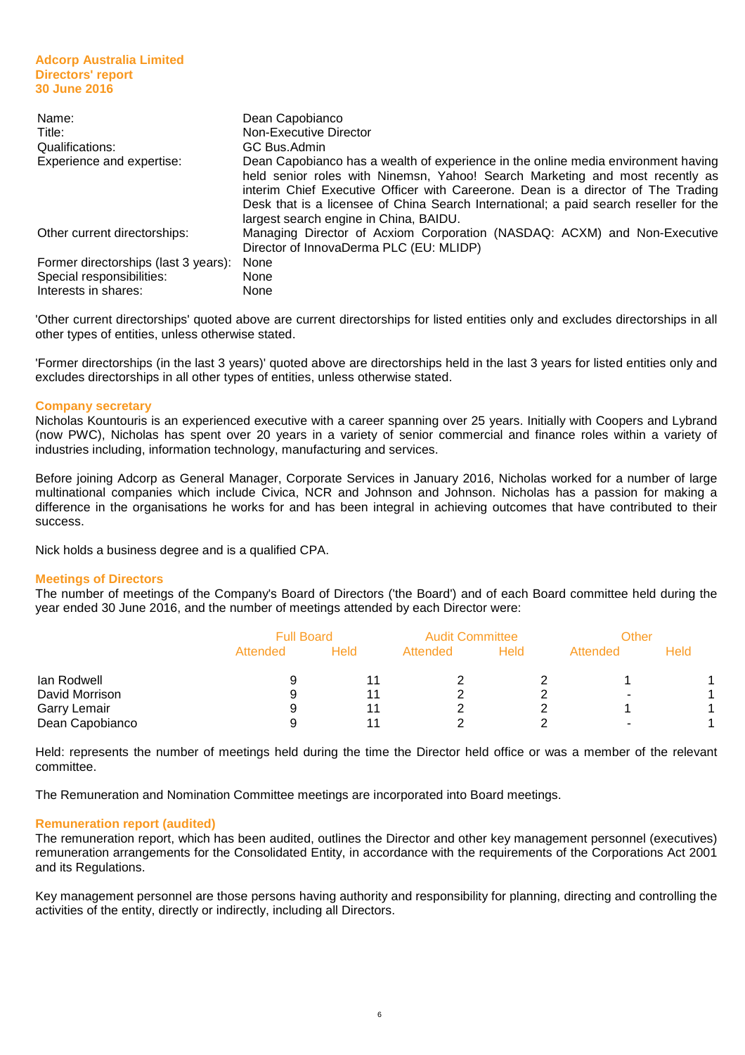| | |
|---|---|
| Name: | Dean Capobianco |
| Title: | Non-Executive Director |
| Qualifications: | GC Bus.Admin |
| Experience and expertise: | Dean Capobianco has a wealth of experience in the online media environment having held senior roles with Ninemsn, Yahoo! Search Marketing and most recently as interim Chief Executive Officer with Careerone. Dean is a director of The Trading Desk that is a licensee of China Search International; a paid search reseller for the largest search engine in China, BAIDU. |
| Other current directorships: | Managing Director of Acxiom Corporation (NASDAQ: ACXM) and Non-Executive Director of InnovaDerma PLC (EU: MLIDP) |
| Former directorships (last 3 years): | None |
| Special responsibilities: | None |
| Interests in shares: | None |

'Other current directorships' quoted above are current directorships for listed entities only and excludes directorships in all other types of entities, unless otherwise stated.

'Former directorships (in the last 3 years)' quoted above are directorships held in the last 3 years for listed entities only and excludes directorships in all other types of entities, unless otherwise stated.

## Company secretary

Nicholas Kountouris is an experienced executive with a career spanning over 25 years. Initially with Coopers and Lybrand (now PWC), Nicholas has spent over 20 years in a variety of senior commercial and finance roles within a variety of industries including, information technology, manufacturing and services.

Before joining Adcorp as General Manager, Corporate Services in January 2016, Nicholas worked for a number of large multinational companies which include Civica, NCR and Johnson and Johnson. Nicholas has a passion for making a difference in the organisations he works for and has been integral in achieving outcomes that have contributed to their success.

Nick holds a business degree and is a qualified CPA.

## Meetings of Directors

The number of meetings of the Company's Board of Directors ('the Board') and of each Board committee held during the year ended 30 June 2016, and the number of meetings attended by each Director were:

| | Full Board | | Audit Committee | | Other | |
|---|---|---|---|---|---|---|
| | Attended | Held | Attended | Held | Attended | Held |
| Ian Rodwell | 9 | 11 | 2 | 2 | 1 | 1 |
| David Morrison | 9 | 11 | 2 | 2 | - | 1 |
| Garry Lemair | 9 | 11 | 2 | 2 | 1 | 1 |
| Dean Capobianco | 9 | 11 | 2 | 2 | - | 1 |

Held: represents the number of meetings held during the time the Director held office or was a member of the relevant committee.

The Remuneration and Nomination Committee meetings are incorporated into Board meetings.

## Remuneration report (audited)

The remuneration report, which has been audited, outlines the Director and other key management personnel (executives) remuneration arrangements for the Consolidated Entity, in accordance with the requirements of the Corporations Act 2001 and its Regulations.

Key management personnel are those persons having authority and responsibility for planning, directing and controlling the activities of the entity, directly or indirectly, including all Directors.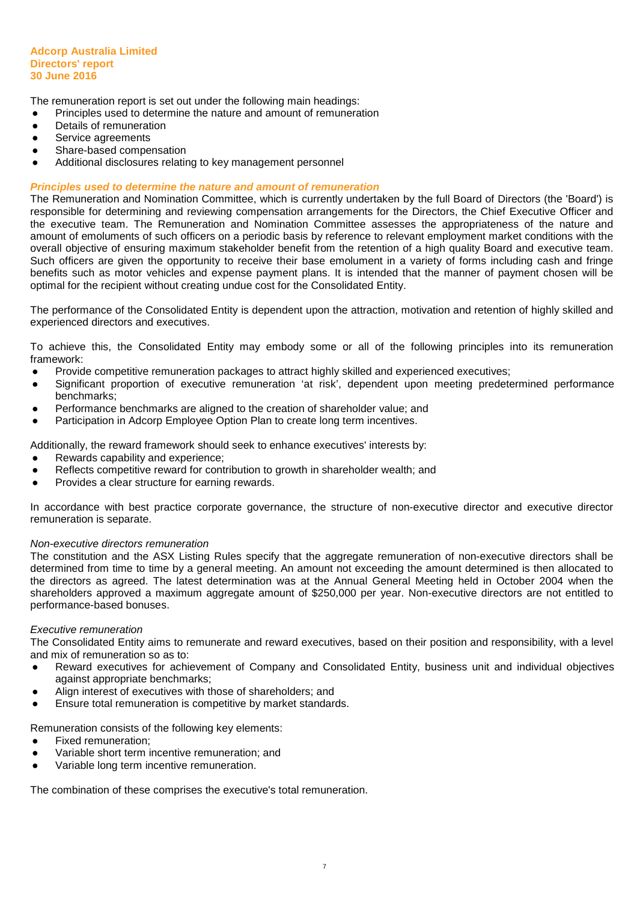The remuneration report is set out under the following main headings:

- Principles used to determine the nature and amount of remuneration
- Details of remuneration
- Service agreements
- Share-based compensation
- Additional disclosures relating to key management personnel

### *Principles used to determine the nature and amount of remuneration*

The Remuneration and Nomination Committee, which is currently undertaken by the full Board of Directors (the 'Board') is responsible for determining and reviewing compensation arrangements for the Directors, the Chief Executive Officer and the executive team. The Remuneration and Nomination Committee assesses the appropriateness of the nature and amount of emoluments of such officers on a periodic basis by reference to relevant employment market conditions with the overall objective of ensuring maximum stakeholder benefit from the retention of a high quality Board and executive team. Such officers are given the opportunity to receive their base emolument in a variety of forms including cash and fringe benefits such as motor vehicles and expense payment plans. It is intended that the manner of payment chosen will be optimal for the recipient without creating undue cost for the Consolidated Entity.

The performance of the Consolidated Entity is dependent upon the attraction, motivation and retention of highly skilled and experienced directors and executives.

To achieve this, the Consolidated Entity may embody some or all of the following principles into its remuneration framework:

- Provide competitive remuneration packages to attract highly skilled and experienced executives;
- Significant proportion of executive remuneration 'at risk', dependent upon meeting predetermined performance benchmarks;
- Performance benchmarks are aligned to the creation of shareholder value; and
- Participation in Adcorp Employee Option Plan to create long term incentives.

Additionally, the reward framework should seek to enhance executives' interests by:

- Rewards capability and experience;
- Reflects competitive reward for contribution to growth in shareholder wealth; and
- Provides a clear structure for earning rewards.

In accordance with best practice corporate governance, the structure of non-executive director and executive director remuneration is separate.

*Non-executive directors remuneration*

The constitution and the ASX Listing Rules specify that the aggregate remuneration of non-executive directors shall be determined from time to time by a general meeting. An amount not exceeding the amount determined is then allocated to the directors as agreed. The latest determination was at the Annual General Meeting held in October 2004 when the shareholders approved a maximum aggregate amount of $250,000 per year. Non-executive directors are not entitled to performance-based bonuses.

*Executive remuneration*

The Consolidated Entity aims to remunerate and reward executives, based on their position and responsibility, with a level and mix of remuneration so as to:

- Reward executives for achievement of Company and Consolidated Entity, business unit and individual objectives against appropriate benchmarks;
- Align interest of executives with those of shareholders; and
- Ensure total remuneration is competitive by market standards.

Remuneration consists of the following key elements:

- Fixed remuneration;
- Variable short term incentive remuneration; and
- Variable long term incentive remuneration.

The combination of these comprises the executive's total remuneration.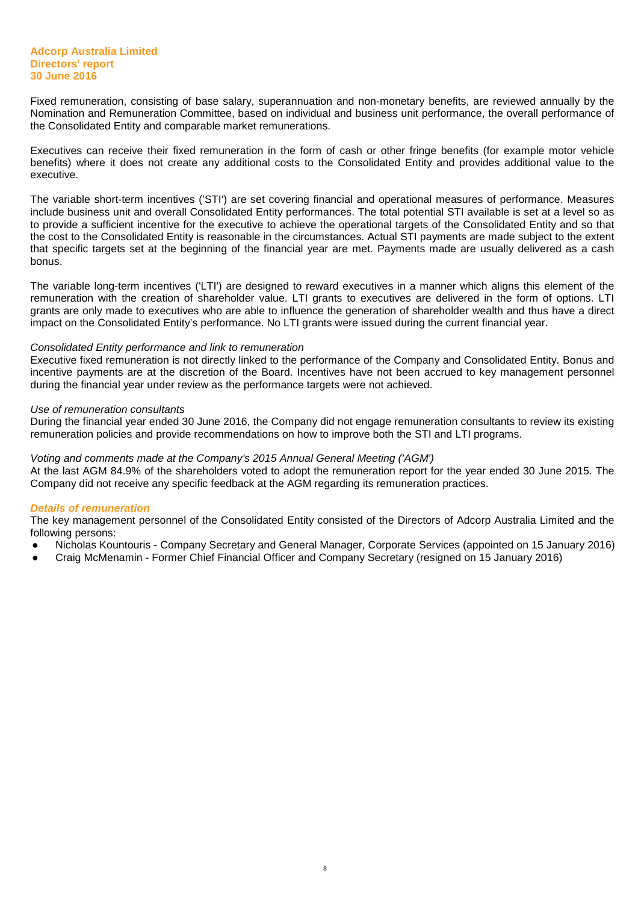Fixed remuneration, consisting of base salary, superannuation and non-monetary benefits, are reviewed annually by the Nomination and Remuneration Committee, based on individual and business unit performance, the overall performance of the Consolidated Entity and comparable market remunerations.

Executives can receive their fixed remuneration in the form of cash or other fringe benefits (for example motor vehicle benefits) where it does not create any additional costs to the Consolidated Entity and provides additional value to the executive.

The variable short-term incentives ('STI') are set covering financial and operational measures of performance. Measures include business unit and overall Consolidated Entity performances. The total potential STI available is set at a level so as to provide a sufficient incentive for the executive to achieve the operational targets of the Consolidated Entity and so that the cost to the Consolidated Entity is reasonable in the circumstances. Actual STI payments are made subject to the extent that specific targets set at the beginning of the financial year are met. Payments made are usually delivered as a cash bonus.

The variable long-term incentives ('LTI') are designed to reward executives in a manner which aligns this element of the remuneration with the creation of shareholder value. LTI grants to executives are delivered in the form of options. LTI grants are only made to executives who are able to influence the generation of shareholder wealth and thus have a direct impact on the Consolidated Entity's performance. No LTI grants were issued during the current financial year.

*Consolidated Entity performance and link to remuneration*
Executive fixed remuneration is not directly linked to the performance of the Company and Consolidated Entity. Bonus and incentive payments are at the discretion of the Board. Incentives have not been accrued to key management personnel during the financial year under review as the performance targets were not achieved.

*Use of remuneration consultants*
During the financial year ended 30 June 2016, the Company did not engage remuneration consultants to review its existing remuneration policies and provide recommendations on how to improve both the STI and LTI programs.

*Voting and comments made at the Company's 2015 Annual General Meeting ('AGM')*
At the last AGM 84.9% of the shareholders voted to adopt the remuneration report for the year ended 30 June 2015. The Company did not receive any specific feedback at the AGM regarding its remuneration practices.

***Details of remuneration***

The key management personnel of the Consolidated Entity consisted of the Directors of Adcorp Australia Limited and the following persons:

- Nicholas Kountouris - Company Secretary and General Manager, Corporate Services (appointed on 15 January 2016)
- Craig McMenamin - Former Chief Financial Officer and Company Secretary (resigned on 15 January 2016)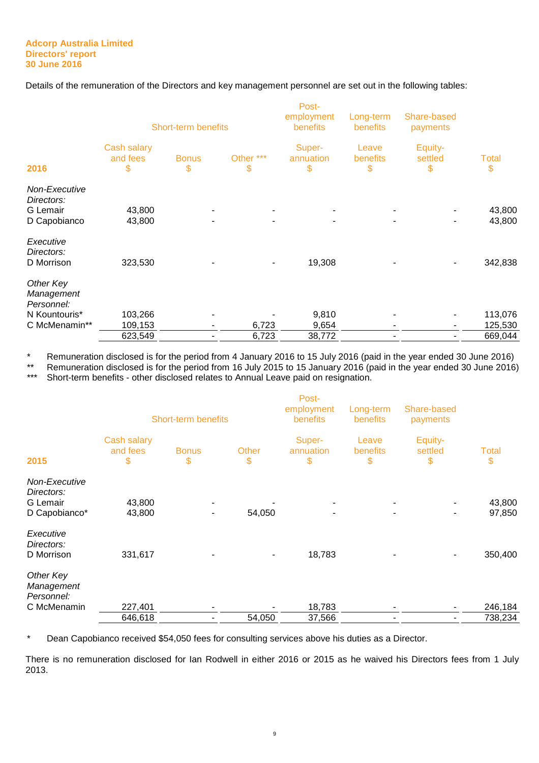**Adcorp Australia Limited**
**Directors' report**
**30 June 2016**

Details of the remuneration of the Directors and key management personnel are set out in the following tables:

| | Short-term benefits | | | Post-employment benefits | Long-term benefits | Share-based payments | |
|---|---|---|---|---|---|---|---|
| **2016** | Cash salary and fees $ | Bonus $ | Other *** $ | Super-annuation $ | Leave benefits $ | Equity-settled $ | Total $ |
| *Non-Executive Directors:* | | | | | | | |
| G Lemair | 43,800 | - | - | - | - | - | 43,800 |
| D Capobianco | 43,800 | - | - | - | - | - | 43,800 |
| *Executive Directors:* | | | | | | | |
| D Morrison | 323,530 | - | - | 19,308 | - | - | 342,838 |
| *Other Key Management Personnel:* | | | | | | | |
| N Kountouris* | 103,266 | - | - | 9,810 | - | - | 113,076 |
| C McMenamin** | 109,153 | - | 6,723 | 9,654 | - | - | 125,530 |
| | 623,549 | - | 6,723 | 38,772 | - | - | 669,044 |

\* Remuneration disclosed is for the period from 4 January 2016 to 15 July 2016 (paid in the year ended 30 June 2016)
\** Remuneration disclosed is for the period from 16 July 2015 to 15 January 2016 (paid in the year ended 30 June 2016)
\*** Short-term benefits - other disclosed relates to Annual Leave paid on resignation.

| | Short-term benefits | | | Post-employment benefits | Long-term benefits | Share-based payments | |
|---|---|---|---|---|---|---|---|
| **2015** | Cash salary and fees $ | Bonus $ | Other $ | Super-annuation $ | Leave benefits $ | Equity-settled $ | Total $ |
| *Non-Executive Directors:* | | | | | | | |
| G Lemair | 43,800 | - | - | - | - | - | 43,800 |
| D Capobianco* | 43,800 | - | 54,050 | - | - | - | 97,850 |
| *Executive Directors:* | | | | | | | |
| D Morrison | 331,617 | - | - | 18,783 | - | - | 350,400 |
| *Other Key Management Personnel:* | | | | | | | |
| C McMenamin | 227,401 | - | - | 18,783 | - | - | 246,184 |
| | 646,618 | - | 54,050 | 37,566 | - | - | 738,234 |

\* Dean Capobianco received $54,050 fees for consulting services above his duties as a Director.

There is no remuneration disclosed for Ian Rodwell in either 2016 or 2015 as he waived his Directors fees from 1 July 2013.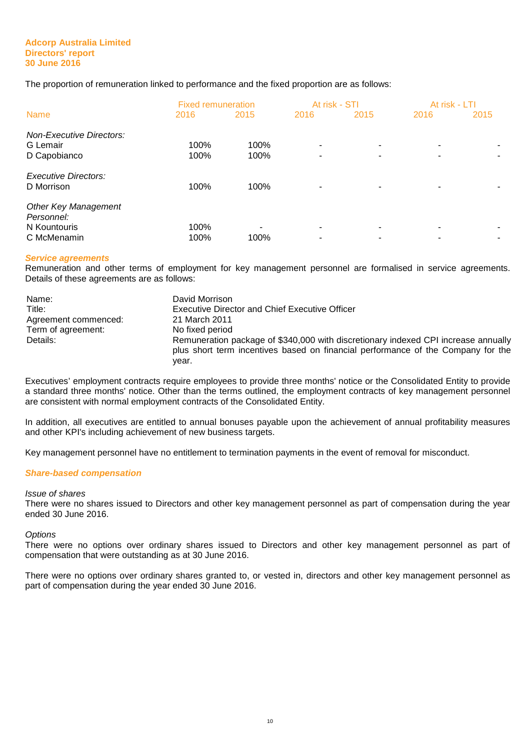**Adcorp Australia Limited**
**Directors' report**
**30 June 2016**

The proportion of remuneration linked to performance and the fixed proportion are as follows:

| Name | Fixed remuneration | | At risk - STI | | At risk - LTI | |
|---|---|---|---|---|---|---|
| | 2016 | 2015 | 2016 | 2015 | 2016 | 2015 |
| *Non-Executive Directors:* | | | | | | |
| G Lemair | 100% | 100% | - | - | - | - |
| D Capobianco | 100% | 100% | - | - | - | - |
| *Executive Directors:* | | | | | | |
| D Morrison | 100% | 100% | - | - | - | - |
| *Other Key Management Personnel:* | | | | | | |
| N Kountouris | 100% | - | - | - | - | - |
| C McMenamin | 100% | 100% | - | - | - | - |

***Service agreements***

Remuneration and other terms of employment for key management personnel are formalised in service agreements. Details of these agreements are as follows:

| | |
|---|---|
| Name: | David Morrison |
| Title: | Executive Director and Chief Executive Officer |
| Agreement commenced: | 21 March 2011 |
| Term of agreement: | No fixed period |
| Details: | Remuneration package of $340,000 with discretionary indexed CPI increase annually plus short term incentives based on financial performance of the Company for the year. |

Executives' employment contracts require employees to provide three months' notice or the Consolidated Entity to provide a standard three months' notice. Other than the terms outlined, the employment contracts of key management personnel are consistent with normal employment contracts of the Consolidated Entity.

In addition, all executives are entitled to annual bonuses payable upon the achievement of annual profitability measures and other KPI's including achievement of new business targets.

Key management personnel have no entitlement to termination payments in the event of removal for misconduct.

***Share-based compensation***

*Issue of shares*

There were no shares issued to Directors and other key management personnel as part of compensation during the year ended 30 June 2016.

*Options*

There were no options over ordinary shares issued to Directors and other key management personnel as part of compensation that were outstanding as at 30 June 2016.

There were no options over ordinary shares granted to, or vested in, directors and other key management personnel as part of compensation during the year ended 30 June 2016.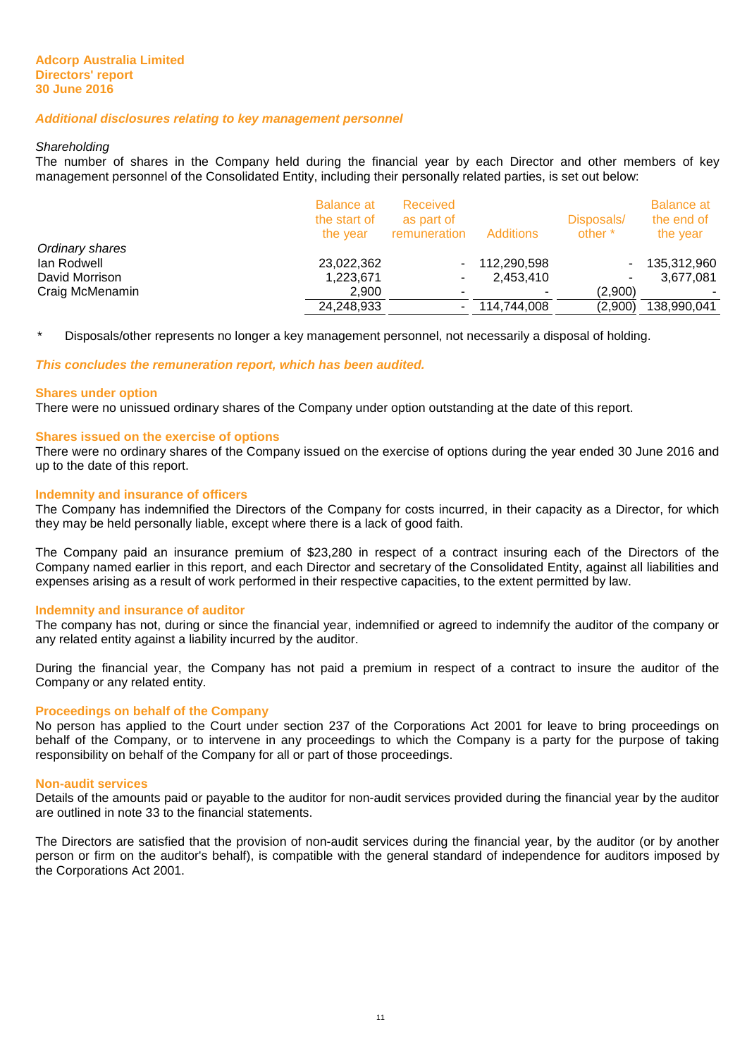Adcorp Australia Limited
Directors' report
30 June 2016

### *Additional disclosures relating to key management personnel*

*Shareholding*

The number of shares in the Company held during the financial year by each Director and other members of key management personnel of the Consolidated Entity, including their personally related parties, is set out below:

| | Balance at the start of the year | Received as part of remuneration | Additions | Disposals/ other * | Balance at the end of the year |
|---|---|---|---|---|---|
| *Ordinary shares* | | | | | |
| Ian Rodwell | 23,022,362 | - | 112,290,598 | - | 135,312,960 |
| David Morrison | 1,223,671 | - | 2,453,410 | - | 3,677,081 |
| Craig McMenamin | 2,900 | - | - | (2,900) | - |
| | 24,248,933 | - | 114,744,008 | (2,900) | 138,990,041 |

\* Disposals/other represents no longer a key management personnel, not necessarily a disposal of holding.

***This concludes the remuneration report, which has been audited.***

### Shares under option

There were no unissued ordinary shares of the Company under option outstanding at the date of this report.

### Shares issued on the exercise of options

There were no ordinary shares of the Company issued on the exercise of options during the year ended 30 June 2016 and up to the date of this report.

### Indemnity and insurance of officers

The Company has indemnified the Directors of the Company for costs incurred, in their capacity as a Director, for which they may be held personally liable, except where there is a lack of good faith.

The Company paid an insurance premium of $23,280 in respect of a contract insuring each of the Directors of the Company named earlier in this report, and each Director and secretary of the Consolidated Entity, against all liabilities and expenses arising as a result of work performed in their respective capacities, to the extent permitted by law.

### Indemnity and insurance of auditor

The company has not, during or since the financial year, indemnified or agreed to indemnify the auditor of the company or any related entity against a liability incurred by the auditor.

During the financial year, the Company has not paid a premium in respect of a contract to insure the auditor of the Company or any related entity.

### Proceedings on behalf of the Company

No person has applied to the Court under section 237 of the Corporations Act 2001 for leave to bring proceedings on behalf of the Company, or to intervene in any proceedings to which the Company is a party for the purpose of taking responsibility on behalf of the Company for all or part of those proceedings.

### Non-audit services

Details of the amounts paid or payable to the auditor for non-audit services provided during the financial year by the auditor are outlined in note 33 to the financial statements.

The Directors are satisfied that the provision of non-audit services during the financial year, by the auditor (or by another person or firm on the auditor's behalf), is compatible with the general standard of independence for auditors imposed by the Corporations Act 2001.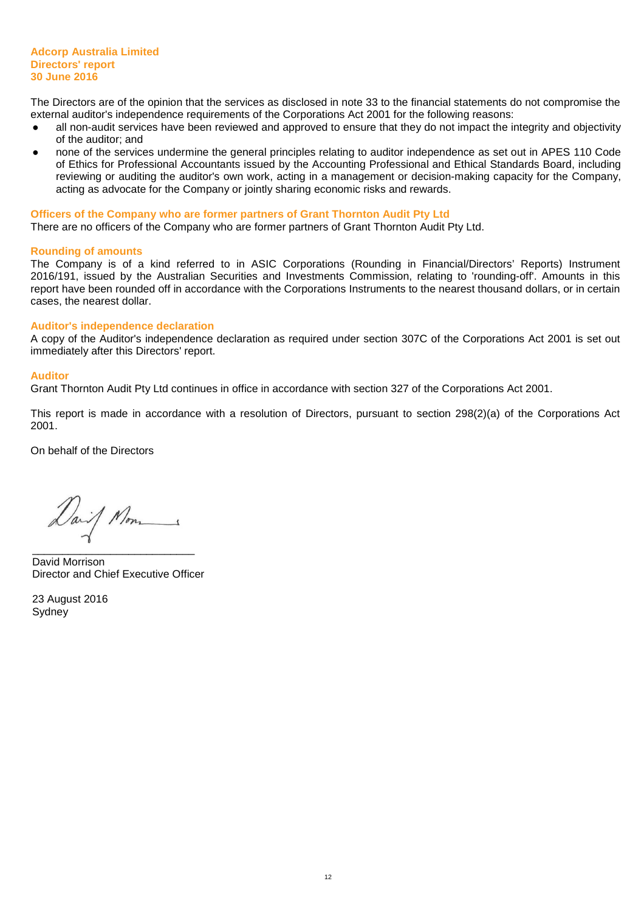The Directors are of the opinion that the services as disclosed in note 33 to the financial statements do not compromise the external auditor's independence requirements of the Corporations Act 2001 for the following reasons:

- all non-audit services have been reviewed and approved to ensure that they do not impact the integrity and objectivity of the auditor; and
- none of the services undermine the general principles relating to auditor independence as set out in APES 110 Code of Ethics for Professional Accountants issued by the Accounting Professional and Ethical Standards Board, including reviewing or auditing the auditor's own work, acting in a management or decision-making capacity for the Company, acting as advocate for the Company or jointly sharing economic risks and rewards.

## Officers of the Company who are former partners of Grant Thornton Audit Pty Ltd

There are no officers of the Company who are former partners of Grant Thornton Audit Pty Ltd.

## Rounding of amounts

The Company is of a kind referred to in ASIC Corporations (Rounding in Financial/Directors' Reports) Instrument 2016/191, issued by the Australian Securities and Investments Commission, relating to 'rounding-off'. Amounts in this report have been rounded off in accordance with the Corporations Instruments to the nearest thousand dollars, or in certain cases, the nearest dollar.

## Auditor's independence declaration

A copy of the Auditor's independence declaration as required under section 307C of the Corporations Act 2001 is set out immediately after this Directors' report.

## Auditor

Grant Thornton Audit Pty Ltd continues in office in accordance with section 327 of the Corporations Act 2001.

This report is made in accordance with a resolution of Directors, pursuant to section 298(2)(a) of the Corporations Act 2001.

On behalf of the Directors

___________________________

David Morrison
Director and Chief Executive Officer

23 August 2016
Sydney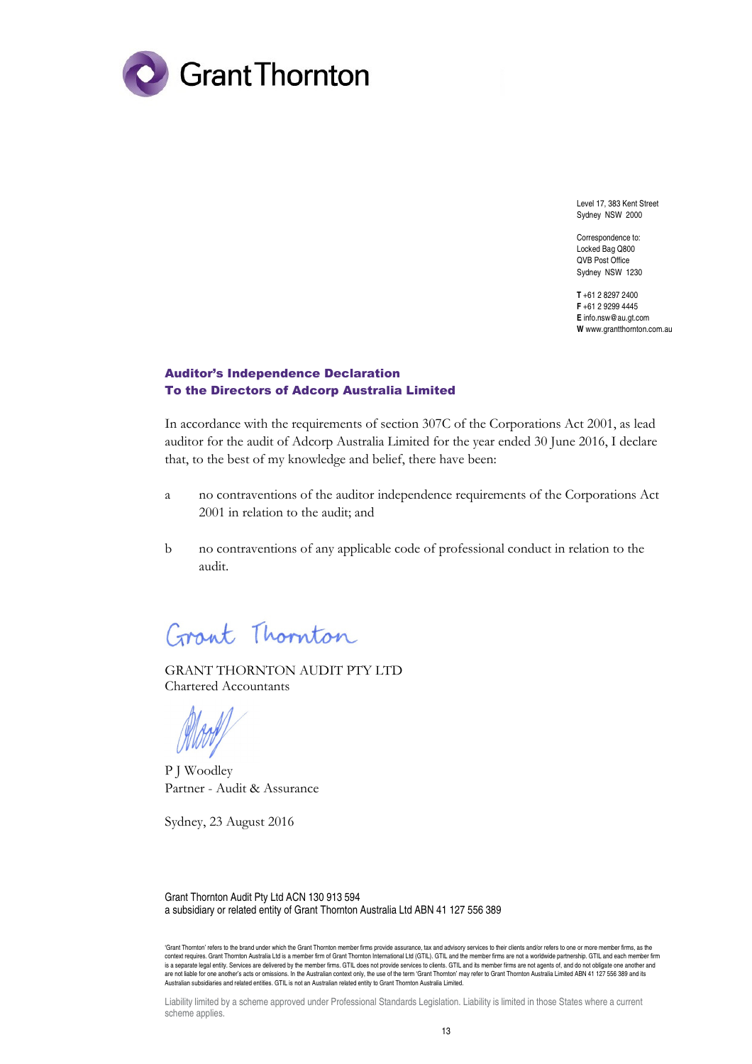Grant Thornton

Level 17, 383 Kent Street
Sydney NSW 2000

Correspondence to:
Locked Bag Q800
QVB Post Office
Sydney NSW 1230

**T** +61 2 8297 2400
**F** +61 2 9299 4445
**E** info.nsw@au.gt.com
**W** www.grantthornton.com.au

## Auditor's Independence Declaration
## To the Directors of Adcorp Australia Limited

In accordance with the requirements of section 307C of the Corporations Act 2001, as lead auditor for the audit of Adcorp Australia Limited for the year ended 30 June 2016, I declare that, to the best of my knowledge and belief, there have been:

a no contraventions of the auditor independence requirements of the Corporations Act 2001 in relation to the audit; and

b no contraventions of any applicable code of professional conduct in relation to the audit.

Grant Thornton

GRANT THORNTON AUDIT PTY LTD
Chartered Accountants

P J Woodley
Partner - Audit & Assurance

Sydney, 23 August 2016

Grant Thornton Audit Pty Ltd ACN 130 913 594
a subsidiary or related entity of Grant Thornton Australia Ltd ABN 41 127 556 389

'Grant Thornton' refers to the brand under which the Grant Thornton member firms provide assurance, tax and advisory services to their clients and/or refers to one or more member firms, as the context requires. Grant Thornton Australia Ltd is a member firm of Grant Thornton International Ltd (GTIL). GTIL and the member firms are not a worldwide partnership. GTIL and each member firm is a separate legal entity. Services are delivered by the member firms. GTIL does not provide services to clients. GTIL and its member firms are not agents of, and do not obligate one another and are not liable for one another's acts or omissions. In the Australian context only, the use of the term 'Grant Thornton' may refer to Grant Thornton Australia Limited ABN 41 127 556 389 and its Australian subsidiaries and related entities. GTIL is not an Australian related entity to Grant Thornton Australia Limited.

Liability limited by a scheme approved under Professional Standards Legislation. Liability is limited in those States where a current scheme applies.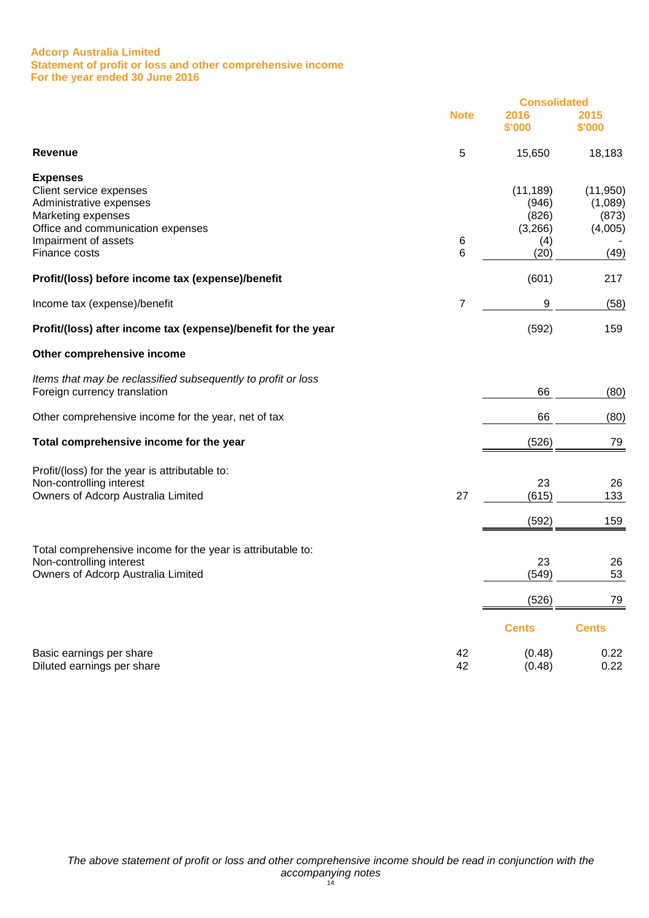# Adcorp Australia Limited
## Statement of profit or loss and other comprehensive income
### For the year ended 30 June 2016

| | Note | Consolidated 2016 $'000 | Consolidated 2015 $'000 |
|---|---|---|---|
| **Revenue** | 5 | 15,650 | 18,183 |
| **Expenses** | | | |
| Client service expenses | | (11,189) | (11,950) |
| Administrative expenses | | (946) | (1,089) |
| Marketing expenses | | (826) | (873) |
| Office and communication expenses | | (3,266) | (4,005) |
| Impairment of assets | 6 | (4) | - |
| Finance costs | 6 | (20) | (49) |
| **Profit/(loss) before income tax (expense)/benefit** | | (601) | 217 |
| Income tax (expense)/benefit | 7 | 9 | (58) |
| **Profit/(loss) after income tax (expense)/benefit for the year** | | (592) | 159 |
| **Other comprehensive income** | | | |
| *Items that may be reclassified subsequently to profit or loss* | | | |
| Foreign currency translation | | 66 | (80) |
| Other comprehensive income for the year, net of tax | | 66 | (80) |
| **Total comprehensive income for the year** | | (526) | 79 |
| Profit/(loss) for the year is attributable to: | | | |
| Non-controlling interest | | 23 | 26 |
| Owners of Adcorp Australia Limited | 27 | (615) | 133 |
| | | (592) | 159 |
| Total comprehensive income for the year is attributable to: | | | |
| Non-controlling interest | | 23 | 26 |
| Owners of Adcorp Australia Limited | | (549) | 53 |
| | | (526) | 79 |
| | | **Cents** | **Cents** |
| Basic earnings per share | 42 | (0.48) | 0.22 |
| Diluted earnings per share | 42 | (0.48) | 0.22 |

*The above statement of profit or loss and other comprehensive income should be read in conjunction with the accompanying notes*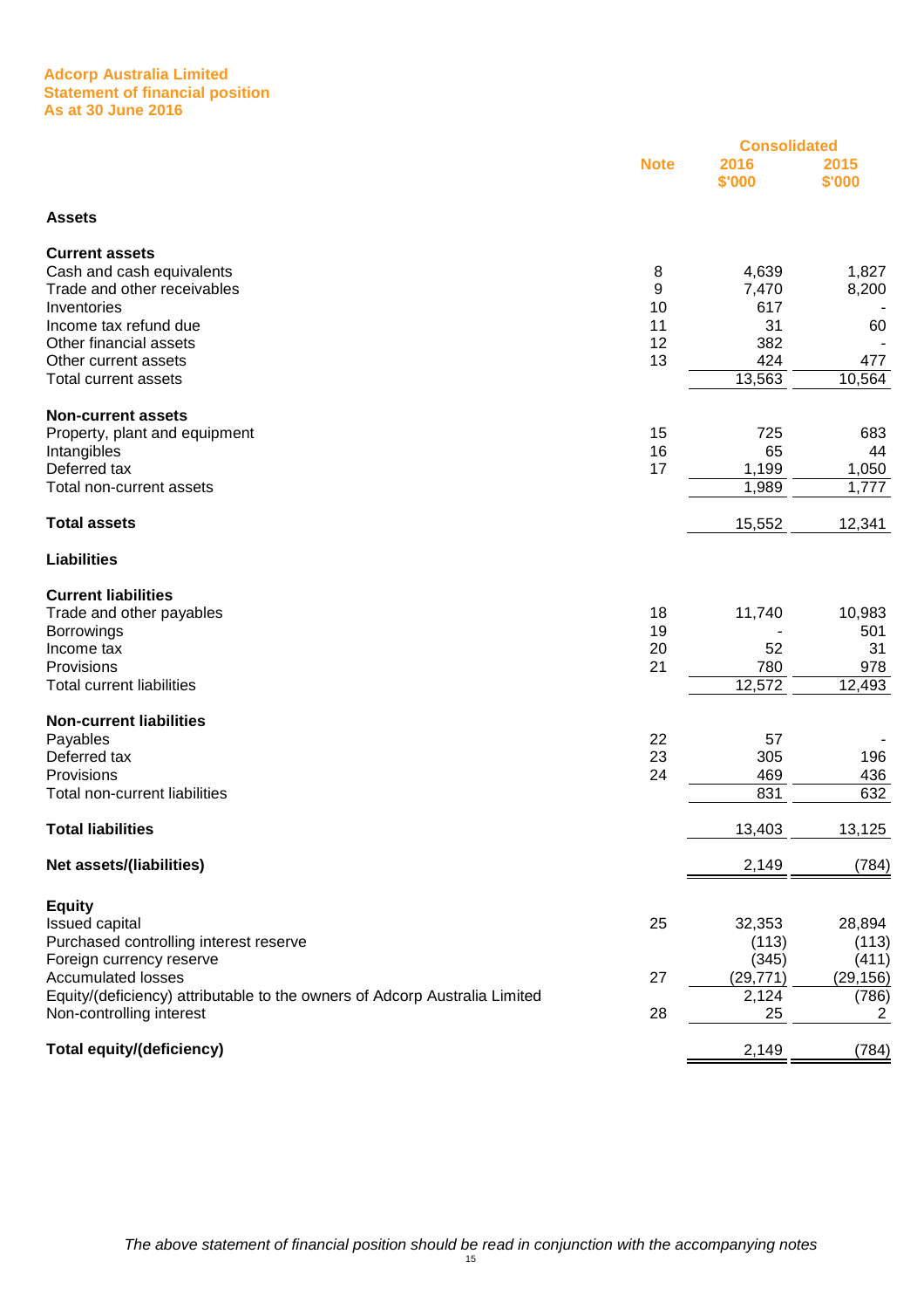**Adcorp Australia Limited**
**Statement of financial position**
**As at 30 June 2016**

| | Note | Consolidated 2016 $'000 | Consolidated 2015 $'000 |
|---|---|---|---|
| **Assets** | | | |
| **Current assets** | | | |
| Cash and cash equivalents | 8 | 4,639 | 1,827 |
| Trade and other receivables | 9 | 7,470 | 8,200 |
| Inventories | 10 | 617 | - |
| Income tax refund due | 11 | 31 | 60 |
| Other financial assets | 12 | 382 | - |
| Other current assets | 13 | 424 | 477 |
| Total current assets | | 13,563 | 10,564 |
| **Non-current assets** | | | |
| Property, plant and equipment | 15 | 725 | 683 |
| Intangibles | 16 | 65 | 44 |
| Deferred tax | 17 | 1,199 | 1,050 |
| Total non-current assets | | 1,989 | 1,777 |
| **Total assets** | | 15,552 | 12,341 |
| **Liabilities** | | | |
| **Current liabilities** | | | |
| Trade and other payables | 18 | 11,740 | 10,983 |
| Borrowings | 19 | - | 501 |
| Income tax | 20 | 52 | 31 |
| Provisions | 21 | 780 | 978 |
| Total current liabilities | | 12,572 | 12,493 |
| **Non-current liabilities** | | | |
| Payables | 22 | 57 | - |
| Deferred tax | 23 | 305 | 196 |
| Provisions | 24 | 469 | 436 |
| Total non-current liabilities | | 831 | 632 |
| **Total liabilities** | | 13,403 | 13,125 |
| **Net assets/(liabilities)** | | 2,149 | (784) |
| **Equity** | | | |
| Issued capital | 25 | 32,353 | 28,894 |
| Purchased controlling interest reserve | | (113) | (113) |
| Foreign currency reserve | | (345) | (411) |
| Accumulated losses | 27 | (29,771) | (29,156) |
| Equity/(deficiency) attributable to the owners of Adcorp Australia Limited | | 2,124 | (786) |
| Non-controlling interest | 28 | 25 | 2 |
| **Total equity/(deficiency)** | | 2,149 | (784) |

*The above statement of financial position should be read in conjunction with the accompanying notes*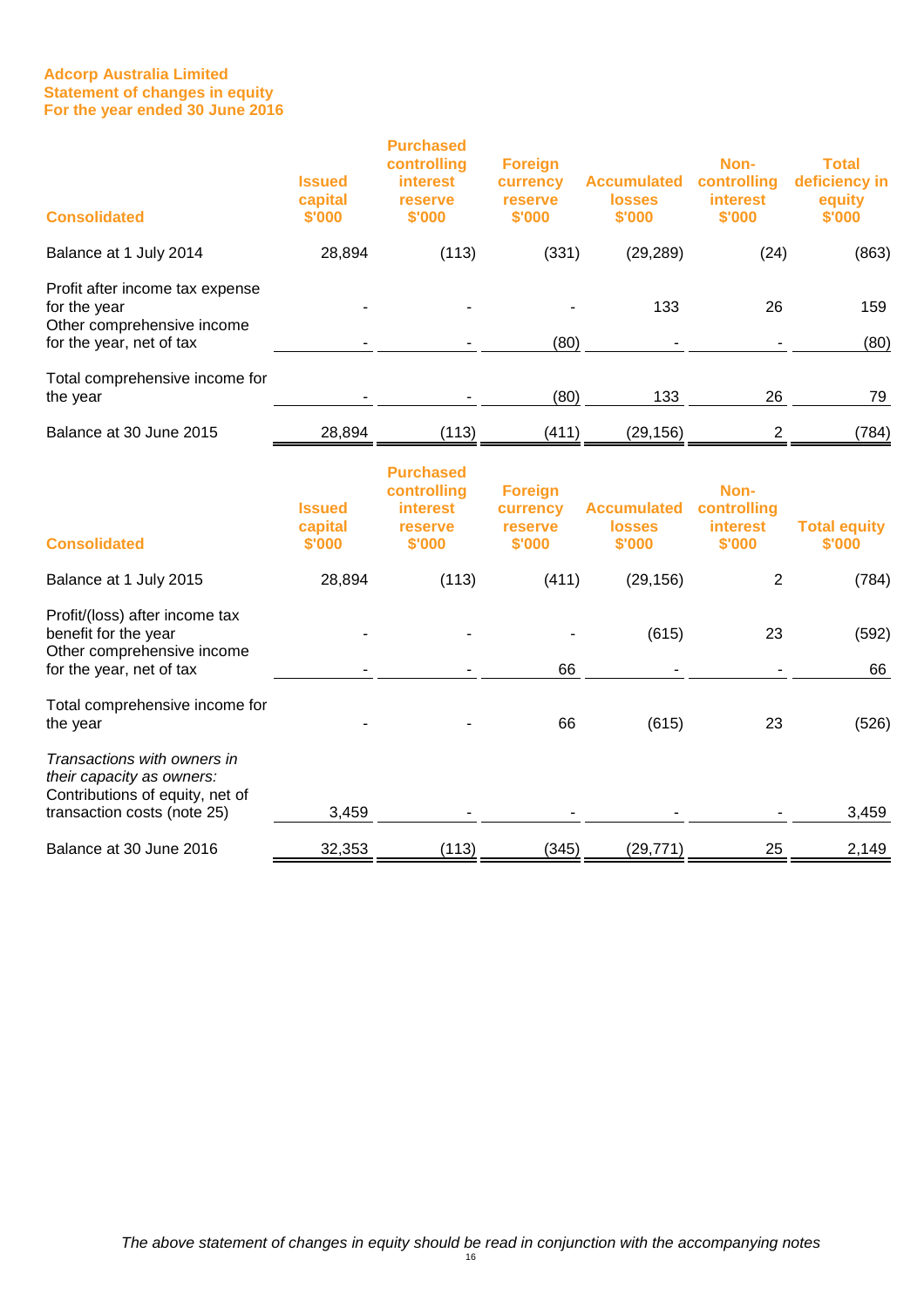**Adcorp Australia Limited**
**Statement of changes in equity**
**For the year ended 30 June 2016**

| Consolidated | Issued capital $'000 | Purchased controlling interest reserve $'000 | Foreign currency reserve $'000 | Accumulated losses $'000 | Non-controlling interest $'000 | Total deficiency in equity $'000 |
|---|---|---|---|---|---|---|
| Balance at 1 July 2014 | 28,894 | (113) | (331) | (29,289) | (24) | (863) |
| Profit after income tax expense for the year | - | - | - | 133 | 26 | 159 |
| Other comprehensive income for the year, net of tax | - | - | (80) | - | - | (80) |
| Total comprehensive income for the year | - | - | (80) | 133 | 26 | 79 |
| Balance at 30 June 2015 | 28,894 | (113) | (411) | (29,156) | 2 | (784) |

| Consolidated | Issued capital $'000 | Purchased controlling interest reserve $'000 | Foreign currency reserve $'000 | Accumulated losses $'000 | Non-controlling interest $'000 | Total equity $'000 |
|---|---|---|---|---|---|---|
| Balance at 1 July 2015 | 28,894 | (113) | (411) | (29,156) | 2 | (784) |
| Profit/(loss) after income tax benefit for the year | - | - | - | (615) | 23 | (592) |
| Other comprehensive income for the year, net of tax | - | - | 66 | - | - | 66 |
| Total comprehensive income for the year | - | - | 66 | (615) | 23 | (526) |
| *Transactions with owners in their capacity as owners:* | | | | | | |
| Contributions of equity, net of transaction costs (note 25) | 3,459 | - | - | - | - | 3,459 |
| Balance at 30 June 2016 | 32,353 | (113) | (345) | (29,771) | 25 | 2,149 |

*The above statement of changes in equity should be read in conjunction with the accompanying notes*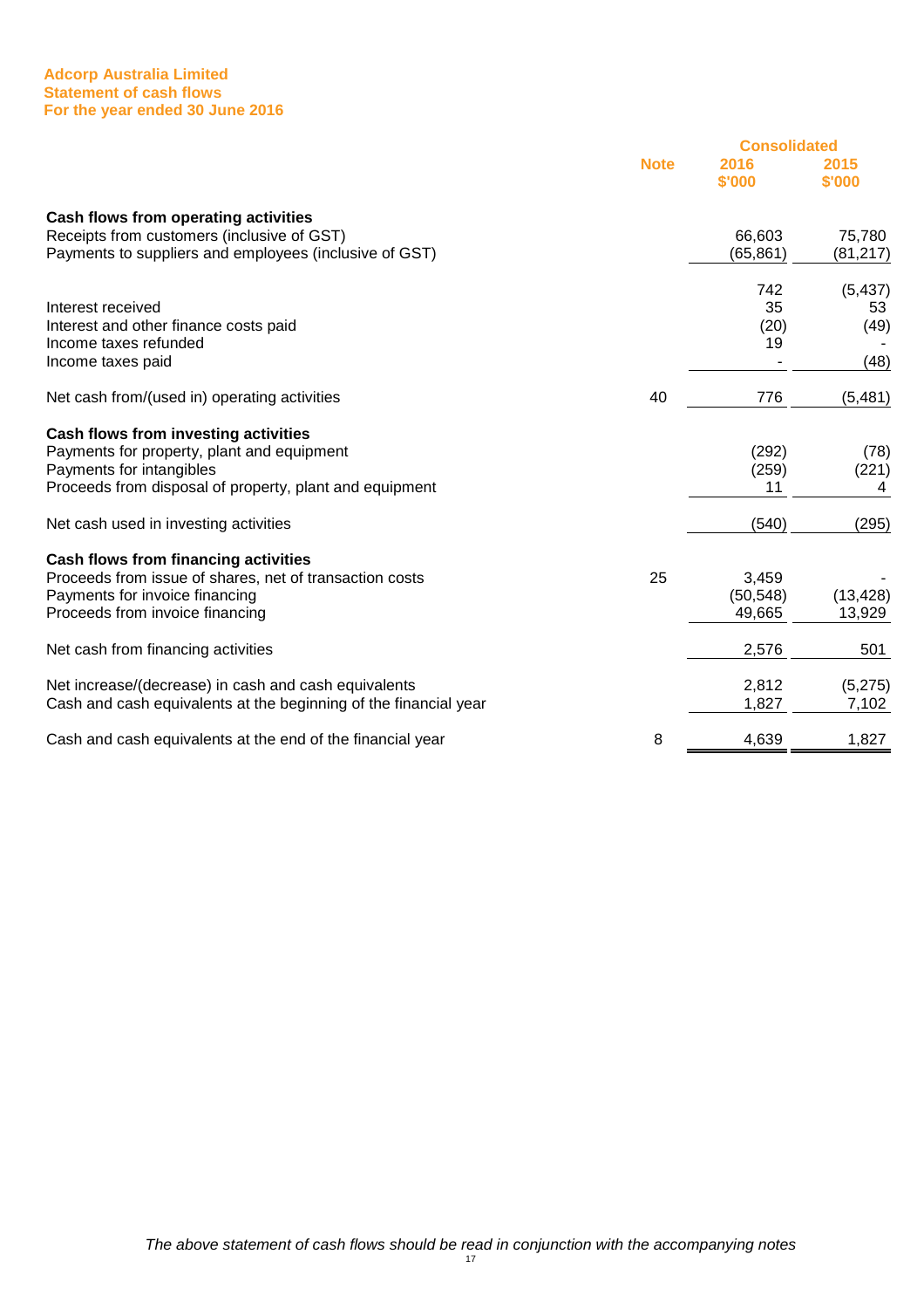# Adcorp Australia Limited
## Statement of cash flows
### For the year ended 30 June 2016

| | Note | Consolidated 2016 $'000 | Consolidated 2015 $'000 |
|---|---|---|---|
| **Cash flows from operating activities** | | | |
| Receipts from customers (inclusive of GST) | | 66,603 | 75,780 |
| Payments to suppliers and employees (inclusive of GST) | | (65,861) | (81,217) |
| | | 742 | (5,437) |
| Interest received | | 35 | 53 |
| Interest and other finance costs paid | | (20) | (49) |
| Income taxes refunded | | 19 | - |
| Income taxes paid | | - | (48) |
| Net cash from/(used in) operating activities | 40 | 776 | (5,481) |
| **Cash flows from investing activities** | | | |
| Payments for property, plant and equipment | | (292) | (78) |
| Payments for intangibles | | (259) | (221) |
| Proceeds from disposal of property, plant and equipment | | 11 | 4 |
| Net cash used in investing activities | | (540) | (295) |
| **Cash flows from financing activities** | | | |
| Proceeds from issue of shares, net of transaction costs | 25 | 3,459 | - |
| Payments for invoice financing | | (50,548) | (13,428) |
| Proceeds from invoice financing | | 49,665 | 13,929 |
| Net cash from financing activities | | 2,576 | 501 |
| Net increase/(decrease) in cash and cash equivalents | | 2,812 | (5,275) |
| Cash and cash equivalents at the beginning of the financial year | | 1,827 | 7,102 |
| Cash and cash equivalents at the end of the financial year | 8 | 4,639 | 1,827 |

*The above statement of cash flows should be read in conjunction with the accompanying notes*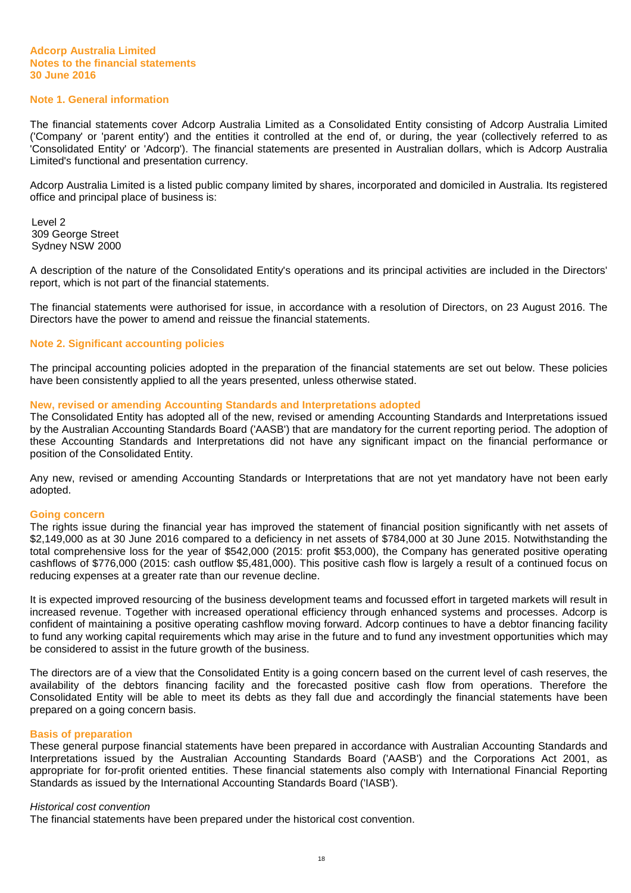**Adcorp Australia Limited**
**Notes to the financial statements**
**30 June 2016**

## Note 1. General information

The financial statements cover Adcorp Australia Limited as a Consolidated Entity consisting of Adcorp Australia Limited ('Company' or 'parent entity') and the entities it controlled at the end of, or during, the year (collectively referred to as 'Consolidated Entity' or 'Adcorp'). The financial statements are presented in Australian dollars, which is Adcorp Australia Limited's functional and presentation currency.

Adcorp Australia Limited is a listed public company limited by shares, incorporated and domiciled in Australia. Its registered office and principal place of business is:

Level 2
309 George Street
Sydney NSW 2000

A description of the nature of the Consolidated Entity's operations and its principal activities are included in the Directors' report, which is not part of the financial statements.

The financial statements were authorised for issue, in accordance with a resolution of Directors, on 23 August 2016. The Directors have the power to amend and reissue the financial statements.

## Note 2. Significant accounting policies

The principal accounting policies adopted in the preparation of the financial statements are set out below. These policies have been consistently applied to all the years presented, unless otherwise stated.

### New, revised or amending Accounting Standards and Interpretations adopted

The Consolidated Entity has adopted all of the new, revised or amending Accounting Standards and Interpretations issued by the Australian Accounting Standards Board ('AASB') that are mandatory for the current reporting period. The adoption of these Accounting Standards and Interpretations did not have any significant impact on the financial performance or position of the Consolidated Entity.

Any new, revised or amending Accounting Standards or Interpretations that are not yet mandatory have not been early adopted.

### Going concern

The rights issue during the financial year has improved the statement of financial position significantly with net assets of $2,149,000 as at 30 June 2016 compared to a deficiency in net assets of $784,000 at 30 June 2015. Notwithstanding the total comprehensive loss for the year of $542,000 (2015: profit $53,000), the Company has generated positive operating cashflows of $776,000 (2015: cash outflow $5,481,000). This positive cash flow is largely a result of a continued focus on reducing expenses at a greater rate than our revenue decline.

It is expected improved resourcing of the business development teams and focussed effort in targeted markets will result in increased revenue. Together with increased operational efficiency through enhanced systems and processes. Adcorp is confident of maintaining a positive operating cashflow moving forward. Adcorp continues to have a debtor financing facility to fund any working capital requirements which may arise in the future and to fund any investment opportunities which may be considered to assist in the future growth of the business.

The directors are of a view that the Consolidated Entity is a going concern based on the current level of cash reserves, the availability of the debtors financing facility and the forecasted positive cash flow from operations. Therefore the Consolidated Entity will be able to meet its debts as they fall due and accordingly the financial statements have been prepared on a going concern basis.

### Basis of preparation

These general purpose financial statements have been prepared in accordance with Australian Accounting Standards and Interpretations issued by the Australian Accounting Standards Board ('AASB') and the Corporations Act 2001, as appropriate for for-profit oriented entities. These financial statements also comply with International Financial Reporting Standards as issued by the International Accounting Standards Board ('IASB').

*Historical cost convention*

The financial statements have been prepared under the historical cost convention.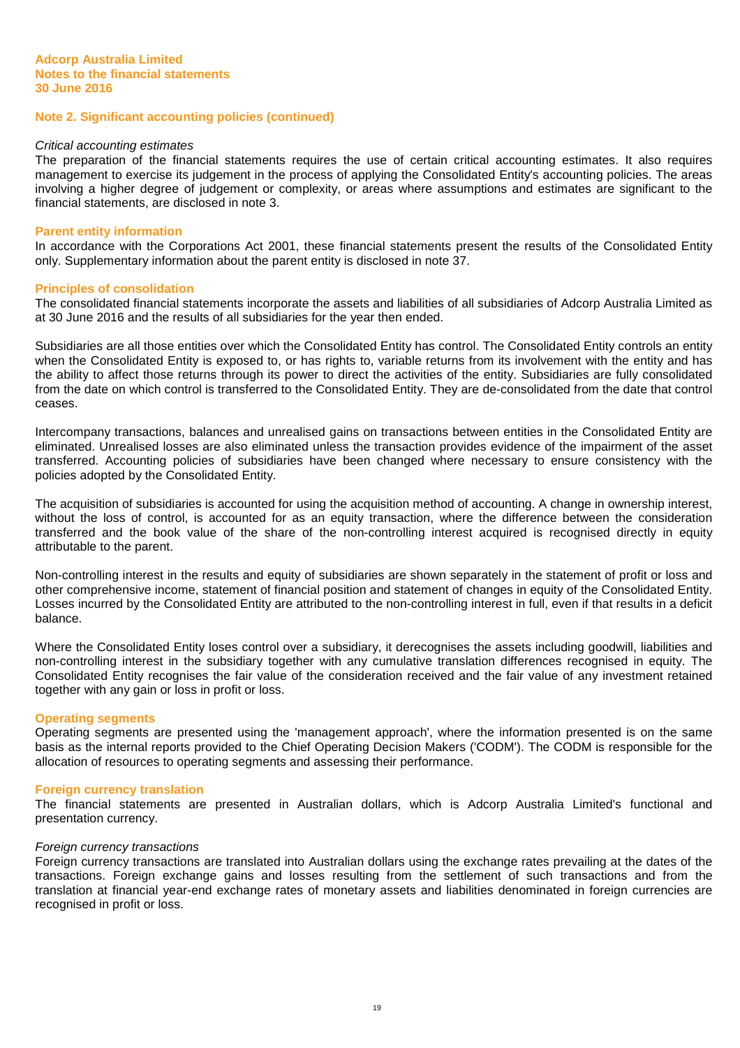## Note 2. Significant accounting policies (continued)

*Critical accounting estimates*

The preparation of the financial statements requires the use of certain critical accounting estimates. It also requires management to exercise its judgement in the process of applying the Consolidated Entity's accounting policies. The areas involving a higher degree of judgement or complexity, or areas where assumptions and estimates are significant to the financial statements, are disclosed in note 3.

### Parent entity information

In accordance with the Corporations Act 2001, these financial statements present the results of the Consolidated Entity only. Supplementary information about the parent entity is disclosed in note 37.

### Principles of consolidation

The consolidated financial statements incorporate the assets and liabilities of all subsidiaries of Adcorp Australia Limited as at 30 June 2016 and the results of all subsidiaries for the year then ended.

Subsidiaries are all those entities over which the Consolidated Entity has control. The Consolidated Entity controls an entity when the Consolidated Entity is exposed to, or has rights to, variable returns from its involvement with the entity and has the ability to affect those returns through its power to direct the activities of the entity. Subsidiaries are fully consolidated from the date on which control is transferred to the Consolidated Entity. They are de-consolidated from the date that control ceases.

Intercompany transactions, balances and unrealised gains on transactions between entities in the Consolidated Entity are eliminated. Unrealised losses are also eliminated unless the transaction provides evidence of the impairment of the asset transferred. Accounting policies of subsidiaries have been changed where necessary to ensure consistency with the policies adopted by the Consolidated Entity.

The acquisition of subsidiaries is accounted for using the acquisition method of accounting. A change in ownership interest, without the loss of control, is accounted for as an equity transaction, where the difference between the consideration transferred and the book value of the share of the non-controlling interest acquired is recognised directly in equity attributable to the parent.

Non-controlling interest in the results and equity of subsidiaries are shown separately in the statement of profit or loss and other comprehensive income, statement of financial position and statement of changes in equity of the Consolidated Entity. Losses incurred by the Consolidated Entity are attributed to the non-controlling interest in full, even if that results in a deficit balance.

Where the Consolidated Entity loses control over a subsidiary, it derecognises the assets including goodwill, liabilities and non-controlling interest in the subsidiary together with any cumulative translation differences recognised in equity. The Consolidated Entity recognises the fair value of the consideration received and the fair value of any investment retained together with any gain or loss in profit or loss.

### Operating segments

Operating segments are presented using the 'management approach', where the information presented is on the same basis as the internal reports provided to the Chief Operating Decision Makers ('CODM'). The CODM is responsible for the allocation of resources to operating segments and assessing their performance.

### Foreign currency translation

The financial statements are presented in Australian dollars, which is Adcorp Australia Limited's functional and presentation currency.

*Foreign currency transactions*

Foreign currency transactions are translated into Australian dollars using the exchange rates prevailing at the dates of the transactions. Foreign exchange gains and losses resulting from the settlement of such transactions and from the translation at financial year-end exchange rates of monetary assets and liabilities denominated in foreign currencies are recognised in profit or loss.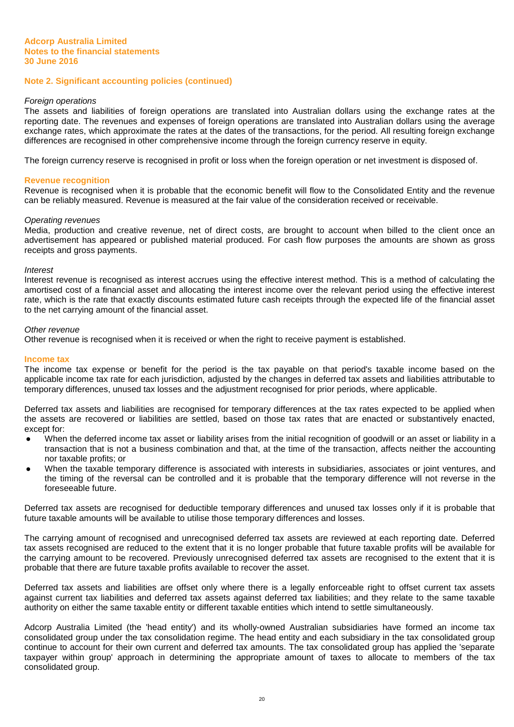## Note 2. Significant accounting policies (continued)

*Foreign operations*

The assets and liabilities of foreign operations are translated into Australian dollars using the exchange rates at the reporting date. The revenues and expenses of foreign operations are translated into Australian dollars using the average exchange rates, which approximate the rates at the dates of the transactions, for the period. All resulting foreign exchange differences are recognised in other comprehensive income through the foreign currency reserve in equity.

The foreign currency reserve is recognised in profit or loss when the foreign operation or net investment is disposed of.

### Revenue recognition

Revenue is recognised when it is probable that the economic benefit will flow to the Consolidated Entity and the revenue can be reliably measured. Revenue is measured at the fair value of the consideration received or receivable.

*Operating revenues*

Media, production and creative revenue, net of direct costs, are brought to account when billed to the client once an advertisement has appeared or published material produced. For cash flow purposes the amounts are shown as gross receipts and gross payments.

*Interest*

Interest revenue is recognised as interest accrues using the effective interest method. This is a method of calculating the amortised cost of a financial asset and allocating the interest income over the relevant period using the effective interest rate, which is the rate that exactly discounts estimated future cash receipts through the expected life of the financial asset to the net carrying amount of the financial asset.

*Other revenue*

Other revenue is recognised when it is received or when the right to receive payment is established.

### Income tax

The income tax expense or benefit for the period is the tax payable on that period's taxable income based on the applicable income tax rate for each jurisdiction, adjusted by the changes in deferred tax assets and liabilities attributable to temporary differences, unused tax losses and the adjustment recognised for prior periods, where applicable.

Deferred tax assets and liabilities are recognised for temporary differences at the tax rates expected to be applied when the assets are recovered or liabilities are settled, based on those tax rates that are enacted or substantively enacted, except for:

- When the deferred income tax asset or liability arises from the initial recognition of goodwill or an asset or liability in a transaction that is not a business combination and that, at the time of the transaction, affects neither the accounting nor taxable profits; or
- When the taxable temporary difference is associated with interests in subsidiaries, associates or joint ventures, and the timing of the reversal can be controlled and it is probable that the temporary difference will not reverse in the foreseeable future.

Deferred tax assets are recognised for deductible temporary differences and unused tax losses only if it is probable that future taxable amounts will be available to utilise those temporary differences and losses.

The carrying amount of recognised and unrecognised deferred tax assets are reviewed at each reporting date. Deferred tax assets recognised are reduced to the extent that it is no longer probable that future taxable profits will be available for the carrying amount to be recovered. Previously unrecognised deferred tax assets are recognised to the extent that it is probable that there are future taxable profits available to recover the asset.

Deferred tax assets and liabilities are offset only where there is a legally enforceable right to offset current tax assets against current tax liabilities and deferred tax assets against deferred tax liabilities; and they relate to the same taxable authority on either the same taxable entity or different taxable entities which intend to settle simultaneously.

Adcorp Australia Limited (the 'head entity') and its wholly-owned Australian subsidiaries have formed an income tax consolidated group under the tax consolidation regime. The head entity and each subsidiary in the tax consolidated group continue to account for their own current and deferred tax amounts. The tax consolidated group has applied the 'separate taxpayer within group' approach in determining the appropriate amount of taxes to allocate to members of the tax consolidated group.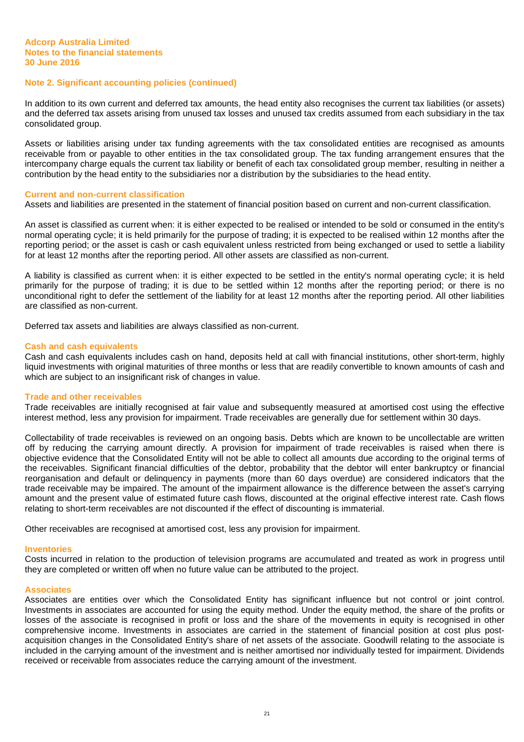## Note 2. Significant accounting policies (continued)

In addition to its own current and deferred tax amounts, the head entity also recognises the current tax liabilities (or assets) and the deferred tax assets arising from unused tax losses and unused tax credits assumed from each subsidiary in the tax consolidated group.

Assets or liabilities arising under tax funding agreements with the tax consolidated entities are recognised as amounts receivable from or payable to other entities in the tax consolidated group. The tax funding arrangement ensures that the intercompany charge equals the current tax liability or benefit of each tax consolidated group member, resulting in neither a contribution by the head entity to the subsidiaries nor a distribution by the subsidiaries to the head entity.

### Current and non-current classification

Assets and liabilities are presented in the statement of financial position based on current and non-current classification.

An asset is classified as current when: it is either expected to be realised or intended to be sold or consumed in the entity's normal operating cycle; it is held primarily for the purpose of trading; it is expected to be realised within 12 months after the reporting period; or the asset is cash or cash equivalent unless restricted from being exchanged or used to settle a liability for at least 12 months after the reporting period. All other assets are classified as non-current.

A liability is classified as current when: it is either expected to be settled in the entity's normal operating cycle; it is held primarily for the purpose of trading; it is due to be settled within 12 months after the reporting period; or there is no unconditional right to defer the settlement of the liability for at least 12 months after the reporting period. All other liabilities are classified as non-current.

Deferred tax assets and liabilities are always classified as non-current.

### Cash and cash equivalents

Cash and cash equivalents includes cash on hand, deposits held at call with financial institutions, other short-term, highly liquid investments with original maturities of three months or less that are readily convertible to known amounts of cash and which are subject to an insignificant risk of changes in value.

### Trade and other receivables

Trade receivables are initially recognised at fair value and subsequently measured at amortised cost using the effective interest method, less any provision for impairment. Trade receivables are generally due for settlement within 30 days.

Collectability of trade receivables is reviewed on an ongoing basis. Debts which are known to be uncollectable are written off by reducing the carrying amount directly. A provision for impairment of trade receivables is raised when there is objective evidence that the Consolidated Entity will not be able to collect all amounts due according to the original terms of the receivables. Significant financial difficulties of the debtor, probability that the debtor will enter bankruptcy or financial reorganisation and default or delinquency in payments (more than 60 days overdue) are considered indicators that the trade receivable may be impaired. The amount of the impairment allowance is the difference between the asset's carrying amount and the present value of estimated future cash flows, discounted at the original effective interest rate. Cash flows relating to short-term receivables are not discounted if the effect of discounting is immaterial.

Other receivables are recognised at amortised cost, less any provision for impairment.

### Inventories

Costs incurred in relation to the production of television programs are accumulated and treated as work in progress until they are completed or written off when no future value can be attributed to the project.

### Associates

Associates are entities over which the Consolidated Entity has significant influence but not control or joint control. Investments in associates are accounted for using the equity method. Under the equity method, the share of the profits or losses of the associate is recognised in profit or loss and the share of the movements in equity is recognised in other comprehensive income. Investments in associates are carried in the statement of financial position at cost plus post-acquisition changes in the Consolidated Entity's share of net assets of the associate. Goodwill relating to the associate is included in the carrying amount of the investment and is neither amortised nor individually tested for impairment. Dividends received or receivable from associates reduce the carrying amount of the investment.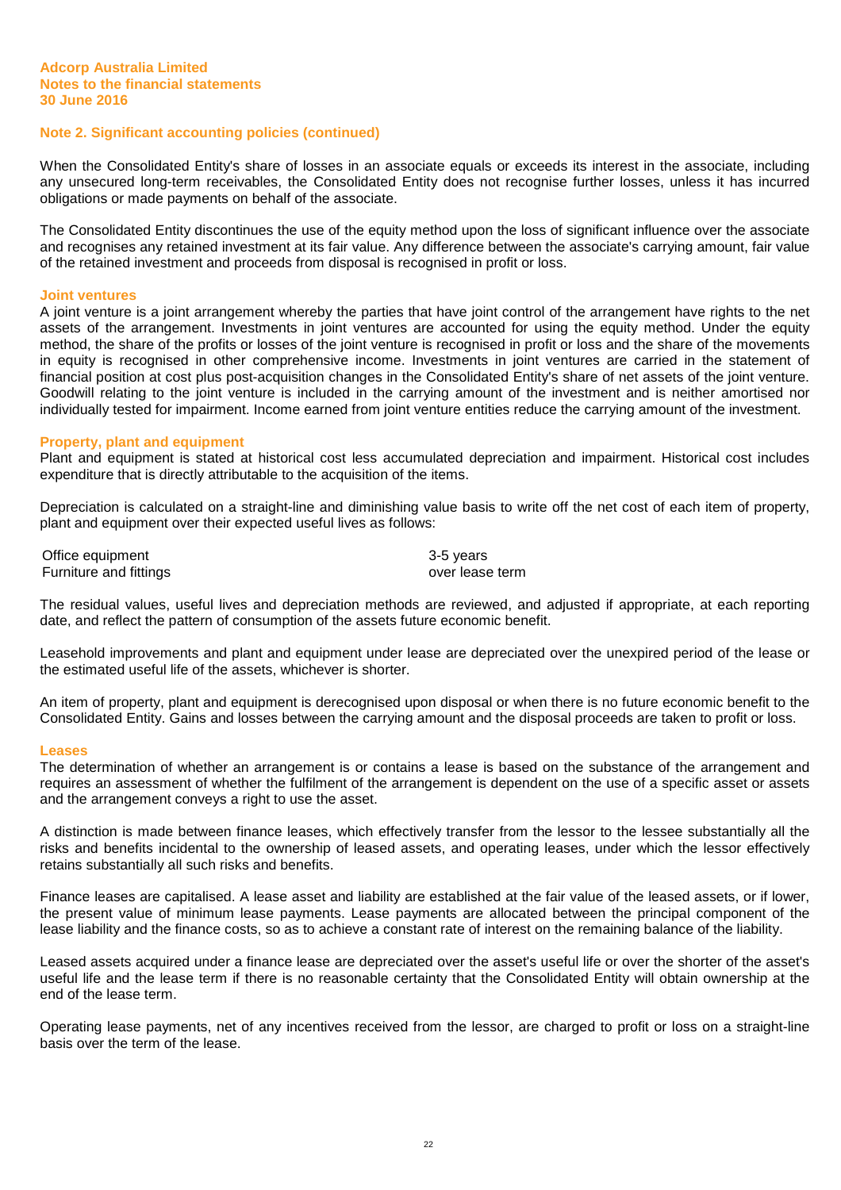## Note 2. Significant accounting policies (continued)

When the Consolidated Entity's share of losses in an associate equals or exceeds its interest in the associate, including any unsecured long-term receivables, the Consolidated Entity does not recognise further losses, unless it has incurred obligations or made payments on behalf of the associate.

The Consolidated Entity discontinues the use of the equity method upon the loss of significant influence over the associate and recognises any retained investment at its fair value. Any difference between the associate's carrying amount, fair value of the retained investment and proceeds from disposal is recognised in profit or loss.

### Joint ventures

A joint venture is a joint arrangement whereby the parties that have joint control of the arrangement have rights to the net assets of the arrangement. Investments in joint ventures are accounted for using the equity method. Under the equity method, the share of the profits or losses of the joint venture is recognised in profit or loss and the share of the movements in equity is recognised in other comprehensive income. Investments in joint ventures are carried in the statement of financial position at cost plus post-acquisition changes in the Consolidated Entity's share of net assets of the joint venture. Goodwill relating to the joint venture is included in the carrying amount of the investment and is neither amortised nor individually tested for impairment. Income earned from joint venture entities reduce the carrying amount of the investment.

### Property, plant and equipment

Plant and equipment is stated at historical cost less accumulated depreciation and impairment. Historical cost includes expenditure that is directly attributable to the acquisition of the items.

Depreciation is calculated on a straight-line and diminishing value basis to write off the net cost of each item of property, plant and equipment over their expected useful lives as follows:

| | |
|---|---|
| Office equipment | 3-5 years |
| Furniture and fittings | over lease term |

The residual values, useful lives and depreciation methods are reviewed, and adjusted if appropriate, at each reporting date, and reflect the pattern of consumption of the assets future economic benefit.

Leasehold improvements and plant and equipment under lease are depreciated over the unexpired period of the lease or the estimated useful life of the assets, whichever is shorter.

An item of property, plant and equipment is derecognised upon disposal or when there is no future economic benefit to the Consolidated Entity. Gains and losses between the carrying amount and the disposal proceeds are taken to profit or loss.

### Leases

The determination of whether an arrangement is or contains a lease is based on the substance of the arrangement and requires an assessment of whether the fulfilment of the arrangement is dependent on the use of a specific asset or assets and the arrangement conveys a right to use the asset.

A distinction is made between finance leases, which effectively transfer from the lessor to the lessee substantially all the risks and benefits incidental to the ownership of leased assets, and operating leases, under which the lessor effectively retains substantially all such risks and benefits.

Finance leases are capitalised. A lease asset and liability are established at the fair value of the leased assets, or if lower, the present value of minimum lease payments. Lease payments are allocated between the principal component of the lease liability and the finance costs, so as to achieve a constant rate of interest on the remaining balance of the liability.

Leased assets acquired under a finance lease are depreciated over the asset's useful life or over the shorter of the asset's useful life and the lease term if there is no reasonable certainty that the Consolidated Entity will obtain ownership at the end of the lease term.

Operating lease payments, net of any incentives received from the lessor, are charged to profit or loss on a straight-line basis over the term of the lease.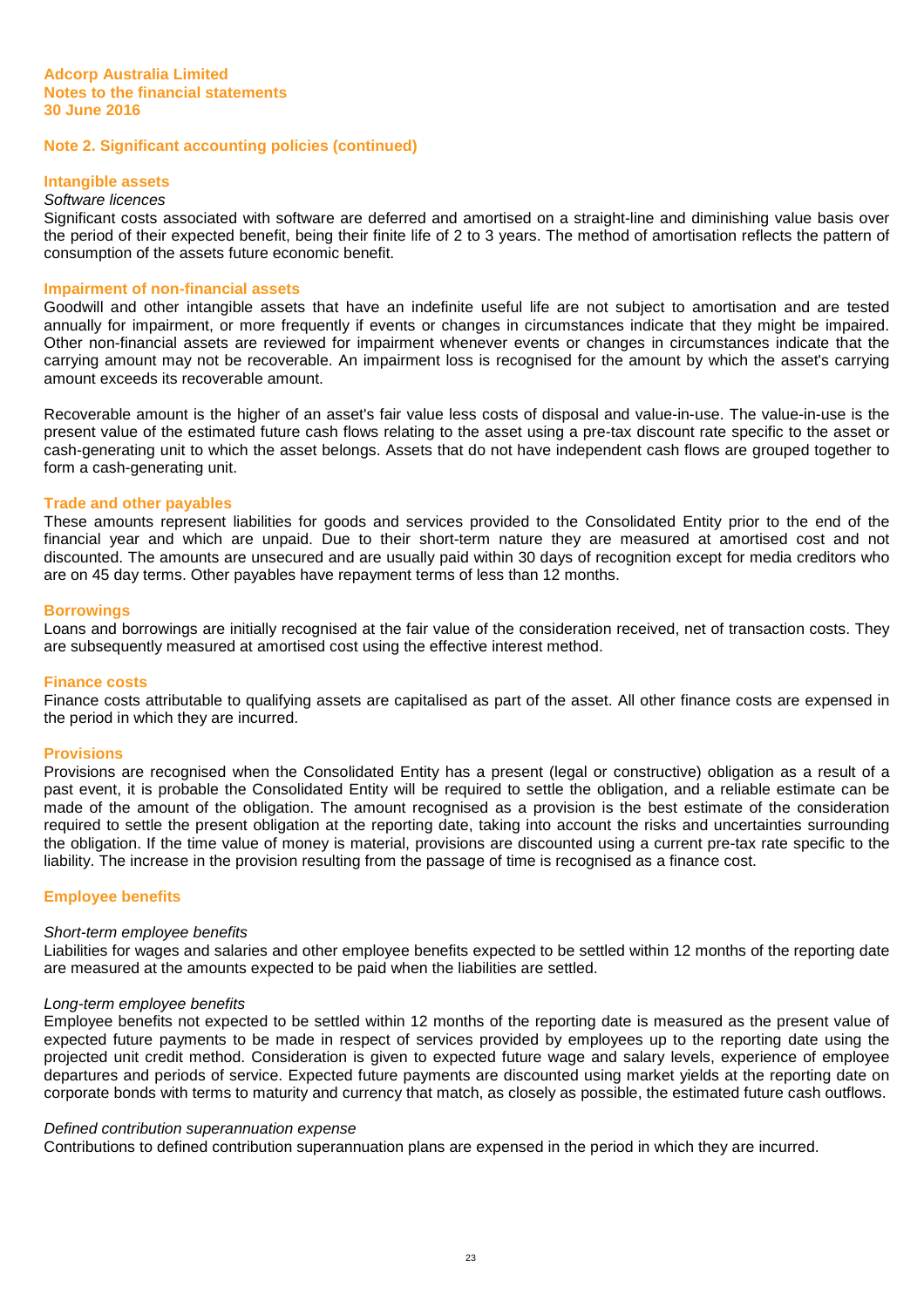**Adcorp Australia Limited**
**Notes to the financial statements**
**30 June 2016**

## Note 2. Significant accounting policies (continued)

### Intangible assets

*Software licences*
Significant costs associated with software are deferred and amortised on a straight-line and diminishing value basis over the period of their expected benefit, being their finite life of 2 to 3 years. The method of amortisation reflects the pattern of consumption of the assets future economic benefit.

### Impairment of non-financial assets

Goodwill and other intangible assets that have an indefinite useful life are not subject to amortisation and are tested annually for impairment, or more frequently if events or changes in circumstances indicate that they might be impaired. Other non-financial assets are reviewed for impairment whenever events or changes in circumstances indicate that the carrying amount may not be recoverable. An impairment loss is recognised for the amount by which the asset's carrying amount exceeds its recoverable amount.

Recoverable amount is the higher of an asset's fair value less costs of disposal and value-in-use. The value-in-use is the present value of the estimated future cash flows relating to the asset using a pre-tax discount rate specific to the asset or cash-generating unit to which the asset belongs. Assets that do not have independent cash flows are grouped together to form a cash-generating unit.

### Trade and other payables

These amounts represent liabilities for goods and services provided to the Consolidated Entity prior to the end of the financial year and which are unpaid. Due to their short-term nature they are measured at amortised cost and not discounted. The amounts are unsecured and are usually paid within 30 days of recognition except for media creditors who are on 45 day terms. Other payables have repayment terms of less than 12 months.

### Borrowings

Loans and borrowings are initially recognised at the fair value of the consideration received, net of transaction costs. They are subsequently measured at amortised cost using the effective interest method.

### Finance costs

Finance costs attributable to qualifying assets are capitalised as part of the asset. All other finance costs are expensed in the period in which they are incurred.

### Provisions

Provisions are recognised when the Consolidated Entity has a present (legal or constructive) obligation as a result of a past event, it is probable the Consolidated Entity will be required to settle the obligation, and a reliable estimate can be made of the amount of the obligation. The amount recognised as a provision is the best estimate of the consideration required to settle the present obligation at the reporting date, taking into account the risks and uncertainties surrounding the obligation. If the time value of money is material, provisions are discounted using a current pre-tax rate specific to the liability. The increase in the provision resulting from the passage of time is recognised as a finance cost.

### Employee benefits

*Short-term employee benefits*
Liabilities for wages and salaries and other employee benefits expected to be settled within 12 months of the reporting date are measured at the amounts expected to be paid when the liabilities are settled.

*Long-term employee benefits*
Employee benefits not expected to be settled within 12 months of the reporting date is measured as the present value of expected future payments to be made in respect of services provided by employees up to the reporting date using the projected unit credit method. Consideration is given to expected future wage and salary levels, experience of employee departures and periods of service. Expected future payments are discounted using market yields at the reporting date on corporate bonds with terms to maturity and currency that match, as closely as possible, the estimated future cash outflows.

*Defined contribution superannuation expense*
Contributions to defined contribution superannuation plans are expensed in the period in which they are incurred.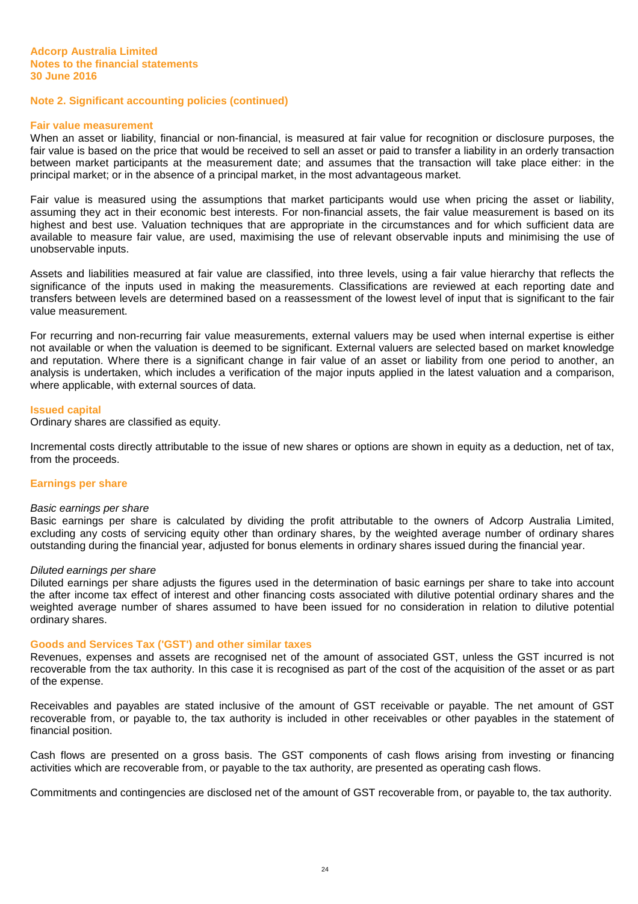**Adcorp Australia Limited**
**Notes to the financial statements**
**30 June 2016**

## Note 2. Significant accounting policies (continued)

### Fair value measurement

When an asset or liability, financial or non-financial, is measured at fair value for recognition or disclosure purposes, the fair value is based on the price that would be received to sell an asset or paid to transfer a liability in an orderly transaction between market participants at the measurement date; and assumes that the transaction will take place either: in the principal market; or in the absence of a principal market, in the most advantageous market.

Fair value is measured using the assumptions that market participants would use when pricing the asset or liability, assuming they act in their economic best interests. For non-financial assets, the fair value measurement is based on its highest and best use. Valuation techniques that are appropriate in the circumstances and for which sufficient data are available to measure fair value, are used, maximising the use of relevant observable inputs and minimising the use of unobservable inputs.

Assets and liabilities measured at fair value are classified, into three levels, using a fair value hierarchy that reflects the significance of the inputs used in making the measurements. Classifications are reviewed at each reporting date and transfers between levels are determined based on a reassessment of the lowest level of input that is significant to the fair value measurement.

For recurring and non-recurring fair value measurements, external valuers may be used when internal expertise is either not available or when the valuation is deemed to be significant. External valuers are selected based on market knowledge and reputation. Where there is a significant change in fair value of an asset or liability from one period to another, an analysis is undertaken, which includes a verification of the major inputs applied in the latest valuation and a comparison, where applicable, with external sources of data.

### Issued capital

Ordinary shares are classified as equity.

Incremental costs directly attributable to the issue of new shares or options are shown in equity as a deduction, net of tax, from the proceeds.

### Earnings per share

*Basic earnings per share*

Basic earnings per share is calculated by dividing the profit attributable to the owners of Adcorp Australia Limited, excluding any costs of servicing equity other than ordinary shares, by the weighted average number of ordinary shares outstanding during the financial year, adjusted for bonus elements in ordinary shares issued during the financial year.

*Diluted earnings per share*

Diluted earnings per share adjusts the figures used in the determination of basic earnings per share to take into account the after income tax effect of interest and other financing costs associated with dilutive potential ordinary shares and the weighted average number of shares assumed to have been issued for no consideration in relation to dilutive potential ordinary shares.

### Goods and Services Tax ('GST') and other similar taxes

Revenues, expenses and assets are recognised net of the amount of associated GST, unless the GST incurred is not recoverable from the tax authority. In this case it is recognised as part of the cost of the acquisition of the asset or as part of the expense.

Receivables and payables are stated inclusive of the amount of GST receivable or payable. The net amount of GST recoverable from, or payable to, the tax authority is included in other receivables or other payables in the statement of financial position.

Cash flows are presented on a gross basis. The GST components of cash flows arising from investing or financing activities which are recoverable from, or payable to the tax authority, are presented as operating cash flows.

Commitments and contingencies are disclosed net of the amount of GST recoverable from, or payable to, the tax authority.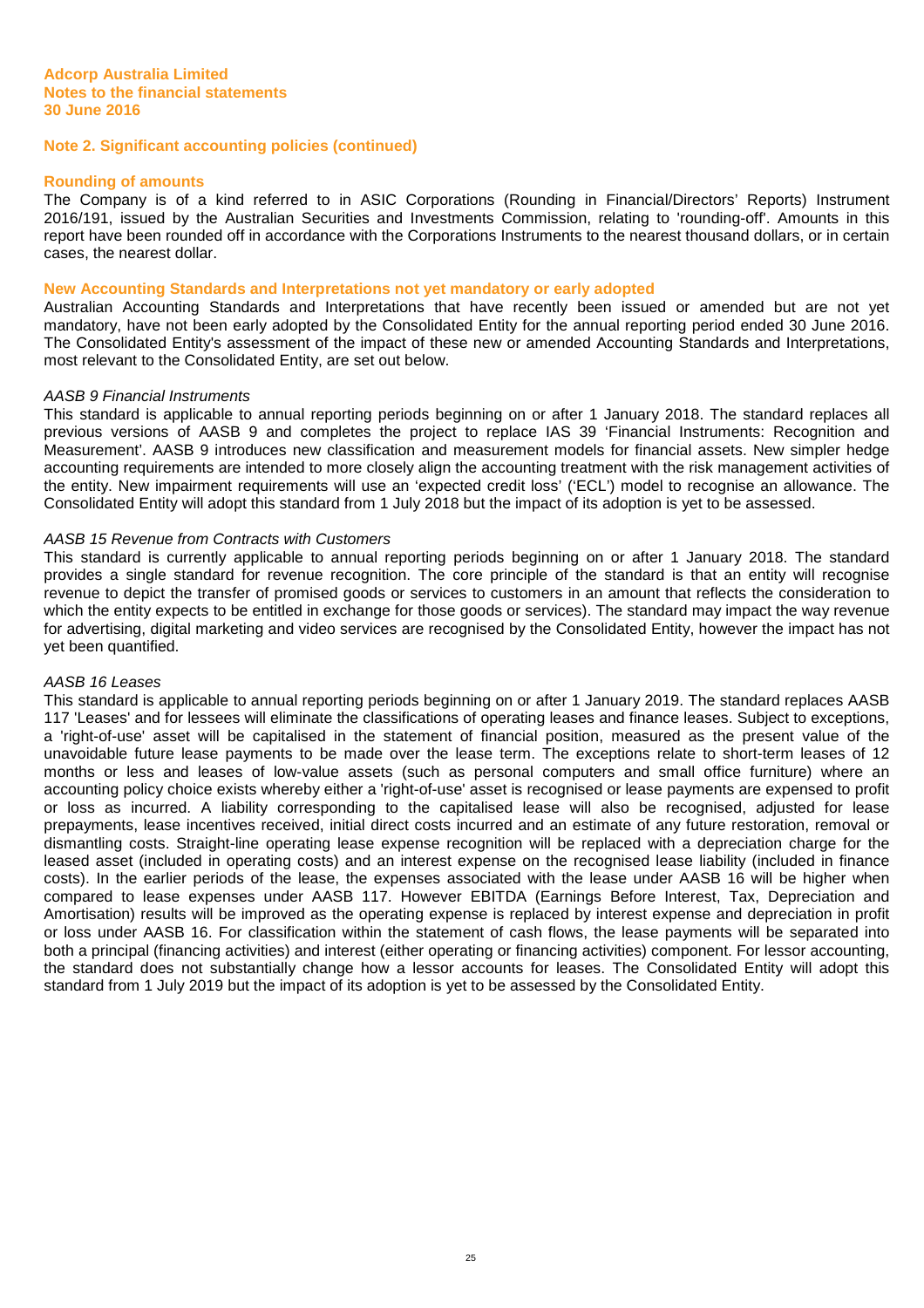## Note 2. Significant accounting policies (continued)

### Rounding of amounts

The Company is of a kind referred to in ASIC Corporations (Rounding in Financial/Directors' Reports) Instrument 2016/191, issued by the Australian Securities and Investments Commission, relating to 'rounding-off'. Amounts in this report have been rounded off in accordance with the Corporations Instruments to the nearest thousand dollars, or in certain cases, the nearest dollar.

### New Accounting Standards and Interpretations not yet mandatory or early adopted

Australian Accounting Standards and Interpretations that have recently been issued or amended but are not yet mandatory, have not been early adopted by the Consolidated Entity for the annual reporting period ended 30 June 2016. The Consolidated Entity's assessment of the impact of these new or amended Accounting Standards and Interpretations, most relevant to the Consolidated Entity, are set out below.

*AASB 9 Financial Instruments*

This standard is applicable to annual reporting periods beginning on or after 1 January 2018. The standard replaces all previous versions of AASB 9 and completes the project to replace IAS 39 'Financial Instruments: Recognition and Measurement'. AASB 9 introduces new classification and measurement models for financial assets. New simpler hedge accounting requirements are intended to more closely align the accounting treatment with the risk management activities of the entity. New impairment requirements will use an 'expected credit loss' ('ECL') model to recognise an allowance. The Consolidated Entity will adopt this standard from 1 July 2018 but the impact of its adoption is yet to be assessed.

*AASB 15 Revenue from Contracts with Customers*

This standard is currently applicable to annual reporting periods beginning on or after 1 January 2018. The standard provides a single standard for revenue recognition. The core principle of the standard is that an entity will recognise revenue to depict the transfer of promised goods or services to customers in an amount that reflects the consideration to which the entity expects to be entitled in exchange for those goods or services). The standard may impact the way revenue for advertising, digital marketing and video services are recognised by the Consolidated Entity, however the impact has not yet been quantified.

*AASB 16 Leases*

This standard is applicable to annual reporting periods beginning on or after 1 January 2019. The standard replaces AASB 117 'Leases' and for lessees will eliminate the classifications of operating leases and finance leases. Subject to exceptions, a 'right-of-use' asset will be capitalised in the statement of financial position, measured as the present value of the unavoidable future lease payments to be made over the lease term. The exceptions relate to short-term leases of 12 months or less and leases of low-value assets (such as personal computers and small office furniture) where an accounting policy choice exists whereby either a 'right-of-use' asset is recognised or lease payments are expensed to profit or loss as incurred. A liability corresponding to the capitalised lease will also be recognised, adjusted for lease prepayments, lease incentives received, initial direct costs incurred and an estimate of any future restoration, removal or dismantling costs. Straight-line operating lease expense recognition will be replaced with a depreciation charge for the leased asset (included in operating costs) and an interest expense on the recognised lease liability (included in finance costs). In the earlier periods of the lease, the expenses associated with the lease under AASB 16 will be higher when compared to lease expenses under AASB 117. However EBITDA (Earnings Before Interest, Tax, Depreciation and Amortisation) results will be improved as the operating expense is replaced by interest expense and depreciation in profit or loss under AASB 16. For classification within the statement of cash flows, the lease payments will be separated into both a principal (financing activities) and interest (either operating or financing activities) component. For lessor accounting, the standard does not substantially change how a lessor accounts for leases. The Consolidated Entity will adopt this standard from 1 July 2019 but the impact of its adoption is yet to be assessed by the Consolidated Entity.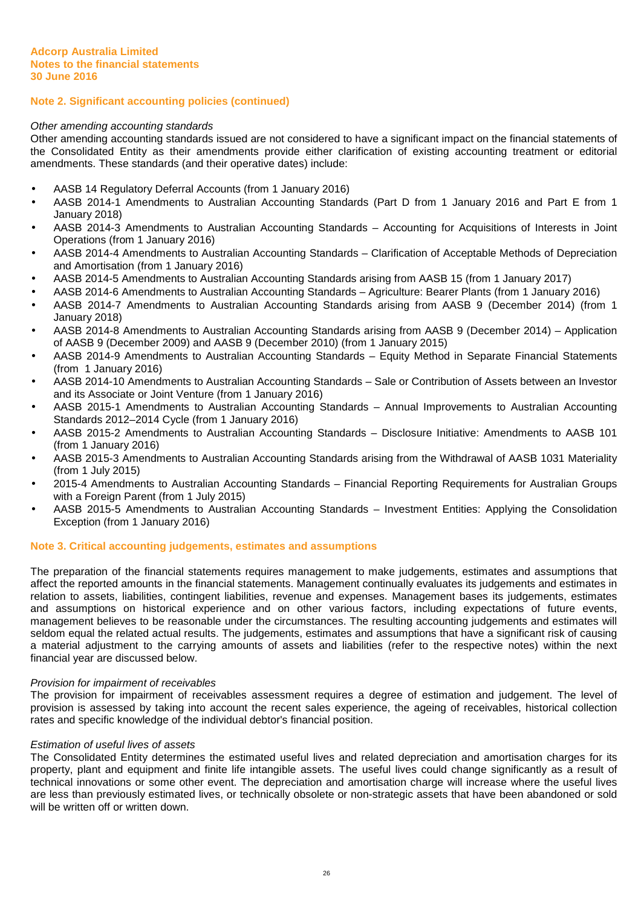## Note 2. Significant accounting policies (continued)

*Other amending accounting standards*

Other amending accounting standards issued are not considered to have a significant impact on the financial statements of the Consolidated Entity as their amendments provide either clarification of existing accounting treatment or editorial amendments. These standards (and their operative dates) include:

- AASB 14 Regulatory Deferral Accounts (from 1 January 2016)
- AASB 2014-1 Amendments to Australian Accounting Standards (Part D from 1 January 2016 and Part E from 1 January 2018)
- AASB 2014-3 Amendments to Australian Accounting Standards – Accounting for Acquisitions of Interests in Joint Operations (from 1 January 2016)
- AASB 2014-4 Amendments to Australian Accounting Standards – Clarification of Acceptable Methods of Depreciation and Amortisation (from 1 January 2016)
- AASB 2014-5 Amendments to Australian Accounting Standards arising from AASB 15 (from 1 January 2017)
- AASB 2014-6 Amendments to Australian Accounting Standards – Agriculture: Bearer Plants (from 1 January 2016)
- AASB 2014-7 Amendments to Australian Accounting Standards arising from AASB 9 (December 2014) (from 1 January 2018)
- AASB 2014-8 Amendments to Australian Accounting Standards arising from AASB 9 (December 2014) – Application of AASB 9 (December 2009) and AASB 9 (December 2010) (from 1 January 2015)
- AASB 2014-9 Amendments to Australian Accounting Standards – Equity Method in Separate Financial Statements (from 1 January 2016)
- AASB 2014-10 Amendments to Australian Accounting Standards – Sale or Contribution of Assets between an Investor and its Associate or Joint Venture (from 1 January 2016)
- AASB 2015-1 Amendments to Australian Accounting Standards – Annual Improvements to Australian Accounting Standards 2012–2014 Cycle (from 1 January 2016)
- AASB 2015-2 Amendments to Australian Accounting Standards – Disclosure Initiative: Amendments to AASB 101 (from 1 January 2016)
- AASB 2015-3 Amendments to Australian Accounting Standards arising from the Withdrawal of AASB 1031 Materiality (from 1 July 2015)
- 2015-4 Amendments to Australian Accounting Standards – Financial Reporting Requirements for Australian Groups with a Foreign Parent (from 1 July 2015)
- AASB 2015-5 Amendments to Australian Accounting Standards – Investment Entities: Applying the Consolidation Exception (from 1 January 2016)

## Note 3. Critical accounting judgements, estimates and assumptions

The preparation of the financial statements requires management to make judgements, estimates and assumptions that affect the reported amounts in the financial statements. Management continually evaluates its judgements and estimates in relation to assets, liabilities, contingent liabilities, revenue and expenses. Management bases its judgements, estimates and assumptions on historical experience and on other various factors, including expectations of future events, management believes to be reasonable under the circumstances. The resulting accounting judgements and estimates will seldom equal the related actual results. The judgements, estimates and assumptions that have a significant risk of causing a material adjustment to the carrying amounts of assets and liabilities (refer to the respective notes) within the next financial year are discussed below.

*Provision for impairment of receivables*

The provision for impairment of receivables assessment requires a degree of estimation and judgement. The level of provision is assessed by taking into account the recent sales experience, the ageing of receivables, historical collection rates and specific knowledge of the individual debtor's financial position.

*Estimation of useful lives of assets*

The Consolidated Entity determines the estimated useful lives and related depreciation and amortisation charges for its property, plant and equipment and finite life intangible assets. The useful lives could change significantly as a result of technical innovations or some other event. The depreciation and amortisation charge will increase where the useful lives are less than previously estimated lives, or technically obsolete or non-strategic assets that have been abandoned or sold will be written off or written down.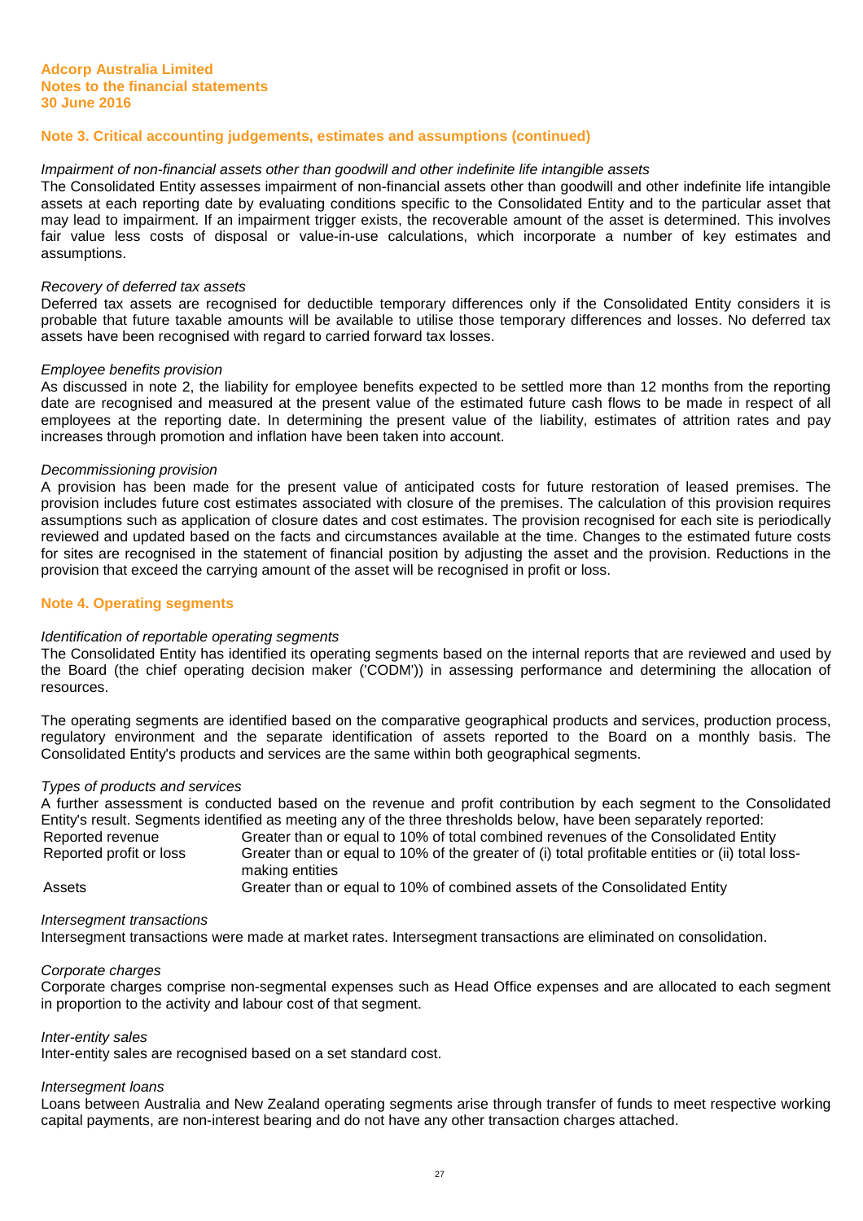## Note 3. Critical accounting judgements, estimates and assumptions (continued)

*Impairment of non-financial assets other than goodwill and other indefinite life intangible assets*

The Consolidated Entity assesses impairment of non-financial assets other than goodwill and other indefinite life intangible assets at each reporting date by evaluating conditions specific to the Consolidated Entity and to the particular asset that may lead to impairment. If an impairment trigger exists, the recoverable amount of the asset is determined. This involves fair value less costs of disposal or value-in-use calculations, which incorporate a number of key estimates and assumptions.

*Recovery of deferred tax assets*

Deferred tax assets are recognised for deductible temporary differences only if the Consolidated Entity considers it is probable that future taxable amounts will be available to utilise those temporary differences and losses. No deferred tax assets have been recognised with regard to carried forward tax losses.

*Employee benefits provision*

As discussed in note 2, the liability for employee benefits expected to be settled more than 12 months from the reporting date are recognised and measured at the present value of the estimated future cash flows to be made in respect of all employees at the reporting date. In determining the present value of the liability, estimates of attrition rates and pay increases through promotion and inflation have been taken into account.

*Decommissioning provision*

A provision has been made for the present value of anticipated costs for future restoration of leased premises. The provision includes future cost estimates associated with closure of the premises. The calculation of this provision requires assumptions such as application of closure dates and cost estimates. The provision recognised for each site is periodically reviewed and updated based on the facts and circumstances available at the time. Changes to the estimated future costs for sites are recognised in the statement of financial position by adjusting the asset and the provision. Reductions in the provision that exceed the carrying amount of the asset will be recognised in profit or loss.

## Note 4. Operating segments

*Identification of reportable operating segments*

The Consolidated Entity has identified its operating segments based on the internal reports that are reviewed and used by the Board (the chief operating decision maker ('CODM')) in assessing performance and determining the allocation of resources.

The operating segments are identified based on the comparative geographical products and services, production process, regulatory environment and the separate identification of assets reported to the Board on a monthly basis. The Consolidated Entity's products and services are the same within both geographical segments.

*Types of products and services*

A further assessment is conducted based on the revenue and profit contribution by each segment to the Consolidated Entity's result. Segments identified as meeting any of the three thresholds below, have been separately reported:

| | |
|---|---|
| Reported revenue | Greater than or equal to 10% of total combined revenues of the Consolidated Entity |
| Reported profit or loss | Greater than or equal to 10% of the greater of (i) total profitable entities or (ii) total loss-making entities |
| Assets | Greater than or equal to 10% of combined assets of the Consolidated Entity |

*Intersegment transactions*

Intersegment transactions were made at market rates. Intersegment transactions are eliminated on consolidation.

*Corporate charges*

Corporate charges comprise non-segmental expenses such as Head Office expenses and are allocated to each segment in proportion to the activity and labour cost of that segment.

*Inter-entity sales*

Inter-entity sales are recognised based on a set standard cost.

*Intersegment loans*

Loans between Australia and New Zealand operating segments arise through transfer of funds to meet respective working capital payments, are non-interest bearing and do not have any other transaction charges attached.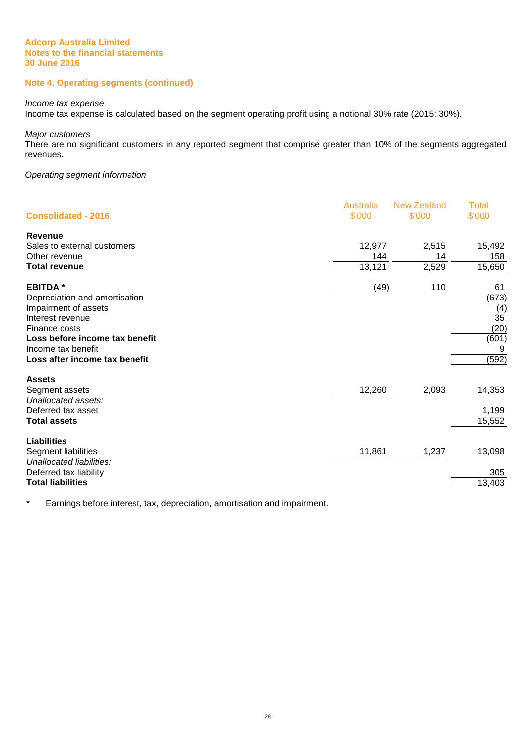Adcorp Australia Limited
Notes to the financial statements
30 June 2016

## Note 4. Operating segments (continued)

*Income tax expense*
Income tax expense is calculated based on the segment operating profit using a notional 30% rate (2015: 30%).

*Major customers*
There are no significant customers in any reported segment that comprise greater than 10% of the segments aggregated revenues.

*Operating segment information*

| Consolidated - 2016 | Australia $'000 | New Zealand $'000 | Total $'000 |
|---|---|---|---|
| **Revenue** | | | |
| Sales to external customers | 12,977 | 2,515 | 15,492 |
| Other revenue | 144 | 14 | 158 |
| **Total revenue** | 13,121 | 2,529 | 15,650 |
| | | | |
| **EBITDA *** | (49) | 110 | 61 |
| Depreciation and amortisation | | | (673) |
| Impairment of assets | | | (4) |
| Interest revenue | | | 35 |
| Finance costs | | | (20) |
| **Loss before income tax benefit** | | | (601) |
| Income tax benefit | | | 9 |
| **Loss after income tax benefit** | | | (592) |
| | | | |
| **Assets** | | | |
| Segment assets | 12,260 | 2,093 | 14,353 |
| *Unallocated assets:* | | | |
| Deferred tax asset | | | 1,199 |
| **Total assets** | | | 15,552 |
| | | | |
| **Liabilities** | | | |
| Segment liabilities | 11,861 | 1,237 | 13,098 |
| *Unallocated liabilities:* | | | |
| Deferred tax liability | | | 305 |
| **Total liabilities** | | | 13,403 |

\* Earnings before interest, tax, depreciation, amortisation and impairment.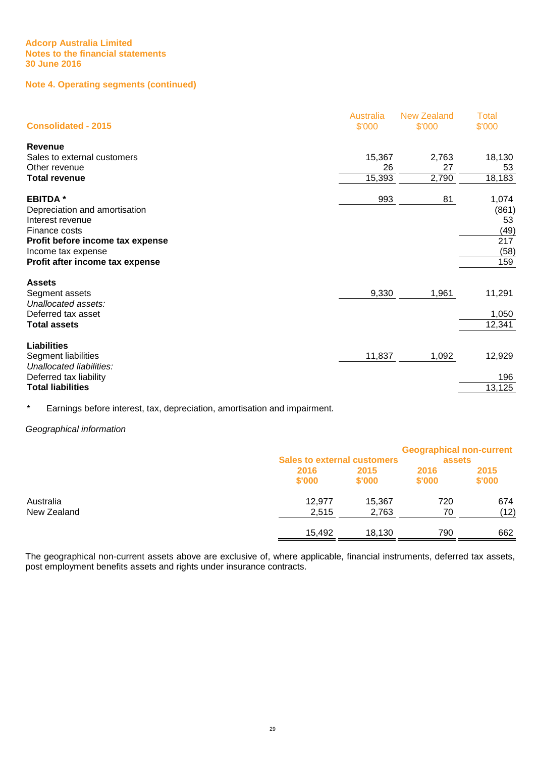Adcorp Australia Limited
Notes to the financial statements
30 June 2016

## Note 4. Operating segments (continued)

| Consolidated - 2015 | Australia $'000 | New Zealand $'000 | Total $'000 |
|---|---|---|---|
| **Revenue** | | | |
| Sales to external customers | 15,367 | 2,763 | 18,130 |
| Other revenue | 26 | 27 | 53 |
| **Total revenue** | 15,393 | 2,790 | 18,183 |
| | | | |
| **EBITDA *** | 993 | 81 | 1,074 |
| Depreciation and amortisation | | | (861) |
| Interest revenue | | | 53 |
| Finance costs | | | (49) |
| **Profit before income tax expense** | | | 217 |
| Income tax expense | | | (58) |
| **Profit after income tax expense** | | | 159 |
| | | | |
| **Assets** | | | |
| Segment assets | 9,330 | 1,961 | 11,291 |
| *Unallocated assets:* | | | |
| Deferred tax asset | | | 1,050 |
| **Total assets** | | | 12,341 |
| | | | |
| **Liabilities** | | | |
| Segment liabilities | 11,837 | 1,092 | 12,929 |
| *Unallocated liabilities:* | | | |
| Deferred tax liability | | | 196 |
| **Total liabilities** | | | 13,125 |

\* Earnings before interest, tax, depreciation, amortisation and impairment.

*Geographical information*

| | Sales to external customers | | Geographical non-current assets | |
|---|---|---|---|---|
| | 2016 $'000 | 2015 $'000 | 2016 $'000 | 2015 $'000 |
| Australia | 12,977 | 15,367 | 720 | 674 |
| New Zealand | 2,515 | 2,763 | 70 | (12) |
| | 15,492 | 18,130 | 790 | 662 |

The geographical non-current assets above are exclusive of, where applicable, financial instruments, deferred tax assets, post employment benefits assets and rights under insurance contracts.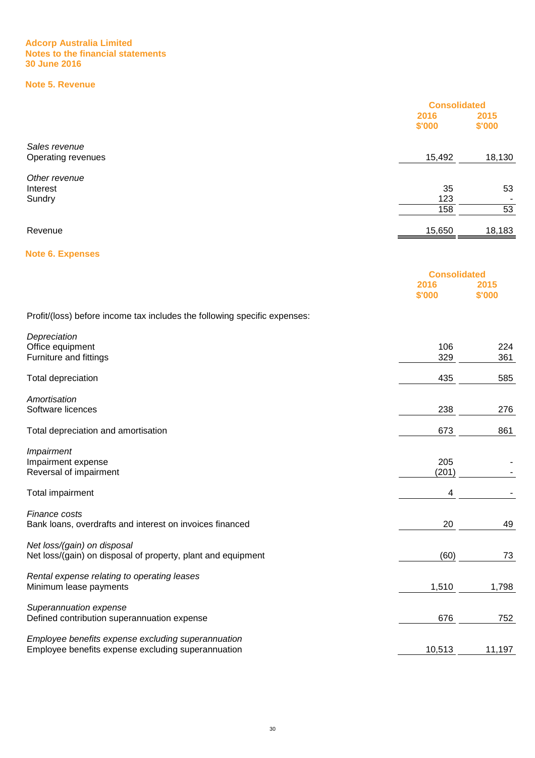Adcorp Australia Limited
Notes to the financial statements
30 June 2016

## Note 5. Revenue

| | Consolidated | |
|---|---|---|
| | 2016 $'000 | 2015 $'000 |
| *Sales revenue* | | |
| Operating revenues | 15,492 | 18,130 |
| *Other revenue* | | |
| Interest | 35 | 53 |
| Sundry | 123 | - |
| | 158 | 53 |
| Revenue | 15,650 | 18,183 |

## Note 6. Expenses

| | Consolidated | |
|---|---|---|
| | 2016 $'000 | 2015 $'000 |
| Profit/(loss) before income tax includes the following specific expenses: | | |
| *Depreciation* | | |
| Office equipment | 106 | 224 |
| Furniture and fittings | 329 | 361 |
| Total depreciation | 435 | 585 |
| *Amortisation* | | |
| Software licences | 238 | 276 |
| Total depreciation and amortisation | 673 | 861 |
| *Impairment* | | |
| Impairment expense | 205 | - |
| Reversal of impairment | (201) | - |
| Total impairment | 4 | - |
| *Finance costs* | | |
| Bank loans, overdrafts and interest on invoices financed | 20 | 49 |
| *Net loss/(gain) on disposal* | | |
| Net loss/(gain) on disposal of property, plant and equipment | (60) | 73 |
| *Rental expense relating to operating leases* | | |
| Minimum lease payments | 1,510 | 1,798 |
| *Superannuation expense* | | |
| Defined contribution superannuation expense | 676 | 752 |
| *Employee benefits expense excluding superannuation* | | |
| Employee benefits expense excluding superannuation | 10,513 | 11,197 |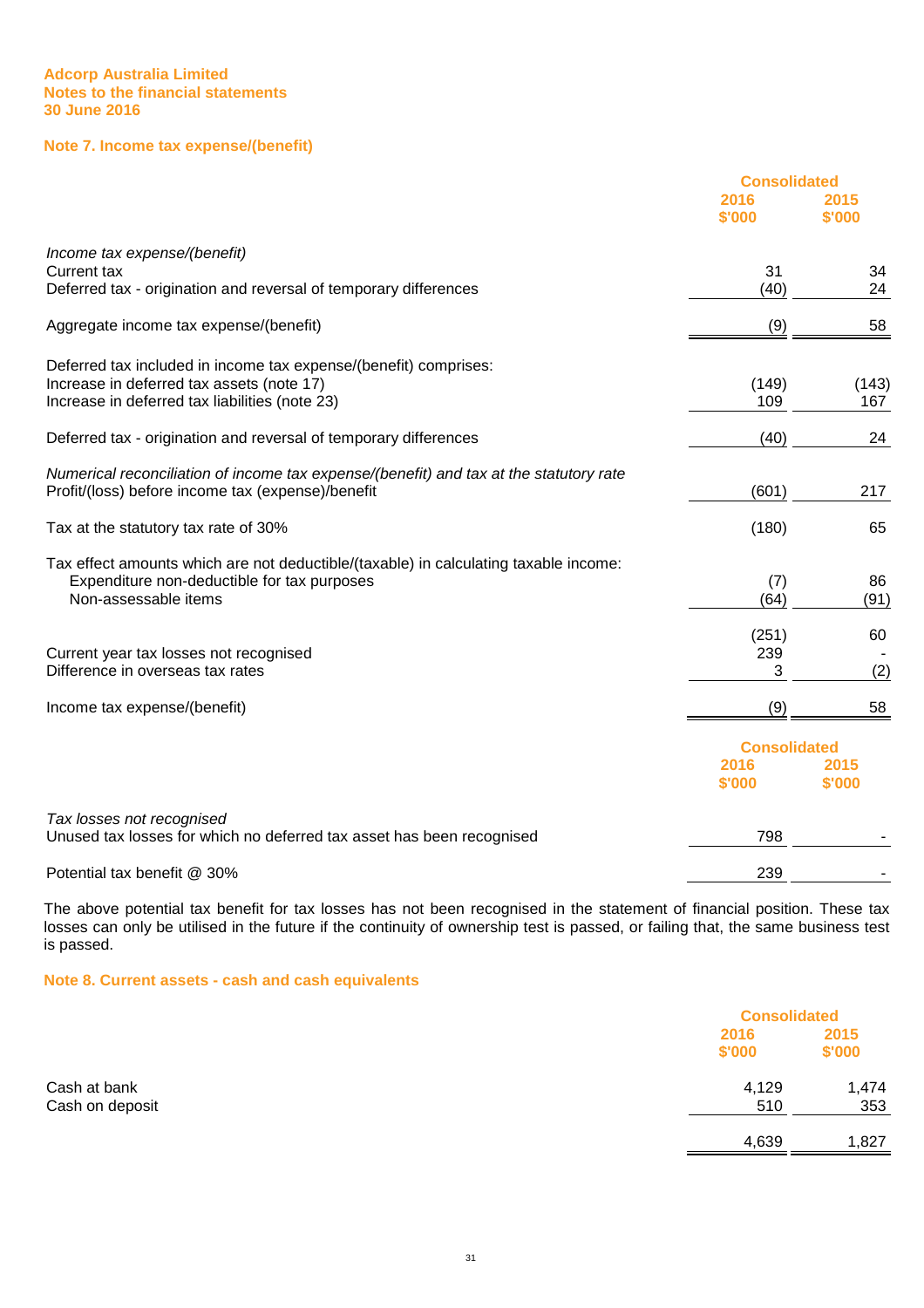**Adcorp Australia Limited**
**Notes to the financial statements**
**30 June 2016**

## Note 7. Income tax expense/(benefit)

| | Consolidated | |
|---|---|---|
| | 2016 $'000 | 2015 $'000 |
| *Income tax expense/(benefit)* | | |
| Current tax | 31 | 34 |
| Deferred tax - origination and reversal of temporary differences | (40) | 24 |
| Aggregate income tax expense/(benefit) | (9) | 58 |
| Deferred tax included in income tax expense/(benefit) comprises: | | |
| Increase in deferred tax assets (note 17) | (149) | (143) |
| Increase in deferred tax liabilities (note 23) | 109 | 167 |
| Deferred tax - origination and reversal of temporary differences | (40) | 24 |
| *Numerical reconciliation of income tax expense/(benefit) and tax at the statutory rate* | | |
| Profit/(loss) before income tax (expense)/benefit | (601) | 217 |
| Tax at the statutory tax rate of 30% | (180) | 65 |
| Tax effect amounts which are not deductible/(taxable) in calculating taxable income: | | |
| Expenditure non-deductible for tax purposes | (7) | 86 |
| Non-assessable items | (64) | (91) |
| | (251) | 60 |
| Current year tax losses not recognised | 239 | - |
| Difference in overseas tax rates | 3 | (2) |
| Income tax expense/(benefit) | (9) | 58 |

| | Consolidated | |
|---|---|---|
| | 2016 $'000 | 2015 $'000 |
| *Tax losses not recognised* | | |
| Unused tax losses for which no deferred tax asset has been recognised | 798 | - |
| Potential tax benefit @ 30% | 239 | - |

The above potential tax benefit for tax losses has not been recognised in the statement of financial position. These tax losses can only be utilised in the future if the continuity of ownership test is passed, or failing that, the same business test is passed.

## Note 8. Current assets - cash and cash equivalents

| | Consolidated | |
|---|---|---|
| | 2016 $'000 | 2015 $'000 |
| Cash at bank | 4,129 | 1,474 |
| Cash on deposit | 510 | 353 |
| | 4,639 | 1,827 |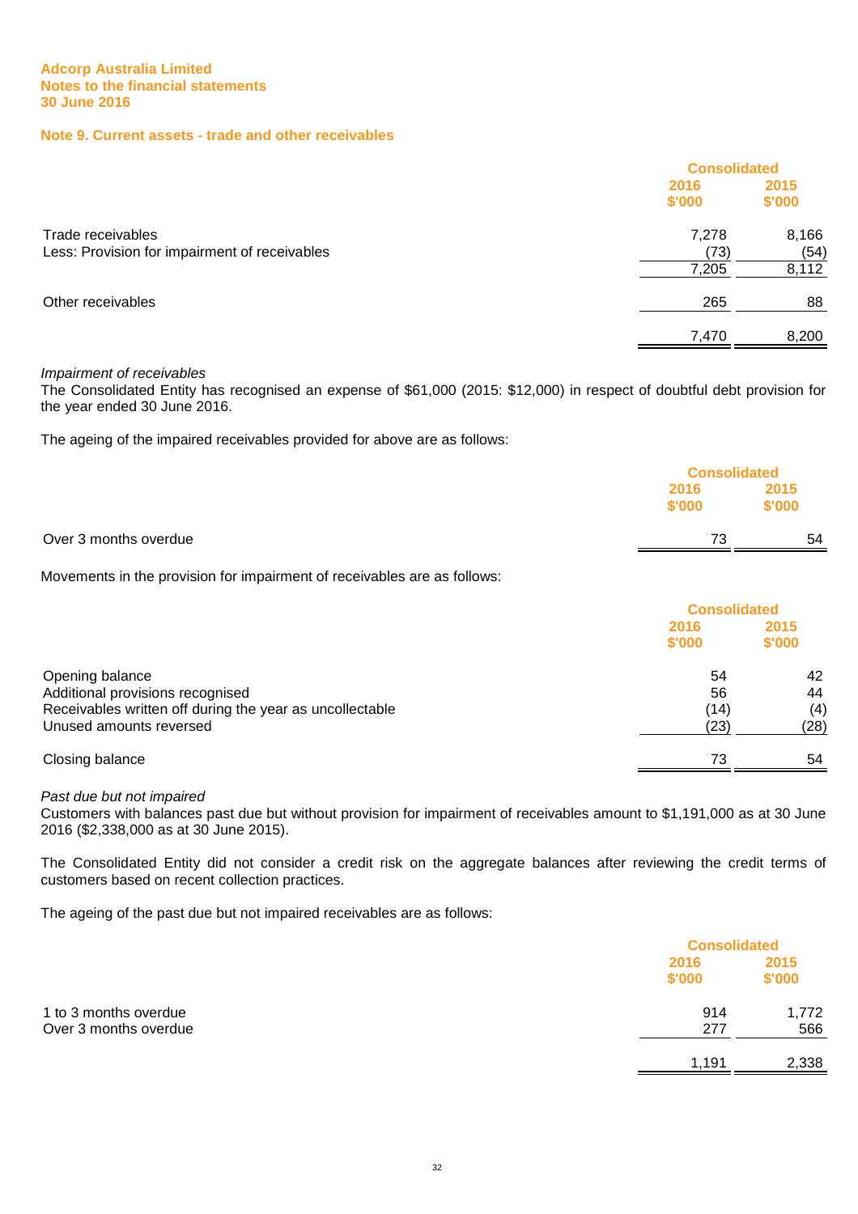**Adcorp Australia Limited**
**Notes to the financial statements**
**30 June 2016**

## Note 9. Current assets - trade and other receivables

| | Consolidated | |
|---|---|---|
| | 2016 $'000 | 2015 $'000 |
| Trade receivables | 7,278 | 8,166 |
| Less: Provision for impairment of receivables | (73) | (54) |
| | 7,205 | 8,112 |
| Other receivables | 265 | 88 |
| | 7,470 | 8,200 |

*Impairment of receivables*

The Consolidated Entity has recognised an expense of $61,000 (2015: $12,000) in respect of doubtful debt provision for the year ended 30 June 2016.

The ageing of the impaired receivables provided for above are as follows:

| | Consolidated | |
|---|---|---|
| | 2016 $'000 | 2015 $'000 |
| Over 3 months overdue | 73 | 54 |

Movements in the provision for impairment of receivables are as follows:

| | Consolidated | |
|---|---|---|
| | 2016 $'000 | 2015 $'000 |
| Opening balance | 54 | 42 |
| Additional provisions recognised | 56 | 44 |
| Receivables written off during the year as uncollectable | (14) | (4) |
| Unused amounts reversed | (23) | (28) |
| Closing balance | 73 | 54 |

*Past due but not impaired*

Customers with balances past due but without provision for impairment of receivables amount to $1,191,000 as at 30 June 2016 ($2,338,000 as at 30 June 2015).

The Consolidated Entity did not consider a credit risk on the aggregate balances after reviewing the credit terms of customers based on recent collection practices.

The ageing of the past due but not impaired receivables are as follows:

| | Consolidated | |
|---|---|---|
| | 2016 $'000 | 2015 $'000 |
| 1 to 3 months overdue | 914 | 1,772 |
| Over 3 months overdue | 277 | 566 |
| | 1,191 | 2,338 |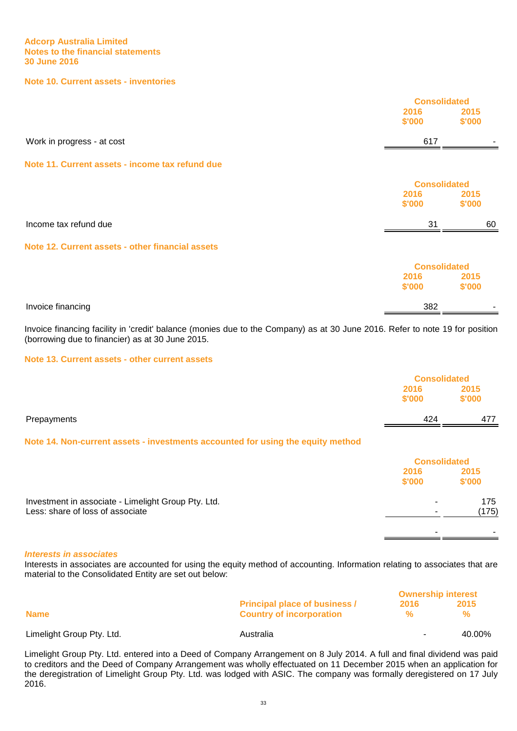Adcorp Australia Limited
Notes to the financial statements
30 June 2016

## Note 10. Current assets - inventories

| | Consolidated | |
|---|---|---|
| | 2016 $'000 | 2015 $'000 |
| Work in progress - at cost | 617 | - |

## Note 11. Current assets - income tax refund due

| | Consolidated | |
|---|---|---|
| | 2016 $'000 | 2015 $'000 |
| Income tax refund due | 31 | 60 |

## Note 12. Current assets - other financial assets

| | Consolidated | |
|---|---|---|
| | 2016 $'000 | 2015 $'000 |
| Invoice financing | 382 | - |

Invoice financing facility in 'credit' balance (monies due to the Company) as at 30 June 2016. Refer to note 19 for position (borrowing due to financier) as at 30 June 2015.

## Note 13. Current assets - other current assets

| | Consolidated | |
|---|---|---|
| | 2016 $'000 | 2015 $'000 |
| Prepayments | 424 | 477 |

## Note 14. Non-current assets - investments accounted for using the equity method

| | Consolidated | |
|---|---|---|
| | 2016 $'000 | 2015 $'000 |
| Investment in associate - Limelight Group Pty. Ltd. | - | 175 |
| Less: share of loss of associate | - | (175) |
| | - | - |

### *Interests in associates*

Interests in associates are accounted for using the equity method of accounting. Information relating to associates that are material to the Consolidated Entity are set out below:

| | | Ownership interest | |
|---|---|---|---|
| Name | Principal place of business / Country of incorporation | 2016 % | 2015 % |
| Limelight Group Pty. Ltd. | Australia | - | 40.00% |

Limelight Group Pty. Ltd. entered into a Deed of Company Arrangement on 8 July 2014. A full and final dividend was paid to creditors and the Deed of Company Arrangement was wholly effectuated on 11 December 2015 when an application for the deregistration of Limelight Group Pty. Ltd. was lodged with ASIC. The company was formally deregistered on 17 July 2016.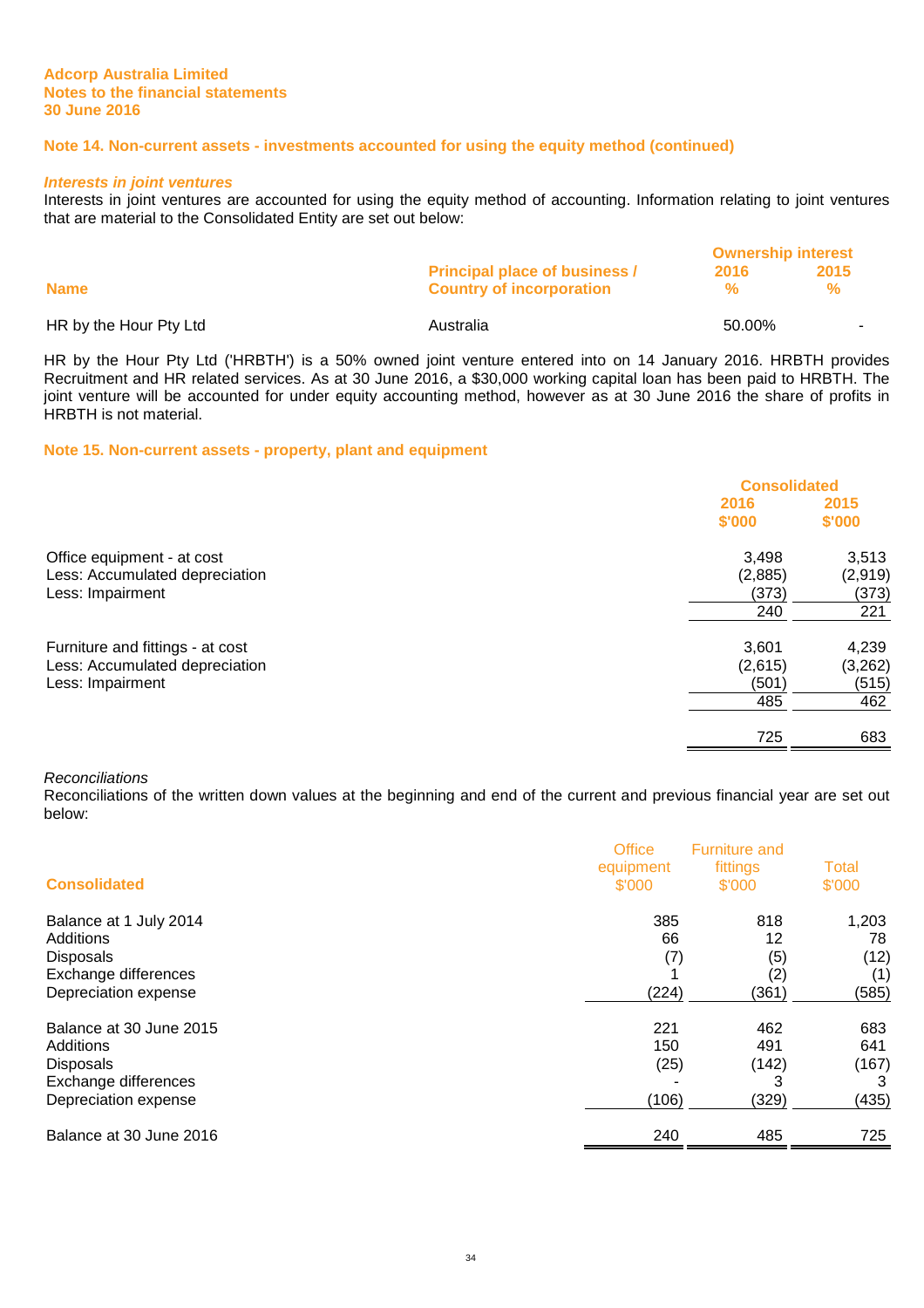Adcorp Australia Limited
Notes to the financial statements
30 June 2016

## Note 14. Non-current assets - investments accounted for using the equity method (continued)

### *Interests in joint ventures*

Interests in joint ventures are accounted for using the equity method of accounting. Information relating to joint ventures that are material to the Consolidated Entity are set out below:

| Name | Principal place of business / Country of incorporation | Ownership interest 2016 % | 2015 % |
|---|---|---|---|
| HR by the Hour Pty Ltd | Australia | 50.00% | - |

HR by the Hour Pty Ltd ('HRBTH') is a 50% owned joint venture entered into on 14 January 2016. HRBTH provides Recruitment and HR related services. As at 30 June 2016, a $30,000 working capital loan has been paid to HRBTH. The joint venture will be accounted for under equity accounting method, however as at 30 June 2016 the share of profits in HRBTH is not material.

## Note 15. Non-current assets - property, plant and equipment

| | Consolidated 2016 $'000 | 2015 $'000 |
|---|---|---|
| Office equipment - at cost | 3,498 | 3,513 |
| Less: Accumulated depreciation | (2,885) | (2,919) |
| Less: Impairment | (373) | (373) |
| | 240 | 221 |
| | | |
| Furniture and fittings - at cost | 3,601 | 4,239 |
| Less: Accumulated depreciation | (2,615) | (3,262) |
| Less: Impairment | (501) | (515) |
| | 485 | 462 |
| | | |
| | 725 | 683 |

*Reconciliations*

Reconciliations of the written down values at the beginning and end of the current and previous financial year are set out below:

| Consolidated | Office equipment $'000 | Furniture and fittings $'000 | Total $'000 |
|---|---|---|---|
| Balance at 1 July 2014 | 385 | 818 | 1,203 |
| Additions | 66 | 12 | 78 |
| Disposals | (7) | (5) | (12) |
| Exchange differences | 1 | (2) | (1) |
| Depreciation expense | (224) | (361) | (585) |
| | | | |
| Balance at 30 June 2015 | 221 | 462 | 683 |
| Additions | 150 | 491 | 641 |
| Disposals | (25) | (142) | (167) |
| Exchange differences | - | 3 | 3 |
| Depreciation expense | (106) | (329) | (435) |
| | | | |
| Balance at 30 June 2016 | 240 | 485 | 725 |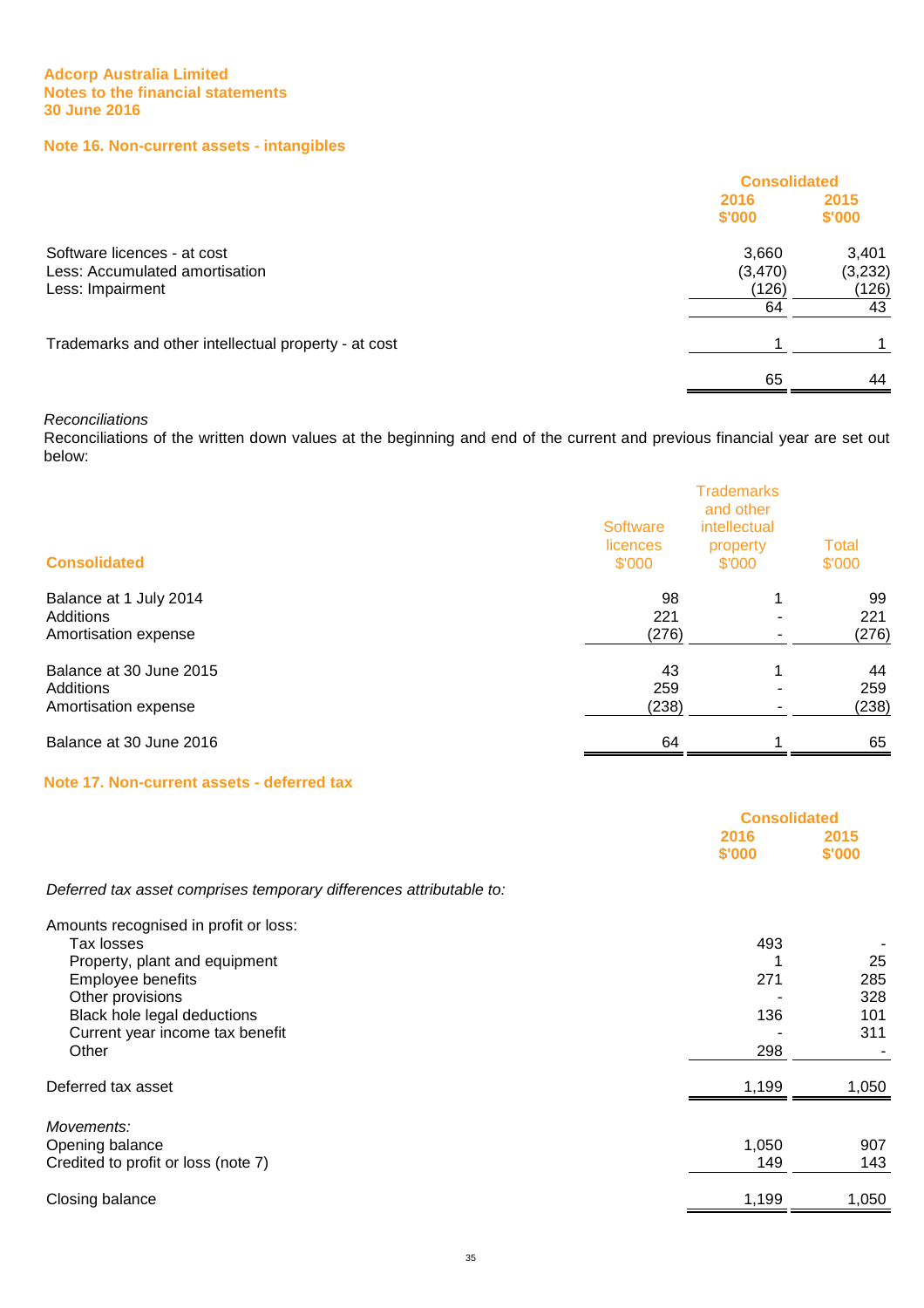Adcorp Australia Limited
Notes to the financial statements
30 June 2016

## Note 16. Non-current assets - intangibles

| | Consolidated | |
|---|---|---|
| | 2016 $'000 | 2015 $'000 |
| Software licences - at cost | 3,660 | 3,401 |
| Less: Accumulated amortisation | (3,470) | (3,232) |
| Less: Impairment | (126) | (126) |
| | 64 | 43 |
| Trademarks and other intellectual property - at cost | 1 | 1 |
| | 65 | 44 |

*Reconciliations*

Reconciliations of the written down values at the beginning and end of the current and previous financial year are set out below:

| Consolidated | Software licences $'000 | Trademarks and other intellectual property $'000 | Total $'000 |
|---|---|---|---|
| Balance at 1 July 2014 | 98 | 1 | 99 |
| Additions | 221 | - | 221 |
| Amortisation expense | (276) | - | (276) |
| Balance at 30 June 2015 | 43 | 1 | 44 |
| Additions | 259 | - | 259 |
| Amortisation expense | (238) | - | (238) |
| Balance at 30 June 2016 | 64 | 1 | 65 |

## Note 17. Non-current assets - deferred tax

| | Consolidated | |
|---|---|---|
| | 2016 $'000 | 2015 $'000 |
| *Deferred tax asset comprises temporary differences attributable to:* | | |
| Amounts recognised in profit or loss: | | |
| Tax losses | 493 | - |
| Property, plant and equipment | 1 | 25 |
| Employee benefits | 271 | 285 |
| Other provisions | - | 328 |
| Black hole legal deductions | 136 | 101 |
| Current year income tax benefit | - | 311 |
| Other | 298 | - |
| Deferred tax asset | 1,199 | 1,050 |
| *Movements:* | | |
| Opening balance | 1,050 | 907 |
| Credited to profit or loss (note 7) | 149 | 143 |
| Closing balance | 1,199 | 1,050 |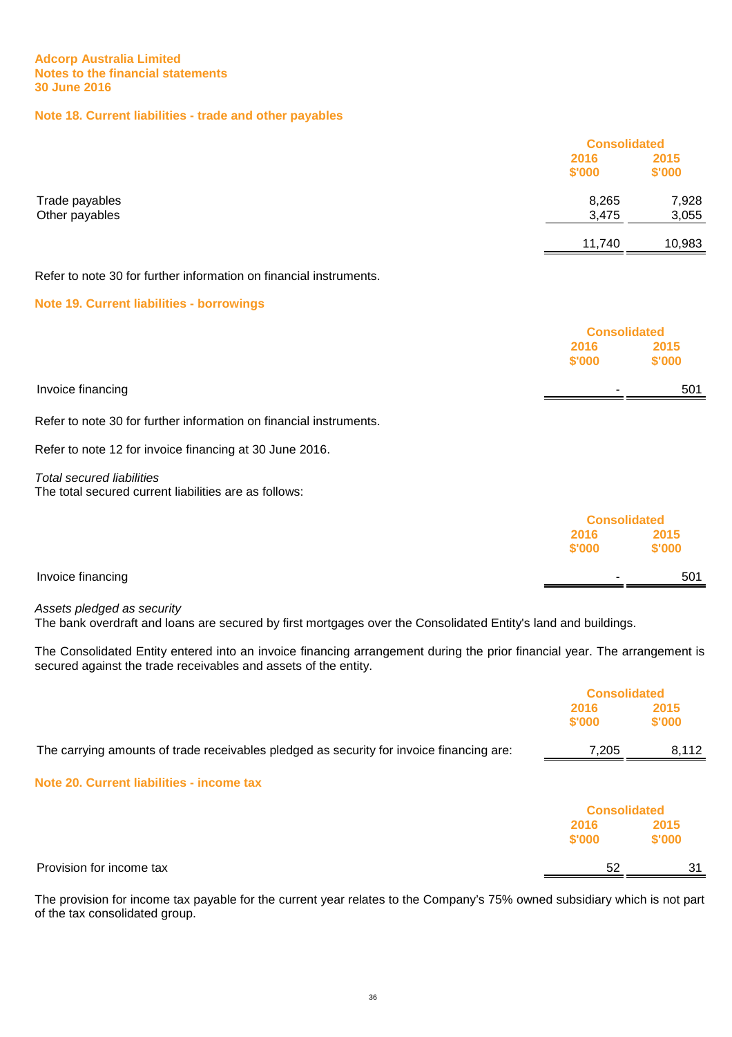**Adcorp Australia Limited**
**Notes to the financial statements**
**30 June 2016**

## Note 18. Current liabilities - trade and other payables

| | Consolidated | |
|---|---|---|
| | 2016 $'000 | 2015 $'000 |
| Trade payables | 8,265 | 7,928 |
| Other payables | 3,475 | 3,055 |
| | 11,740 | 10,983 |

Refer to note 30 for further information on financial instruments.

## Note 19. Current liabilities - borrowings

| | Consolidated | |
|---|---|---|
| | 2016 $'000 | 2015 $'000 |
| Invoice financing | - | 501 |

Refer to note 30 for further information on financial instruments.

Refer to note 12 for invoice financing at 30 June 2016.

*Total secured liabilities*
The total secured current liabilities are as follows:

| | Consolidated | |
|---|---|---|
| | 2016 $'000 | 2015 $'000 |
| Invoice financing | - | 501 |

*Assets pledged as security*
The bank overdraft and loans are secured by first mortgages over the Consolidated Entity's land and buildings.

The Consolidated Entity entered into an invoice financing arrangement during the prior financial year. The arrangement is secured against the trade receivables and assets of the entity.

| | Consolidated | |
|---|---|---|
| | 2016 $'000 | 2015 $'000 |
| The carrying amounts of trade receivables pledged as security for invoice financing are: | 7,205 | 8,112 |

## Note 20. Current liabilities - income tax

| | Consolidated | |
|---|---|---|
| | 2016 $'000 | 2015 $'000 |
| Provision for income tax | 52 | 31 |

The provision for income tax payable for the current year relates to the Company's 75% owned subsidiary which is not part of the tax consolidated group.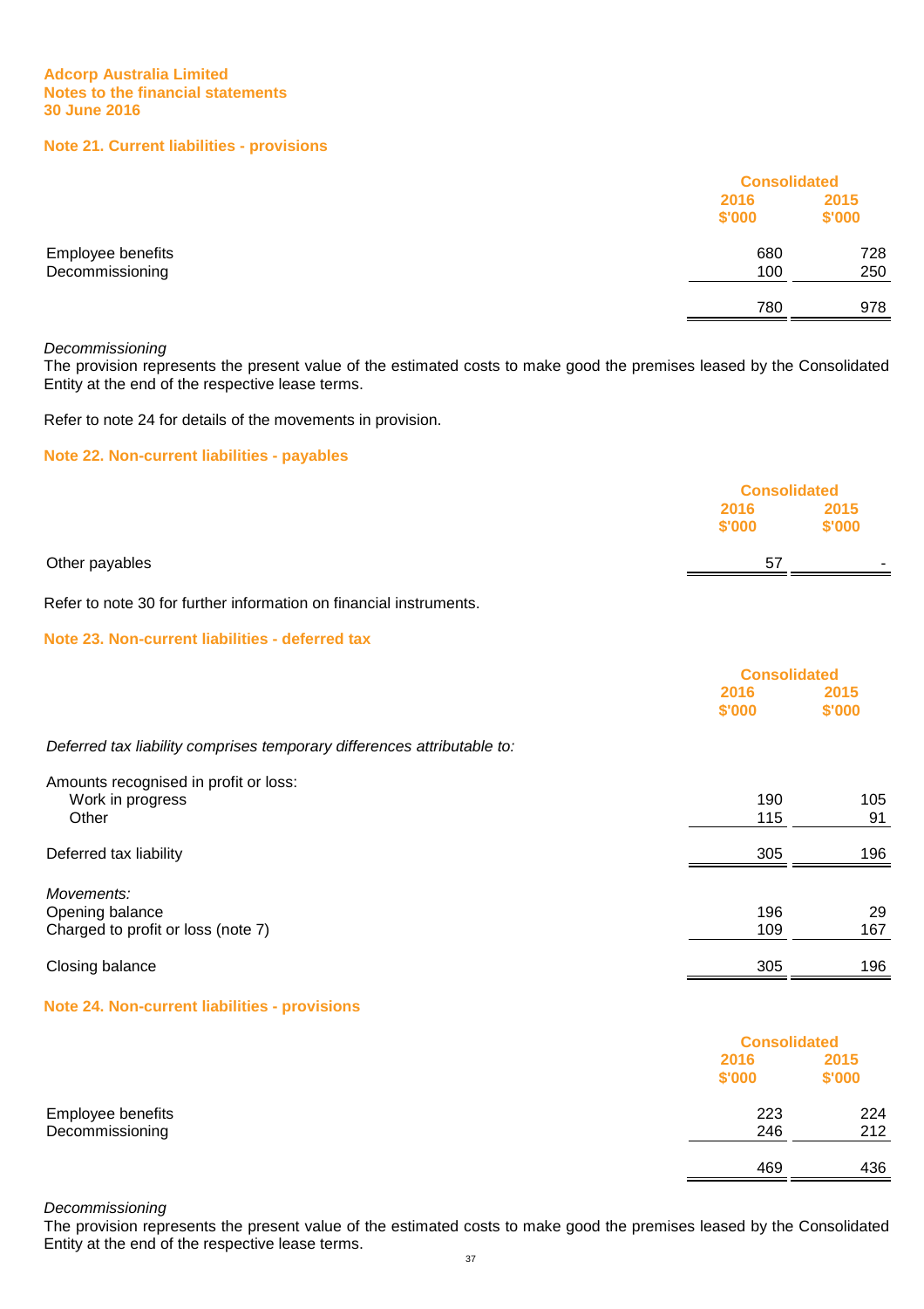**Adcorp Australia Limited**
**Notes to the financial statements**
**30 June 2016**

## Note 21. Current liabilities - provisions

| | Consolidated | |
|---|---|---|
| | 2016 $'000 | 2015 $'000 |
| Employee benefits | 680 | 728 |
| Decommissioning | 100 | 250 |
| | 780 | 978 |

*Decommissioning*
The provision represents the present value of the estimated costs to make good the premises leased by the Consolidated Entity at the end of the respective lease terms.

Refer to note 24 for details of the movements in provision.

## Note 22. Non-current liabilities - payables

| | Consolidated | |
|---|---|---|
| | 2016 $'000 | 2015 $'000 |
| Other payables | 57 | - |

Refer to note 30 for further information on financial instruments.

## Note 23. Non-current liabilities - deferred tax

| | Consolidated | |
|---|---|---|
| | 2016 $'000 | 2015 $'000 |
| *Deferred tax liability comprises temporary differences attributable to:* | | |
| Amounts recognised in profit or loss: | | |
| Work in progress | 190 | 105 |
| Other | 115 | 91 |
| Deferred tax liability | 305 | 196 |
| *Movements:* | | |
| Opening balance | 196 | 29 |
| Charged to profit or loss (note 7) | 109 | 167 |
| Closing balance | 305 | 196 |

## Note 24. Non-current liabilities - provisions

| | Consolidated | |
|---|---|---|
| | 2016 $'000 | 2015 $'000 |
| Employee benefits | 223 | 224 |
| Decommissioning | 246 | 212 |
| | 469 | 436 |

*Decommissioning*
The provision represents the present value of the estimated costs to make good the premises leased by the Consolidated Entity at the end of the respective lease terms.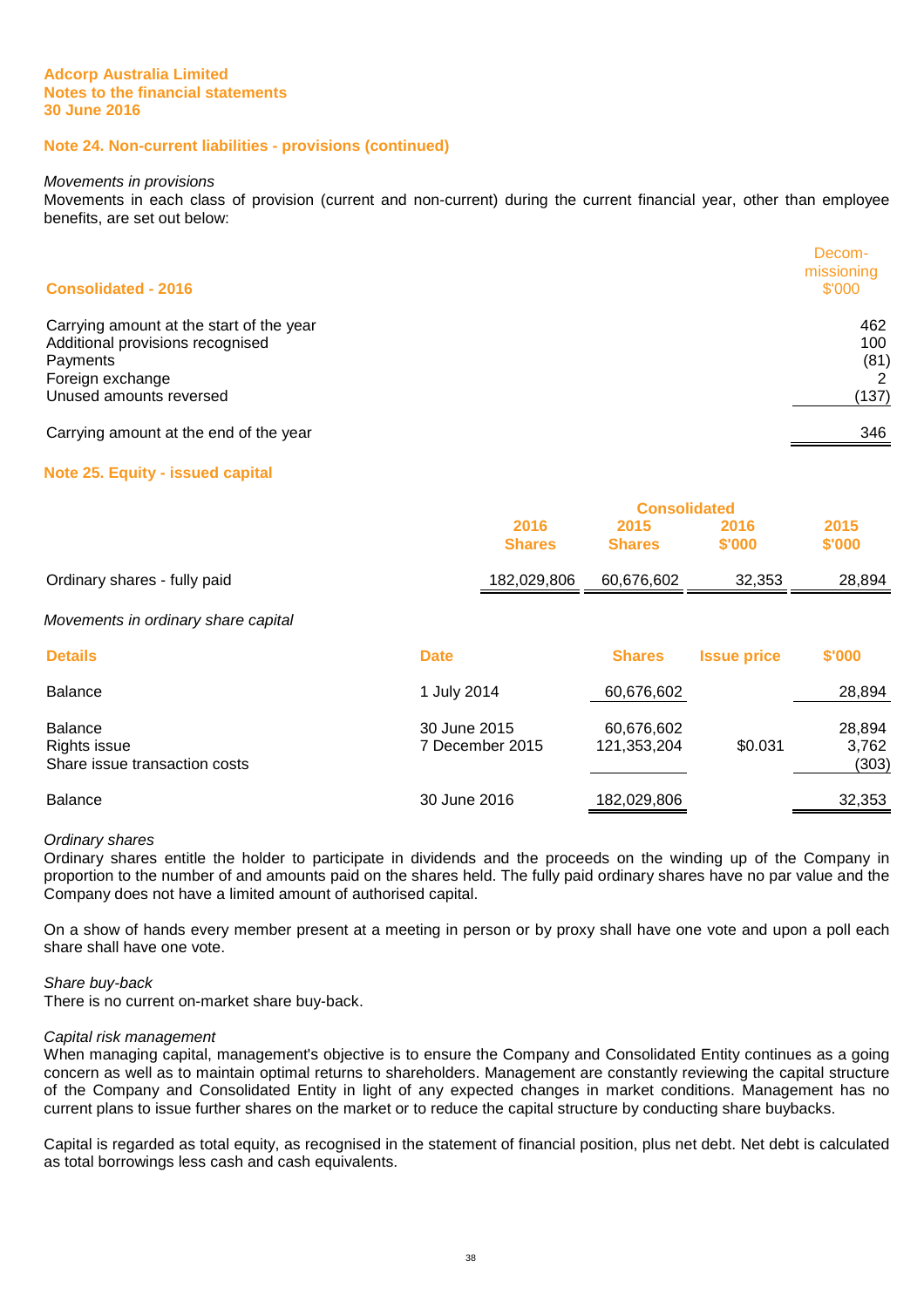Adcorp Australia Limited
Notes to the financial statements
30 June 2016

## Note 24. Non-current liabilities - provisions (continued)

*Movements in provisions*

Movements in each class of provision (current and non-current) during the current financial year, other than employee benefits, are set out below:

| Consolidated - 2016 | Decom-missioning $'000 |
|---|---|
| Carrying amount at the start of the year | 462 |
| Additional provisions recognised | 100 |
| Payments | (81) |
| Foreign exchange | 2 |
| Unused amounts reversed | (137) |
| Carrying amount at the end of the year | 346 |

## Note 25. Equity - issued capital

| | Consolidated | | | |
|---|---|---|---|---|
| | 2016 Shares | 2015 Shares | 2016 $'000 | 2015 $'000 |
| Ordinary shares - fully paid | 182,029,806 | 60,676,602 | 32,353 | 28,894 |

*Movements in ordinary share capital*

| Details | Date | Shares | Issue price | $'000 |
|---|---|---|---|---|
| Balance | 1 July 2014 | 60,676,602 | | 28,894 |
| Balance | 30 June 2015 | 60,676,602 | | 28,894 |
| Rights issue | 7 December 2015 | 121,353,204 | $0.031 | 3,762 |
| Share issue transaction costs | | | | (303) |
| Balance | 30 June 2016 | 182,029,806 | | 32,353 |

*Ordinary shares*

Ordinary shares entitle the holder to participate in dividends and the proceeds on the winding up of the Company in proportion to the number of and amounts paid on the shares held. The fully paid ordinary shares have no par value and the Company does not have a limited amount of authorised capital.

On a show of hands every member present at a meeting in person or by proxy shall have one vote and upon a poll each share shall have one vote.

*Share buy-back*

There is no current on-market share buy-back.

*Capital risk management*

When managing capital, management's objective is to ensure the Company and Consolidated Entity continues as a going concern as well as to maintain optimal returns to shareholders. Management are constantly reviewing the capital structure of the Company and Consolidated Entity in light of any expected changes in market conditions. Management has no current plans to issue further shares on the market or to reduce the capital structure by conducting share buybacks.

Capital is regarded as total equity, as recognised in the statement of financial position, plus net debt. Net debt is calculated as total borrowings less cash and cash equivalents.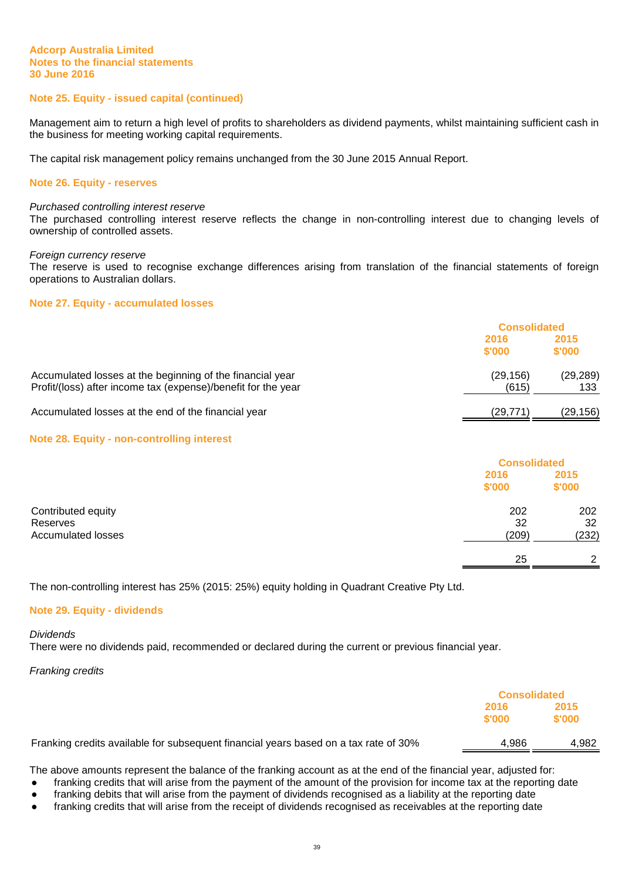Adcorp Australia Limited
Notes to the financial statements
30 June 2016

## Note 25. Equity - issued capital (continued)

Management aim to return a high level of profits to shareholders as dividend payments, whilst maintaining sufficient cash in the business for meeting working capital requirements.

The capital risk management policy remains unchanged from the 30 June 2015 Annual Report.

## Note 26. Equity - reserves

*Purchased controlling interest reserve*
The purchased controlling interest reserve reflects the change in non-controlling interest due to changing levels of ownership of controlled assets.

*Foreign currency reserve*
The reserve is used to recognise exchange differences arising from translation of the financial statements of foreign operations to Australian dollars.

## Note 27. Equity - accumulated losses

| | Consolidated | |
|---|---|---|
| | 2016 $'000 | 2015 $'000 |
| Accumulated losses at the beginning of the financial year | (29,156) | (29,289) |
| Profit/(loss) after income tax (expense)/benefit for the year | (615) | 133 |
| Accumulated losses at the end of the financial year | (29,771) | (29,156) |

## Note 28. Equity - non-controlling interest

| | Consolidated | |
|---|---|---|
| | 2016 $'000 | 2015 $'000 |
| Contributed equity | 202 | 202 |
| Reserves | 32 | 32 |
| Accumulated losses | (209) | (232) |
| | 25 | 2 |

The non-controlling interest has 25% (2015: 25%) equity holding in Quadrant Creative Pty Ltd.

## Note 29. Equity - dividends

*Dividends*
There were no dividends paid, recommended or declared during the current or previous financial year.

*Franking credits*

| | Consolidated | |
|---|---|---|
| | 2016 $'000 | 2015 $'000 |
| Franking credits available for subsequent financial years based on a tax rate of 30% | 4,986 | 4,982 |

The above amounts represent the balance of the franking account as at the end of the financial year, adjusted for:

- franking credits that will arise from the payment of the amount of the provision for income tax at the reporting date
- franking debits that will arise from the payment of dividends recognised as a liability at the reporting date
- franking credits that will arise from the receipt of dividends recognised as receivables at the reporting date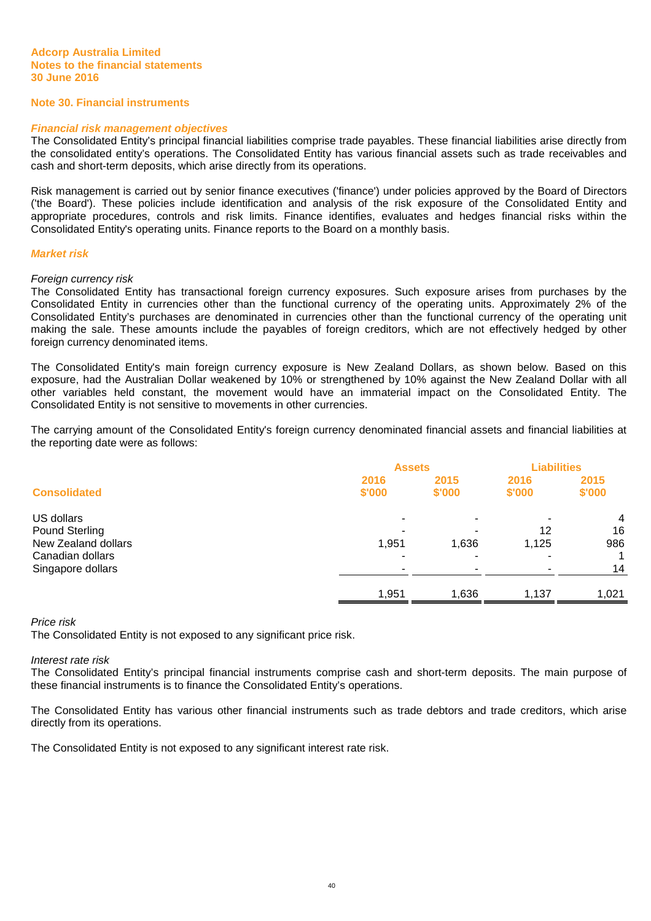Adcorp Australia Limited
Notes to the financial statements
30 June 2016

## Note 30. Financial instruments

### *Financial risk management objectives*

The Consolidated Entity's principal financial liabilities comprise trade payables. These financial liabilities arise directly from the consolidated entity's operations. The Consolidated Entity has various financial assets such as trade receivables and cash and short-term deposits, which arise directly from its operations.

Risk management is carried out by senior finance executives ('finance') under policies approved by the Board of Directors ('the Board'). These policies include identification and analysis of the risk exposure of the Consolidated Entity and appropriate procedures, controls and risk limits. Finance identifies, evaluates and hedges financial risks within the Consolidated Entity's operating units. Finance reports to the Board on a monthly basis.

### *Market risk*

*Foreign currency risk*

The Consolidated Entity has transactional foreign currency exposures. Such exposure arises from purchases by the Consolidated Entity in currencies other than the functional currency of the operating units. Approximately 2% of the Consolidated Entity's purchases are denominated in currencies other than the functional currency of the operating unit making the sale. These amounts include the payables of foreign creditors, which are not effectively hedged by other foreign currency denominated items.

The Consolidated Entity's main foreign currency exposure is New Zealand Dollars, as shown below. Based on this exposure, had the Australian Dollar weakened by 10% or strengthened by 10% against the New Zealand Dollar with all other variables held constant, the movement would have an immaterial impact on the Consolidated Entity. The Consolidated Entity is not sensitive to movements in other currencies.

The carrying amount of the Consolidated Entity's foreign currency denominated financial assets and financial liabilities at the reporting date were as follows:

| | Assets | | Liabilities | |
|---|---|---|---|---|
| **Consolidated** | **2016 $'000** | **2015 $'000** | **2016 $'000** | **2015 $'000** |
| US dollars | - | - | - | 4 |
| Pound Sterling | - | - | 12 | 16 |
| New Zealand dollars | 1,951 | 1,636 | 1,125 | 986 |
| Canadian dollars | - | - | - | 1 |
| Singapore dollars | - | - | - | 14 |
| | 1,951 | 1,636 | 1,137 | 1,021 |

*Price risk*

The Consolidated Entity is not exposed to any significant price risk.

*Interest rate risk*

The Consolidated Entity's principal financial instruments comprise cash and short-term deposits. The main purpose of these financial instruments is to finance the Consolidated Entity's operations.

The Consolidated Entity has various other financial instruments such as trade debtors and trade creditors, which arise directly from its operations.

The Consolidated Entity is not exposed to any significant interest rate risk.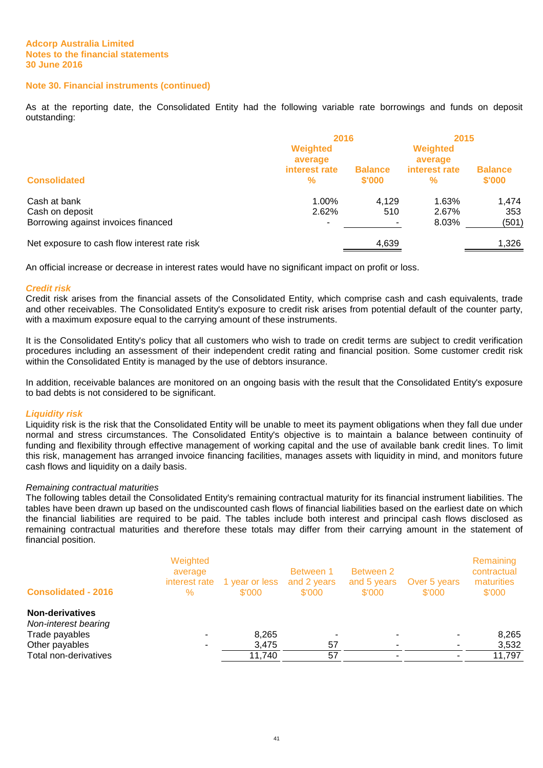Adcorp Australia Limited
Notes to the financial statements
30 June 2016

## Note 30. Financial instruments (continued)

As at the reporting date, the Consolidated Entity had the following variable rate borrowings and funds on deposit outstanding:

| Consolidated | 2016 Weighted average interest rate % | 2016 Balance $'000 | 2015 Weighted average interest rate % | 2015 Balance $'000 |
|---|---|---|---|---|
| Cash at bank | 1.00% | 4,129 | 1.63% | 1,474 |
| Cash on deposit | 2.62% | 510 | 2.67% | 353 |
| Borrowing against invoices financed | - | - | 8.03% | (501) |
| Net exposure to cash flow interest rate risk | | 4,639 | | 1,326 |

An official increase or decrease in interest rates would have no significant impact on profit or loss.

### *Credit risk*

Credit risk arises from the financial assets of the Consolidated Entity, which comprise cash and cash equivalents, trade and other receivables. The Consolidated Entity's exposure to credit risk arises from potential default of the counter party, with a maximum exposure equal to the carrying amount of these instruments.

It is the Consolidated Entity's policy that all customers who wish to trade on credit terms are subject to credit verification procedures including an assessment of their independent credit rating and financial position. Some customer credit risk within the Consolidated Entity is managed by the use of debtors insurance.

In addition, receivable balances are monitored on an ongoing basis with the result that the Consolidated Entity's exposure to bad debts is not considered to be significant.

### *Liquidity risk*

Liquidity risk is the risk that the Consolidated Entity will be unable to meet its payment obligations when they fall due under normal and stress circumstances. The Consolidated Entity's objective is to maintain a balance between continuity of funding and flexibility through effective management of working capital and the use of available bank credit lines. To limit this risk, management has arranged invoice financing facilities, manages assets with liquidity in mind, and monitors future cash flows and liquidity on a daily basis.

*Remaining contractual maturities*

The following tables detail the Consolidated Entity's remaining contractual maturity for its financial instrument liabilities. The tables have been drawn up based on the undiscounted cash flows of financial liabilities based on the earliest date on which the financial liabilities are required to be paid. The tables include both interest and principal cash flows disclosed as remaining contractual maturities and therefore these totals may differ from their carrying amount in the statement of financial position.

| Consolidated - 2016 | Weighted average interest rate % | 1 year or less $'000 | Between 1 and 2 years $'000 | Between 2 and 5 years $'000 | Over 5 years $'000 | Remaining contractual maturities $'000 |
|---|---|---|---|---|---|---|
| **Non-derivatives** | | | | | | |
| *Non-interest bearing* | | | | | | |
| Trade payables | - | 8,265 | - | - | - | 8,265 |
| Other payables | - | 3,475 | 57 | - | - | 3,532 |
| Total non-derivatives | | 11,740 | 57 | - | - | 11,797 |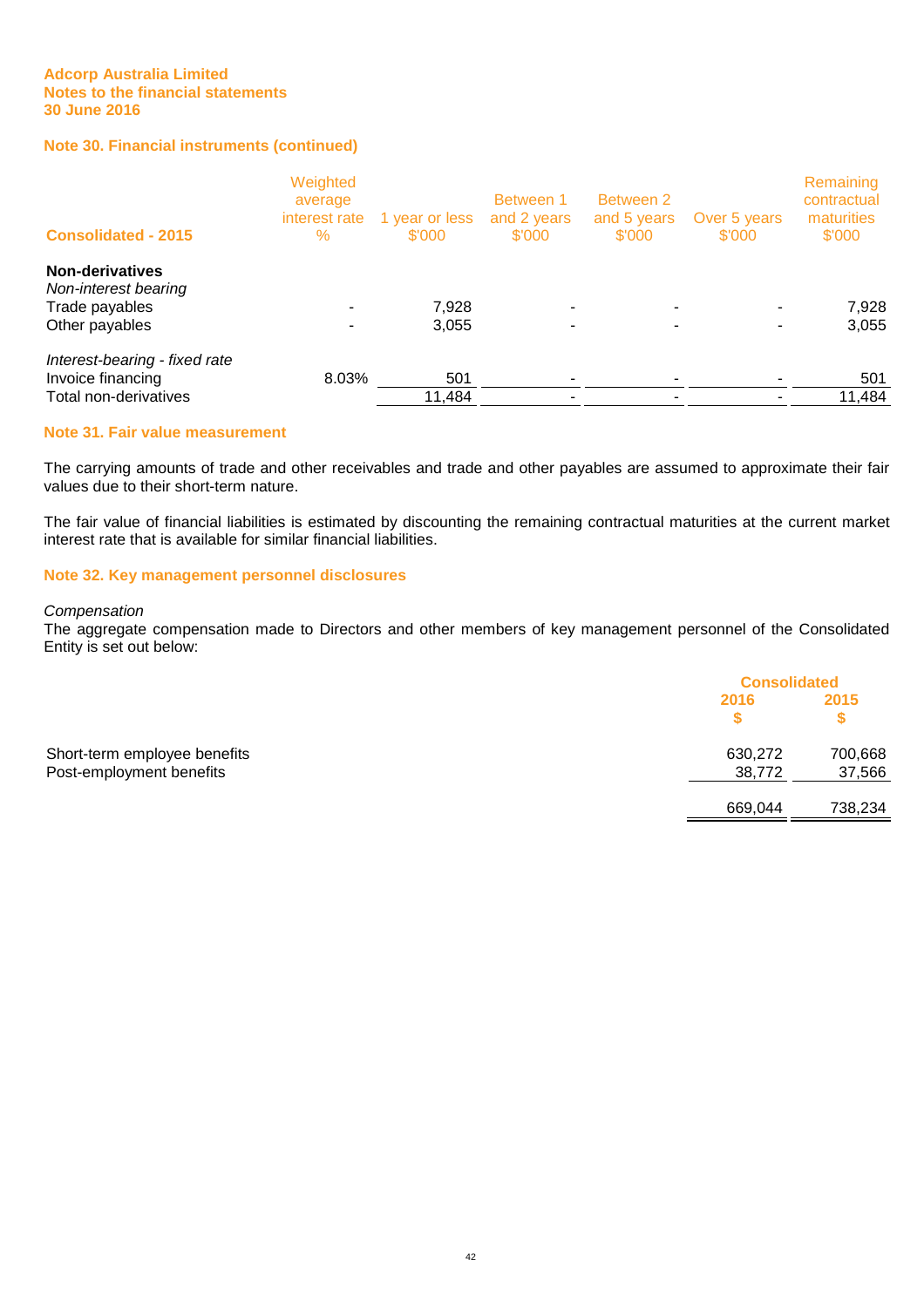**Adcorp Australia Limited**
**Notes to the financial statements**
**30 June 2016**

### Note 30. Financial instruments (continued)

| Consolidated - 2015 | Weighted average interest rate % | 1 year or less $'000 | Between 1 and 2 years $'000 | Between 2 and 5 years $'000 | Over 5 years $'000 | Remaining contractual maturities $'000 |
|---|---|---|---|---|---|---|
| **Non-derivatives** | | | | | | |
| *Non-interest bearing* | | | | | | |
| Trade payables | - | 7,928 | - | - | - | 7,928 |
| Other payables | - | 3,055 | - | - | - | 3,055 |
| | | | | | | |
| *Interest-bearing - fixed rate* | | | | | | |
| Invoice financing | 8.03% | 501 | - | - | - | 501 |
| Total non-derivatives | | 11,484 | - | - | - | 11,484 |

### Note 31. Fair value measurement

The carrying amounts of trade and other receivables and trade and other payables are assumed to approximate their fair values due to their short-term nature.

The fair value of financial liabilities is estimated by discounting the remaining contractual maturities at the current market interest rate that is available for similar financial liabilities.

### Note 32. Key management personnel disclosures

*Compensation*
The aggregate compensation made to Directors and other members of key management personnel of the Consolidated Entity is set out below:

| | Consolidated | |
|---|---|---|
| | 2016 $ | 2015 $ |
| Short-term employee benefits | 630,272 | 700,668 |
| Post-employment benefits | 38,772 | 37,566 |
| | 669,044 | 738,234 |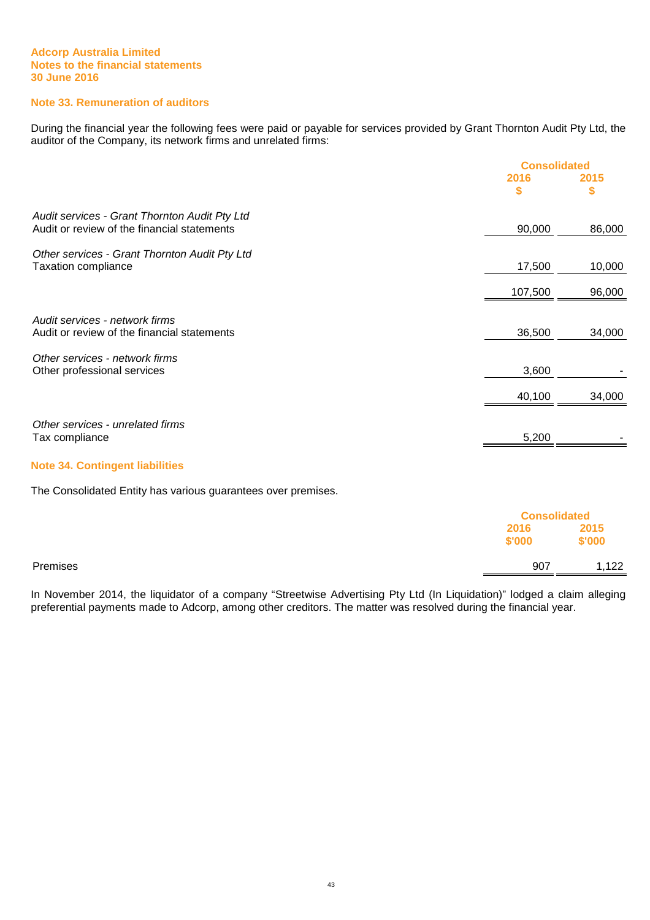**Adcorp Australia Limited**
**Notes to the financial statements**
**30 June 2016**

## Note 33. Remuneration of auditors

During the financial year the following fees were paid or payable for services provided by Grant Thornton Audit Pty Ltd, the auditor of the Company, its network firms and unrelated firms:

| | Consolidated | |
|---|---|---|
| | 2016 | 2015 |
| | $ | $ |
| *Audit services - Grant Thornton Audit Pty Ltd* | | |
| Audit or review of the financial statements | 90,000 | 86,000 |
| *Other services - Grant Thornton Audit Pty Ltd* | | |
| Taxation compliance | 17,500 | 10,000 |
| | 107,500 | 96,000 |
| *Audit services - network firms* | | |
| Audit or review of the financial statements | 36,500 | 34,000 |
| *Other services - network firms* | | |
| Other professional services | 3,600 | - |
| | 40,100 | 34,000 |
| *Other services - unrelated firms* | | |
| Tax compliance | 5,200 | - |

## Note 34. Contingent liabilities

The Consolidated Entity has various guarantees over premises.

| | Consolidated | |
|---|---|---|
| | 2016 | 2015 |
| | $'000 | $'000 |
| Premises | 907 | 1,122 |

In November 2014, the liquidator of a company "Streetwise Advertising Pty Ltd (In Liquidation)" lodged a claim alleging preferential payments made to Adcorp, among other creditors. The matter was resolved during the financial year.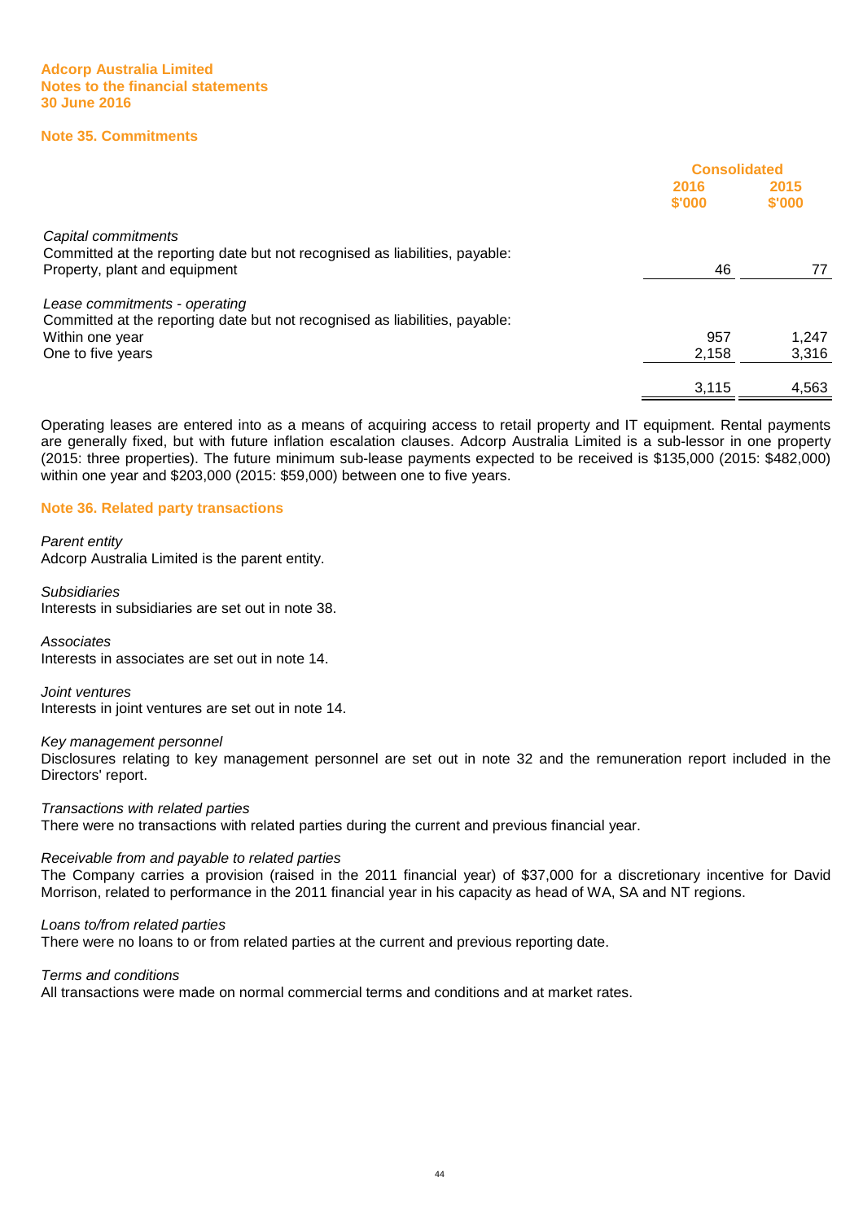Adcorp Australia Limited
Notes to the financial statements
30 June 2016

## Note 35. Commitments

| | Consolidated | |
|---|---|---|
| | 2016 $'000 | 2015 $'000 |
| *Capital commitments* | | |
| Committed at the reporting date but not recognised as liabilities, payable: | | |
| Property, plant and equipment | 46 | 77 |
| *Lease commitments - operating* | | |
| Committed at the reporting date but not recognised as liabilities, payable: | | |
| Within one year | 957 | 1,247 |
| One to five years | 2,158 | 3,316 |
| | 3,115 | 4,563 |

Operating leases are entered into as a means of acquiring access to retail property and IT equipment. Rental payments are generally fixed, but with future inflation escalation clauses. Adcorp Australia Limited is a sub-lessor in one property (2015: three properties). The future minimum sub-lease payments expected to be received is $135,000 (2015: $482,000) within one year and $203,000 (2015: $59,000) between one to five years.

## Note 36. Related party transactions

*Parent entity*
Adcorp Australia Limited is the parent entity.

*Subsidiaries*
Interests in subsidiaries are set out in note 38.

*Associates*
Interests in associates are set out in note 14.

*Joint ventures*
Interests in joint ventures are set out in note 14.

*Key management personnel*
Disclosures relating to key management personnel are set out in note 32 and the remuneration report included in the Directors' report.

*Transactions with related parties*
There were no transactions with related parties during the current and previous financial year.

*Receivable from and payable to related parties*
The Company carries a provision (raised in the 2011 financial year) of $37,000 for a discretionary incentive for David Morrison, related to performance in the 2011 financial year in his capacity as head of WA, SA and NT regions.

*Loans to/from related parties*
There were no loans to or from related parties at the current and previous reporting date.

*Terms and conditions*
All transactions were made on normal commercial terms and conditions and at market rates.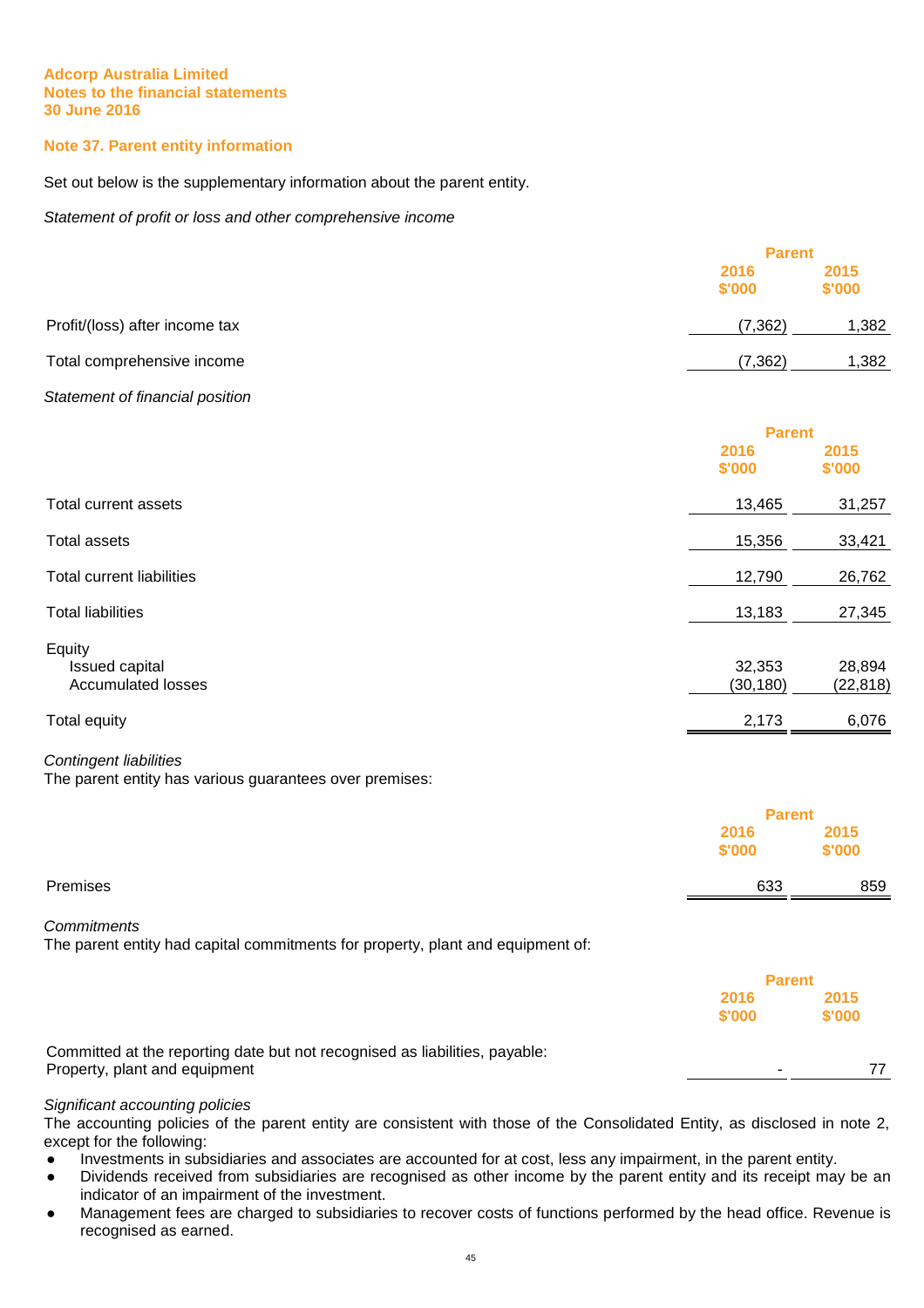Adcorp Australia Limited
Notes to the financial statements
30 June 2016

## Note 37. Parent entity information

Set out below is the supplementary information about the parent entity.

*Statement of profit or loss and other comprehensive income*

| | Parent | |
|---|---|---|
| | 2016<br>$'000 | 2015<br>$'000 |
| Profit/(loss) after income tax | (7,362) | 1,382 |
| Total comprehensive income | (7,362) | 1,382 |

*Statement of financial position*

| | Parent | |
|---|---|---|
| | 2016<br>$'000 | 2015<br>$'000 |
| Total current assets | 13,465 | 31,257 |
| Total assets | 15,356 | 33,421 |
| Total current liabilities | 12,790 | 26,762 |
| Total liabilities | 13,183 | 27,345 |
| Equity | | |
| Issued capital | 32,353 | 28,894 |
| Accumulated losses | (30,180) | (22,818) |
| Total equity | 2,173 | 6,076 |

*Contingent liabilities*
The parent entity has various guarantees over premises:

| | Parent | |
|---|---|---|
| | 2016<br>$'000 | 2015<br>$'000 |
| Premises | 633 | 859 |

*Commitments*
The parent entity had capital commitments for property, plant and equipment of:

| | Parent | |
|---|---|---|
| | 2016<br>$'000 | 2015<br>$'000 |
| Committed at the reporting date but not recognised as liabilities, payable: | | |
| Property, plant and equipment | - | 77 |

*Significant accounting policies*
The accounting policies of the parent entity are consistent with those of the Consolidated Entity, as disclosed in note 2, except for the following:

- Investments in subsidiaries and associates are accounted for at cost, less any impairment, in the parent entity.
- Dividends received from subsidiaries are recognised as other income by the parent entity and its receipt may be an indicator of an impairment of the investment.
- Management fees are charged to subsidiaries to recover costs of functions performed by the head office. Revenue is recognised as earned.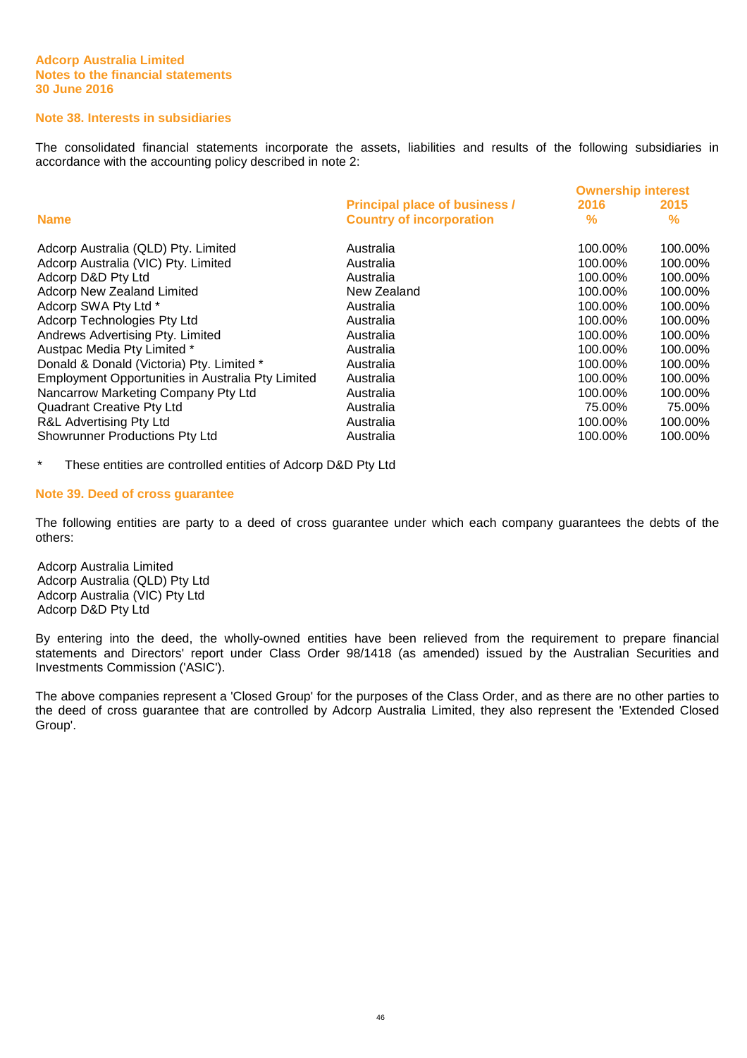Adcorp Australia Limited
Notes to the financial statements
30 June 2016

## Note 38. Interests in subsidiaries

The consolidated financial statements incorporate the assets, liabilities and results of the following subsidiaries in accordance with the accounting policy described in note 2:

| Name | Principal place of business / Country of incorporation | Ownership interest 2016 % | Ownership interest 2015 % |
|---|---|---|---|
| Adcorp Australia (QLD) Pty. Limited | Australia | 100.00% | 100.00% |
| Adcorp Australia (VIC) Pty. Limited | Australia | 100.00% | 100.00% |
| Adcorp D&D Pty Ltd | Australia | 100.00% | 100.00% |
| Adcorp New Zealand Limited | New Zealand | 100.00% | 100.00% |
| Adcorp SWA Pty Ltd * | Australia | 100.00% | 100.00% |
| Adcorp Technologies Pty Ltd | Australia | 100.00% | 100.00% |
| Andrews Advertising Pty. Limited | Australia | 100.00% | 100.00% |
| Austpac Media Pty Limited * | Australia | 100.00% | 100.00% |
| Donald & Donald (Victoria) Pty. Limited * | Australia | 100.00% | 100.00% |
| Employment Opportunities in Australia Pty Limited | Australia | 100.00% | 100.00% |
| Nancarrow Marketing Company Pty Ltd | Australia | 100.00% | 100.00% |
| Quadrant Creative Pty Ltd | Australia | 75.00% | 75.00% |
| R&L Advertising Pty Ltd | Australia | 100.00% | 100.00% |
| Showrunner Productions Pty Ltd | Australia | 100.00% | 100.00% |

\* These entities are controlled entities of Adcorp D&D Pty Ltd

## Note 39. Deed of cross guarantee

The following entities are party to a deed of cross guarantee under which each company guarantees the debts of the others:

Adcorp Australia Limited
Adcorp Australia (QLD) Pty Ltd
Adcorp Australia (VIC) Pty Ltd
Adcorp D&D Pty Ltd

By entering into the deed, the wholly-owned entities have been relieved from the requirement to prepare financial statements and Directors' report under Class Order 98/1418 (as amended) issued by the Australian Securities and Investments Commission ('ASIC').

The above companies represent a 'Closed Group' for the purposes of the Class Order, and as there are no other parties to the deed of cross guarantee that are controlled by Adcorp Australia Limited, they also represent the 'Extended Closed Group'.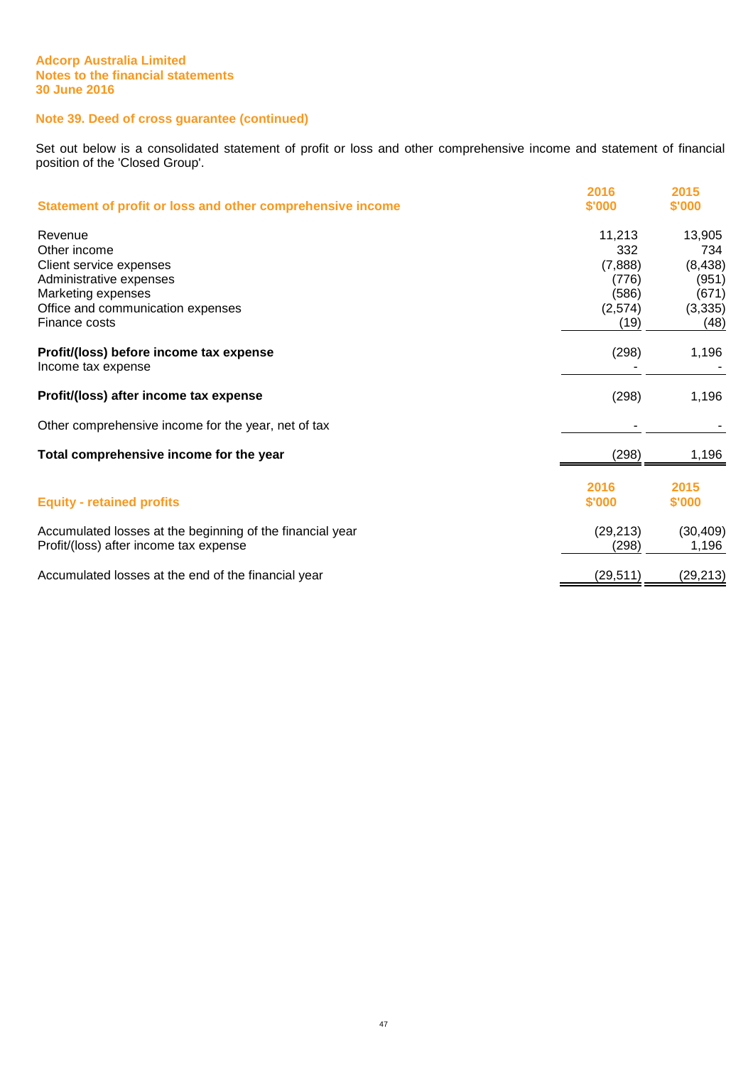Adcorp Australia Limited
Notes to the financial statements
30 June 2016

## Note 39. Deed of cross guarantee (continued)

Set out below is a consolidated statement of profit or loss and other comprehensive income and statement of financial position of the 'Closed Group'.

| Statement of profit or loss and other comprehensive income | 2016 $'000 | 2015 $'000 |
|---|---|---|
| Revenue | 11,213 | 13,905 |
| Other income | 332 | 734 |
| Client service expenses | (7,888) | (8,438) |
| Administrative expenses | (776) | (951) |
| Marketing expenses | (586) | (671) |
| Office and communication expenses | (2,574) | (3,335) |
| Finance costs | (19) | (48) |
| **Profit/(loss) before income tax expense** | (298) | 1,196 |
| Income tax expense | - | - |
| **Profit/(loss) after income tax expense** | (298) | 1,196 |
| Other comprehensive income for the year, net of tax | - | - |
| **Total comprehensive income for the year** | (298) | 1,196 |

| Equity - retained profits | 2016 $'000 | 2015 $'000 |
|---|---|---|
| Accumulated losses at the beginning of the financial year | (29,213) | (30,409) |
| Profit/(loss) after income tax expense | (298) | 1,196 |
| Accumulated losses at the end of the financial year | (29,511) | (29,213) |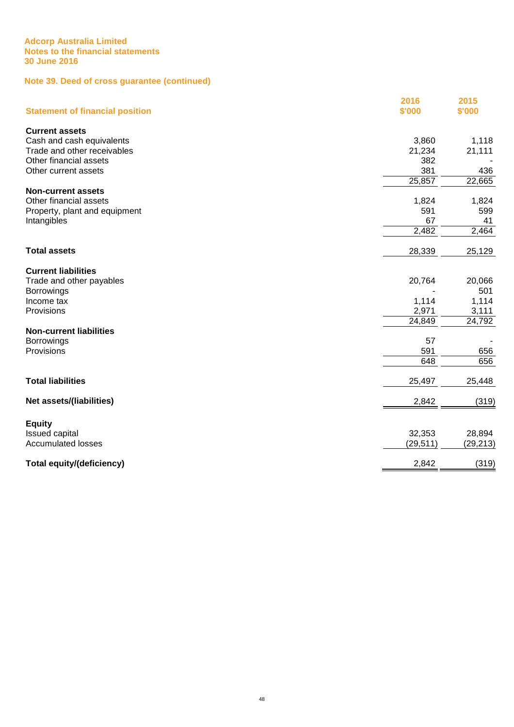Adcorp Australia Limited
Notes to the financial statements
30 June 2016

## Note 39. Deed of cross guarantee (continued)

| Statement of financial position | 2016 $'000 | 2015 $'000 |
|---|---|---|
| **Current assets** | | |
| Cash and cash equivalents | 3,860 | 1,118 |
| Trade and other receivables | 21,234 | 21,111 |
| Other financial assets | 382 | - |
| Other current assets | 381 | 436 |
| | 25,857 | 22,665 |
| **Non-current assets** | | |
| Other financial assets | 1,824 | 1,824 |
| Property, plant and equipment | 591 | 599 |
| Intangibles | 67 | 41 |
| | 2,482 | 2,464 |
| **Total assets** | 28,339 | 25,129 |
| **Current liabilities** | | |
| Trade and other payables | 20,764 | 20,066 |
| Borrowings | - | 501 |
| Income tax | 1,114 | 1,114 |
| Provisions | 2,971 | 3,111 |
| | 24,849 | 24,792 |
| **Non-current liabilities** | | |
| Borrowings | 57 | - |
| Provisions | 591 | 656 |
| | 648 | 656 |
| **Total liabilities** | 25,497 | 25,448 |
| **Net assets/(liabilities)** | 2,842 | (319) |
| **Equity** | | |
| Issued capital | 32,353 | 28,894 |
| Accumulated losses | (29,511) | (29,213) |
| **Total equity/(deficiency)** | 2,842 | (319) |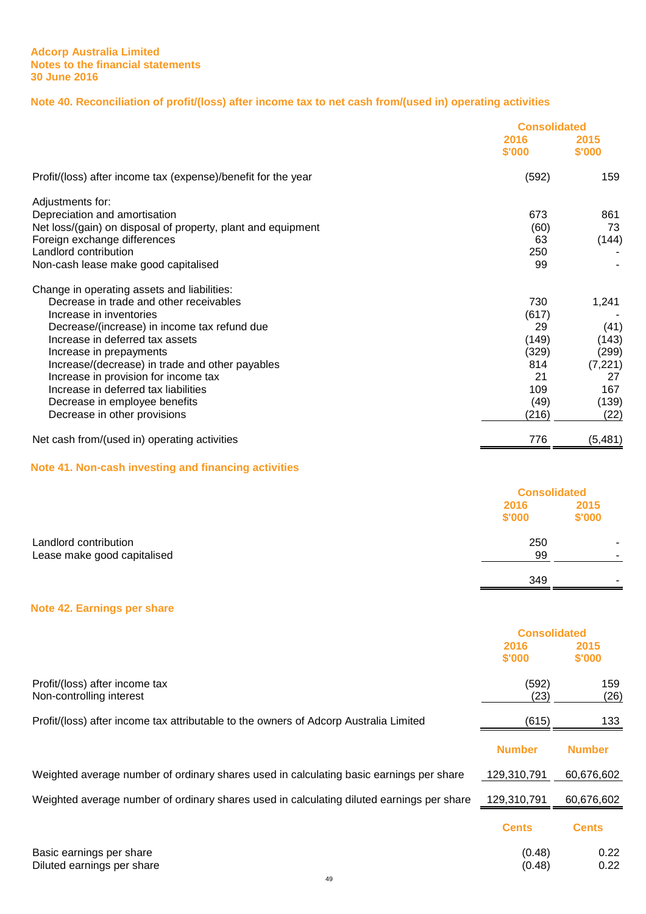**Adcorp Australia Limited**
**Notes to the financial statements**
**30 June 2016**

## Note 40. Reconciliation of profit/(loss) after income tax to net cash from/(used in) operating activities

| | Consolidated | |
|---|---|---|
| | 2016 $'000 | 2015 $'000 |
| Profit/(loss) after income tax (expense)/benefit for the year | (592) | 159 |
| **Adjustments for:** | | |
| Depreciation and amortisation | 673 | 861 |
| Net loss/(gain) on disposal of property, plant and equipment | (60) | 73 |
| Foreign exchange differences | 63 | (144) |
| Landlord contribution | 250 | - |
| Non-cash lease make good capitalised | 99 | - |
| **Change in operating assets and liabilities:** | | |
| Decrease in trade and other receivables | 730 | 1,241 |
| Increase in inventories | (617) | - |
| Decrease/(increase) in income tax refund due | 29 | (41) |
| Increase in deferred tax assets | (149) | (143) |
| Increase in prepayments | (329) | (299) |
| Increase/(decrease) in trade and other payables | 814 | (7,221) |
| Increase in provision for income tax | 21 | 27 |
| Increase in deferred tax liabilities | 109 | 167 |
| Decrease in employee benefits | (49) | (139) |
| Decrease in other provisions | (216) | (22) |
| Net cash from/(used in) operating activities | 776 | (5,481) |

## Note 41. Non-cash investing and financing activities

| | Consolidated | |
|---|---|---|
| | 2016 $'000 | 2015 $'000 |
| Landlord contribution | 250 | - |
| Lease make good capitalised | 99 | - |
| | 349 | - |

## Note 42. Earnings per share

| | Consolidated | |
|---|---|---|
| | 2016 $'000 | 2015 $'000 |
| Profit/(loss) after income tax | (592) | 159 |
| Non-controlling interest | (23) | (26) |
| Profit/(loss) after income tax attributable to the owners of Adcorp Australia Limited | (615) | 133 |
| | **Number** | **Number** |
| Weighted average number of ordinary shares used in calculating basic earnings per share | 129,310,791 | 60,676,602 |
| Weighted average number of ordinary shares used in calculating diluted earnings per share | 129,310,791 | 60,676,602 |
| | **Cents** | **Cents** |
| Basic earnings per share | (0.48) | 0.22 |
| Diluted earnings per share | (0.48) | 0.22 |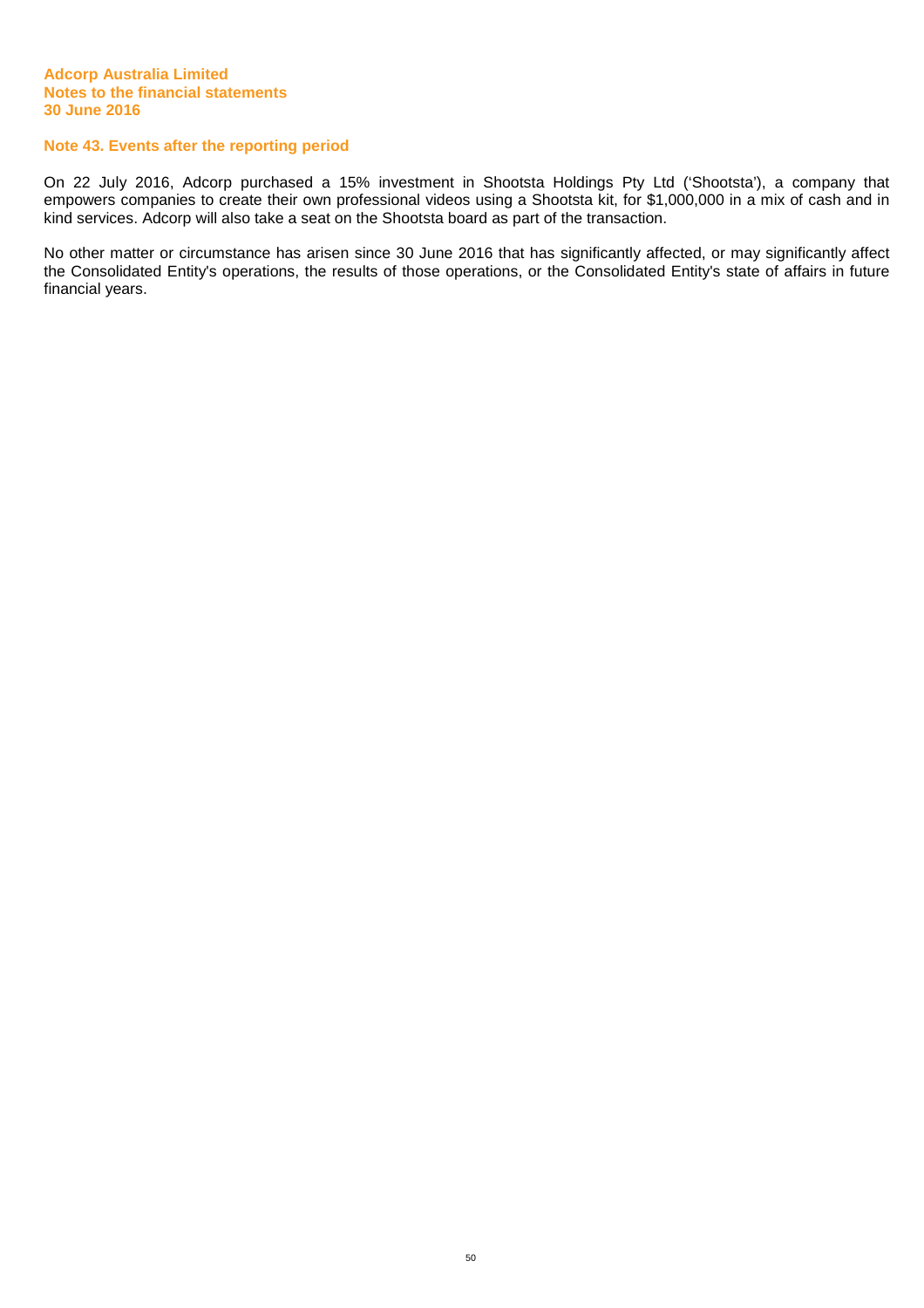## Note 43. Events after the reporting period

On 22 July 2016, Adcorp purchased a 15% investment in Shootsta Holdings Pty Ltd ('Shootsta'), a company that empowers companies to create their own professional videos using a Shootsta kit, for $1,000,000 in a mix of cash and in kind services. Adcorp will also take a seat on the Shootsta board as part of the transaction.

No other matter or circumstance has arisen since 30 June 2016 that has significantly affected, or may significantly affect the Consolidated Entity's operations, the results of those operations, or the Consolidated Entity's state of affairs in future financial years.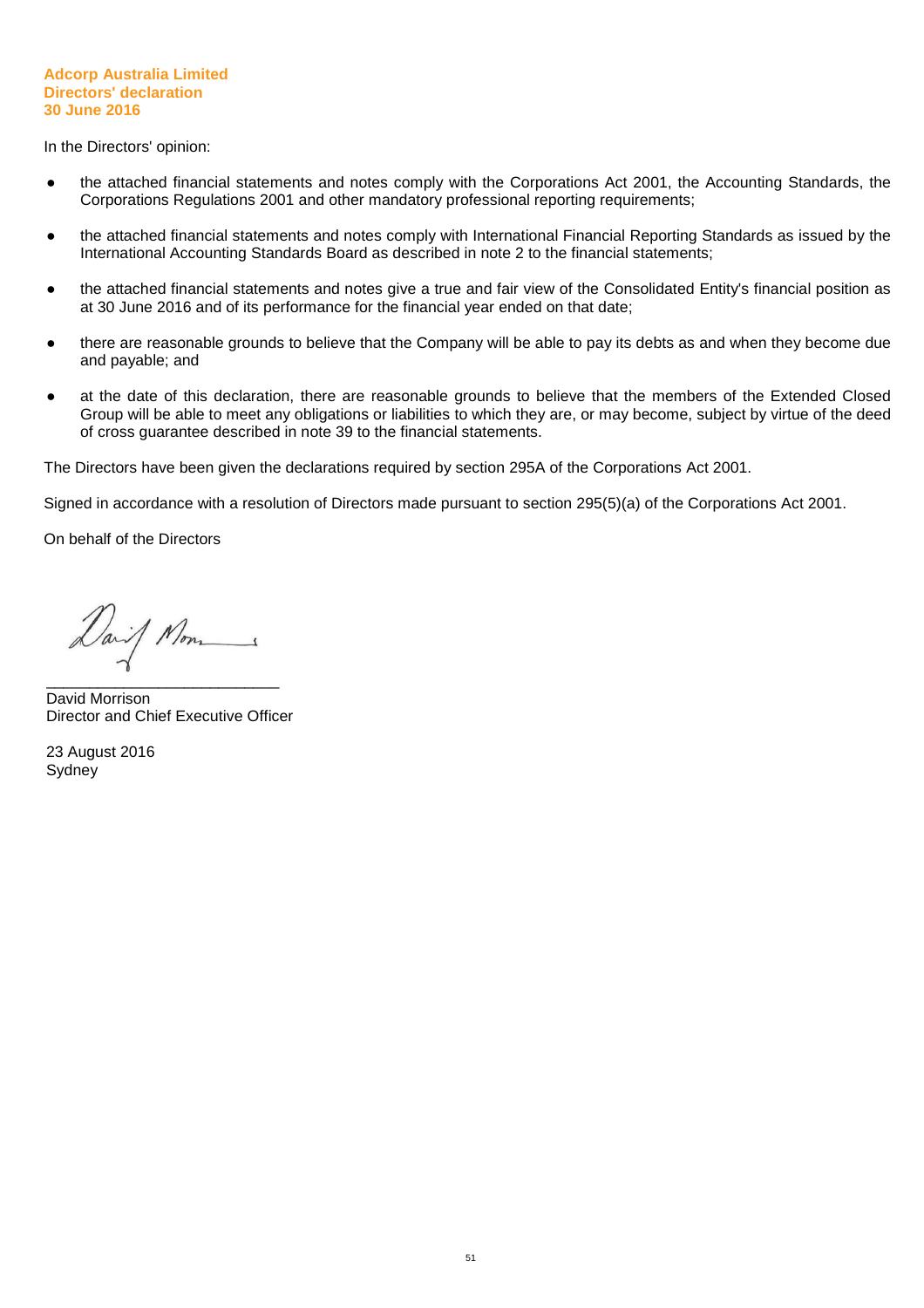**Adcorp Australia Limited**
**Directors' declaration**
**30 June 2016**

In the Directors' opinion:

- the attached financial statements and notes comply with the Corporations Act 2001, the Accounting Standards, the Corporations Regulations 2001 and other mandatory professional reporting requirements;
- the attached financial statements and notes comply with International Financial Reporting Standards as issued by the International Accounting Standards Board as described in note 2 to the financial statements;
- the attached financial statements and notes give a true and fair view of the Consolidated Entity's financial position as at 30 June 2016 and of its performance for the financial year ended on that date;
- there are reasonable grounds to believe that the Company will be able to pay its debts as and when they become due and payable; and
- at the date of this declaration, there are reasonable grounds to believe that the members of the Extended Closed Group will be able to meet any obligations or liabilities to which they are, or may become, subject by virtue of the deed of cross guarantee described in note 39 to the financial statements.

The Directors have been given the declarations required by section 295A of the Corporations Act 2001.

Signed in accordance with a resolution of Directors made pursuant to section 295(5)(a) of the Corporations Act 2001.

On behalf of the Directors

___________________________
David Morrison
Director and Chief Executive Officer

23 August 2016
Sydney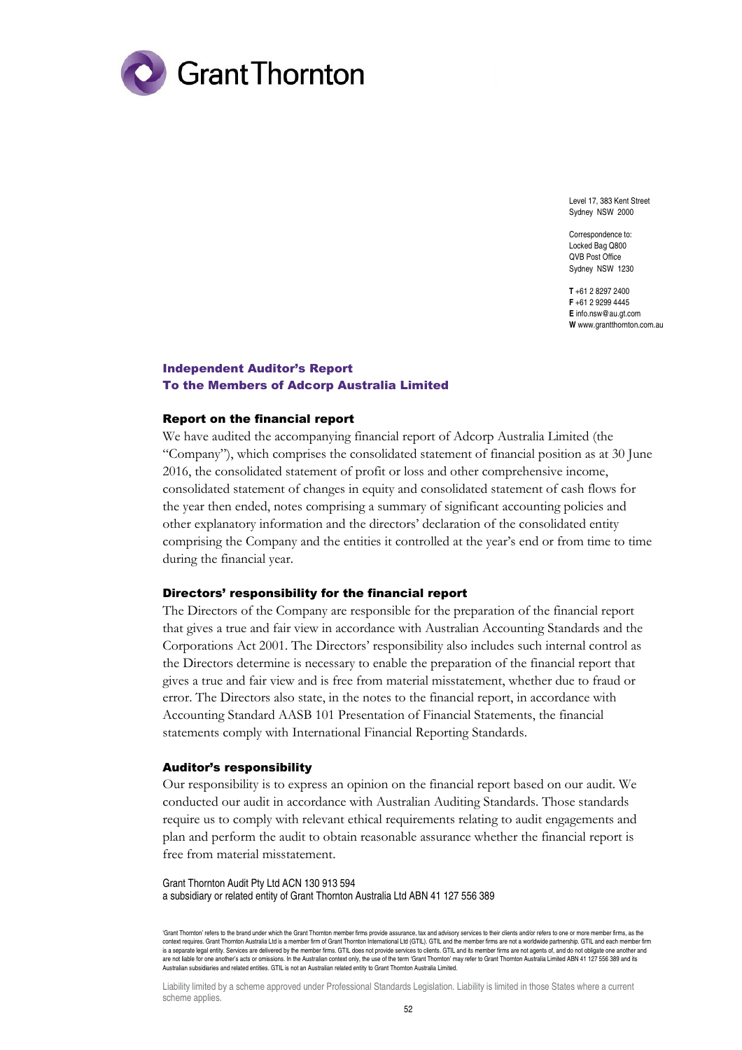Grant Thornton

Level 17, 383 Kent Street
Sydney NSW 2000

Correspondence to:
Locked Bag Q800
QVB Post Office
Sydney NSW 1230

**T** +61 2 8297 2400
**F** +61 2 9299 4445
**E** info.nsw@au.gt.com
**W** www.grantthornton.com.au

## Independent Auditor's Report
## To the Members of Adcorp Australia Limited

### Report on the financial report

We have audited the accompanying financial report of Adcorp Australia Limited (the "Company"), which comprises the consolidated statement of financial position as at 30 June 2016, the consolidated statement of profit or loss and other comprehensive income, consolidated statement of changes in equity and consolidated statement of cash flows for the year then ended, notes comprising a summary of significant accounting policies and other explanatory information and the directors' declaration of the consolidated entity comprising the Company and the entities it controlled at the year's end or from time to time during the financial year.

### Directors' responsibility for the financial report

The Directors of the Company are responsible for the preparation of the financial report that gives a true and fair view in accordance with Australian Accounting Standards and the Corporations Act 2001. The Directors' responsibility also includes such internal control as the Directors determine is necessary to enable the preparation of the financial report that gives a true and fair view and is free from material misstatement, whether due to fraud or error. The Directors also state, in the notes to the financial report, in accordance with Accounting Standard AASB 101 Presentation of Financial Statements, the financial statements comply with International Financial Reporting Standards.

### Auditor's responsibility

Our responsibility is to express an opinion on the financial report based on our audit. We conducted our audit in accordance with Australian Auditing Standards. Those standards require us to comply with relevant ethical requirements relating to audit engagements and plan and perform the audit to obtain reasonable assurance whether the financial report is free from material misstatement.

Grant Thornton Audit Pty Ltd ACN 130 913 594
a subsidiary or related entity of Grant Thornton Australia Ltd ABN 41 127 556 389

'Grant Thornton' refers to the brand under which the Grant Thornton member firms provide assurance, tax and advisory services to their clients and/or refers to one or more member firms, as the context requires. Grant Thornton Australia Ltd is a member firm of Grant Thornton International Ltd (GTIL). GTIL and the member firms are not a worldwide partnership. GTIL and each member firm is a separate legal entity. Services are delivered by the member firms. GTIL does not provide services to clients. GTIL and its member firms are not agents of, and do not obligate one another and are not liable for one another's acts or omissions. In the Australian context only, the use of the term 'Grant Thornton' may refer to Grant Thornton Australia Limited ABN 41 127 556 389 and its Australian subsidiaries and related entities. GTIL is not an Australian related entity to Grant Thornton Australia Limited.

Liability limited by a scheme approved under Professional Standards Legislation. Liability is limited in those States where a current scheme applies.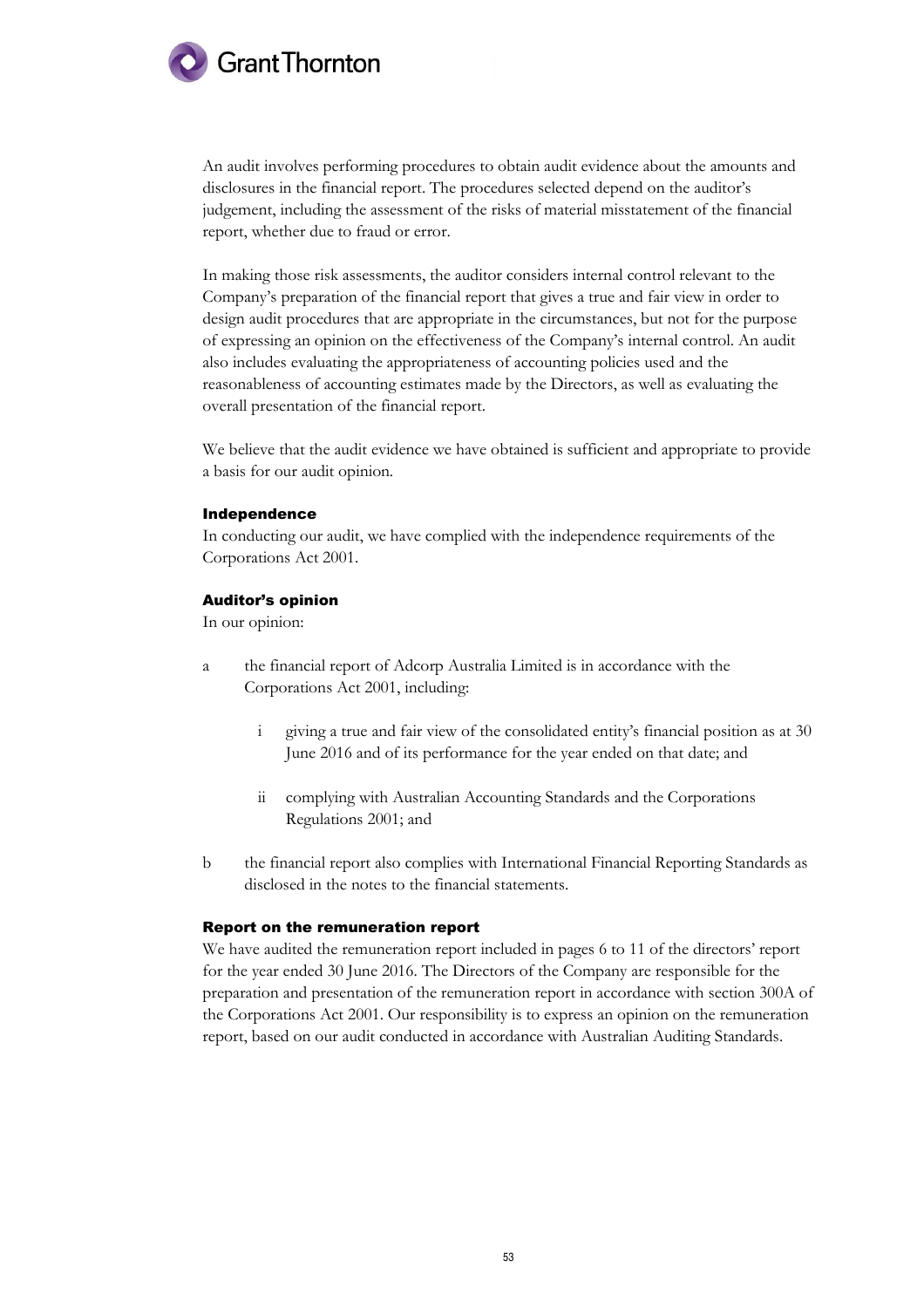An audit involves performing procedures to obtain audit evidence about the amounts and disclosures in the financial report. The procedures selected depend on the auditor's judgement, including the assessment of the risks of material misstatement of the financial report, whether due to fraud or error.

In making those risk assessments, the auditor considers internal control relevant to the Company's preparation of the financial report that gives a true and fair view in order to design audit procedures that are appropriate in the circumstances, but not for the purpose of expressing an opinion on the effectiveness of the Company's internal control. An audit also includes evaluating the appropriateness of accounting policies used and the reasonableness of accounting estimates made by the Directors, as well as evaluating the overall presentation of the financial report.

We believe that the audit evidence we have obtained is sufficient and appropriate to provide a basis for our audit opinion.

### Independence

In conducting our audit, we have complied with the independence requirements of the Corporations Act 2001.

### Auditor's opinion

In our opinion:

a the financial report of Adcorp Australia Limited is in accordance with the Corporations Act 2001, including:

   i giving a true and fair view of the consolidated entity's financial position as at 30 June 2016 and of its performance for the year ended on that date; and

   ii complying with Australian Accounting Standards and the Corporations Regulations 2001; and

b the financial report also complies with International Financial Reporting Standards as disclosed in the notes to the financial statements.

### Report on the remuneration report

We have audited the remuneration report included in pages 6 to 11 of the directors' report for the year ended 30 June 2016. The Directors of the Company are responsible for the preparation and presentation of the remuneration report in accordance with section 300A of the Corporations Act 2001. Our responsibility is to express an opinion on the remuneration report, based on our audit conducted in accordance with Australian Auditing Standards.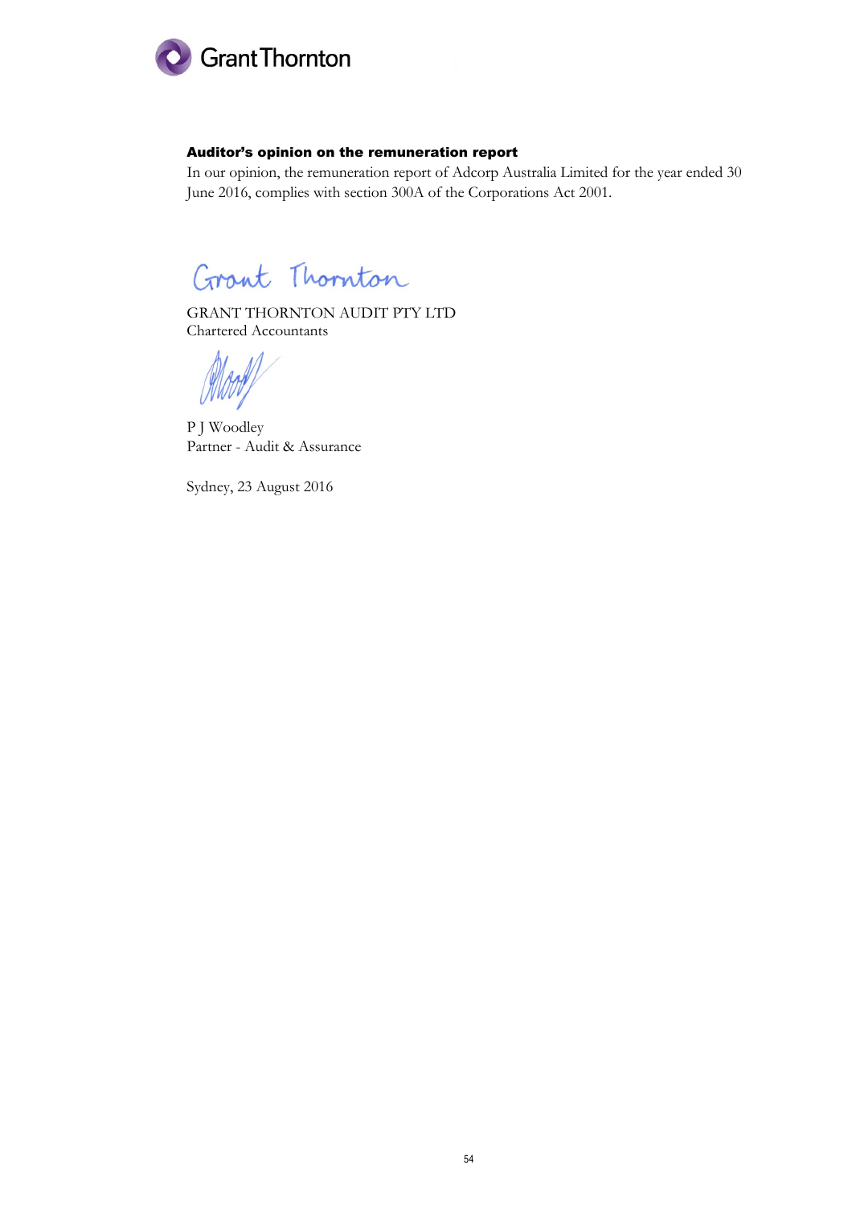### Auditor's opinion on the remuneration report

In our opinion, the remuneration report of Adcorp Australia Limited for the year ended 30 June 2016, complies with section 300A of the Corporations Act 2001.

GRANT THORNTON AUDIT PTY LTD
Chartered Accountants

P J Woodley
Partner - Audit & Assurance

Sydney, 23 August 2016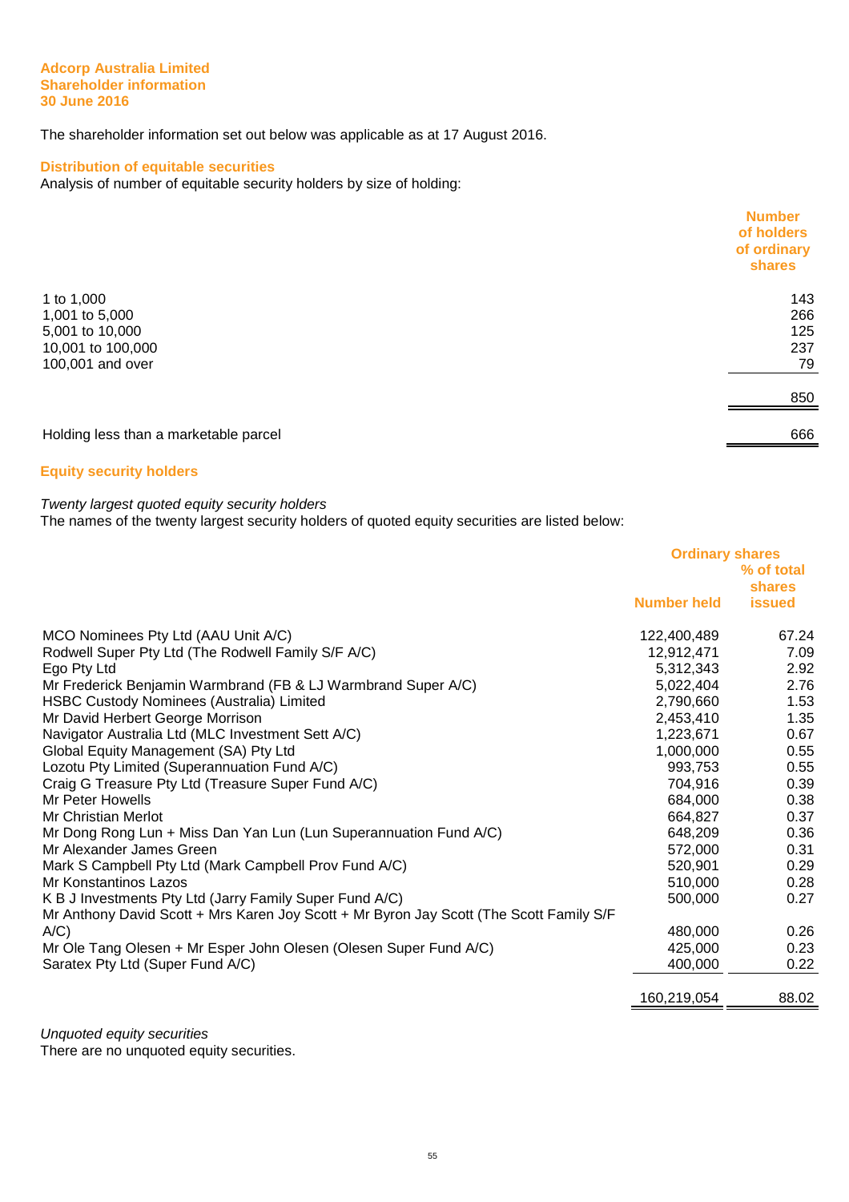**Adcorp Australia Limited**
**Shareholder information**
**30 June 2016**

The shareholder information set out below was applicable as at 17 August 2016.

## Distribution of equitable securities

Analysis of number of equitable security holders by size of holding:

| | Number of holders of ordinary shares |
|---|---|
| 1 to 1,000 | 143 |
| 1,001 to 5,000 | 266 |
| 5,001 to 10,000 | 125 |
| 10,001 to 100,000 | 237 |
| 100,001 and over | 79 |
| | 850 |
| Holding less than a marketable parcel | 666 |

## Equity security holders

*Twenty largest quoted equity security holders*

The names of the twenty largest security holders of quoted equity securities are listed below:

| | Ordinary shares | |
|---|---|---|
| | Number held | % of total shares issued |
| MCO Nominees Pty Ltd (AAU Unit A/C) | 122,400,489 | 67.24 |
| Rodwell Super Pty Ltd (The Rodwell Family S/F A/C) | 12,912,471 | 7.09 |
| Ego Pty Ltd | 5,312,343 | 2.92 |
| Mr Frederick Benjamin Warmbrand (FB & LJ Warmbrand Super A/C) | 5,022,404 | 2.76 |
| HSBC Custody Nominees (Australia) Limited | 2,790,660 | 1.53 |
| Mr David Herbert George Morrison | 2,453,410 | 1.35 |
| Navigator Australia Ltd (MLC Investment Sett A/C) | 1,223,671 | 0.67 |
| Global Equity Management (SA) Pty Ltd | 1,000,000 | 0.55 |
| Lozotu Pty Limited (Superannuation Fund A/C) | 993,753 | 0.55 |
| Craig G Treasure Pty Ltd (Treasure Super Fund A/C) | 704,916 | 0.39 |
| Mr Peter Howells | 684,000 | 0.38 |
| Mr Christian Merlot | 664,827 | 0.37 |
| Mr Dong Rong Lun + Miss Dan Yan Lun (Lun Superannuation Fund A/C) | 648,209 | 0.36 |
| Mr Alexander James Green | 572,000 | 0.31 |
| Mark S Campbell Pty Ltd (Mark Campbell Prov Fund A/C) | 520,901 | 0.29 |
| Mr Konstantinos Lazos | 510,000 | 0.28 |
| K B J Investments Pty Ltd (Jarry Family Super Fund A/C) | 500,000 | 0.27 |
| Mr Anthony David Scott + Mrs Karen Joy Scott + Mr Byron Jay Scott (The Scott Family S/F A/C) | 480,000 | 0.26 |
| Mr Ole Tang Olesen + Mr Esper John Olesen (Olesen Super Fund A/C) | 425,000 | 0.23 |
| Saratex Pty Ltd (Super Fund A/C) | 400,000 | 0.22 |
| | 160,219,054 | 88.02 |

*Unquoted equity securities*

There are no unquoted equity securities.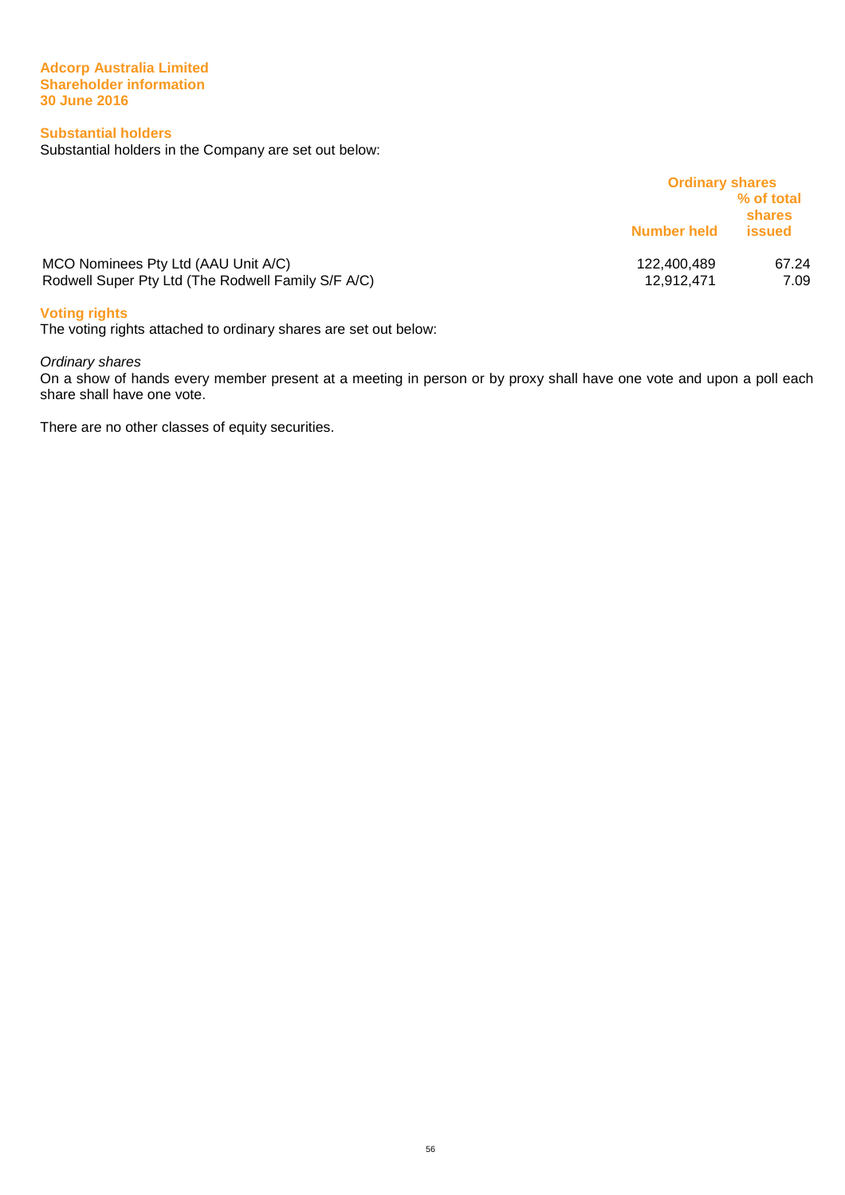**Adcorp Australia Limited**
**Shareholder information**
**30 June 2016**

## Substantial holders

Substantial holders in the Company are set out below:

| | Ordinary shares | |
|---|---|---|
| | Number held | % of total shares issued |
| MCO Nominees Pty Ltd (AAU Unit A/C) | 122,400,489 | 67.24 |
| Rodwell Super Pty Ltd (The Rodwell Family S/F A/C) | 12,912,471 | 7.09 |

## Voting rights

The voting rights attached to ordinary shares are set out below:

*Ordinary shares*
On a show of hands every member present at a meeting in person or by proxy shall have one vote and upon a poll each share shall have one vote.

There are no other classes of equity securities.